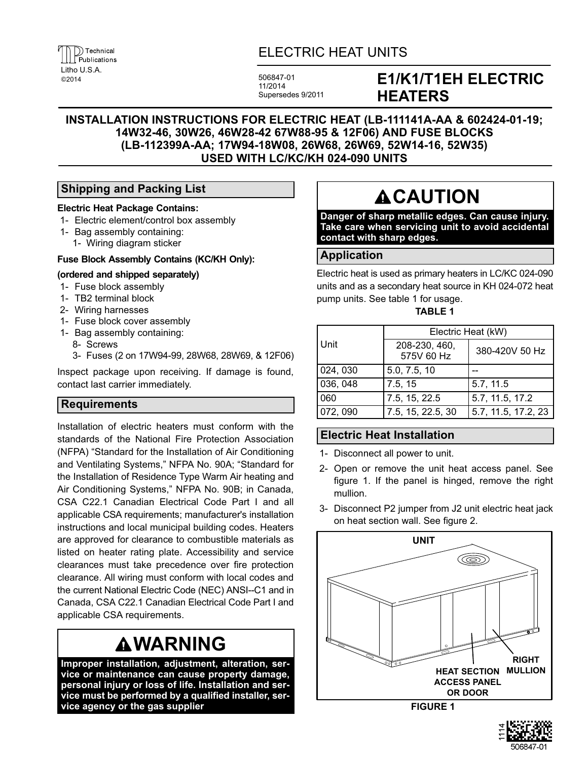Technical Publications
Litho U.S.A.
©2014

# ELECTRIC HEAT UNITS

506847-01
11/2014
Supersedes 9/2011

# E1/K1/T1EH ELECTRIC HEATERS

## INSTALLATION INSTRUCTIONS FOR ELECTRIC HEAT (LB-111141A-AA & 602424-01-19; 14W32-46, 30W26, 46W28-42 67W88-95 & 12F06) AND FUSE BLOCKS (LB-112399A-AA; 17W94-18W08, 26W68, 26W69, 52W14-16, 52W35) USED WITH LC/KC/KH 024-090 UNITS

### Shipping and Packing List

**Electric Heat Package Contains:**

1- Electric element/control box assembly
1- Bag assembly containing:
   1- Wiring diagram sticker

**Fuse Block Assembly Contains (KC/KH Only):**

**(ordered and shipped separately)**

1- Fuse block assembly
1- TB2 terminal block
2- Wiring harnesses
1- Fuse block cover assembly
1- Bag assembly containing:
   8- Screws
   3- Fuses (2 on 17W94-99, 28W68, 28W69, & 12F06)

Inspect package upon receiving. If damage is found, contact last carrier immediately.

### Requirements

Installation of electric heaters must conform with the standards of the National Fire Protection Association (NFPA) "Standard for the Installation of Air Conditioning and Ventilating Systems," NFPA No. 90A; "Standard for the Installation of Residence Type Warm Air heating and Air Conditioning Systems," NFPA No. 90B; in Canada, CSA C22.1 Canadian Electrical Code Part I and all applicable CSA requirements; manufacturer's installation instructions and local municipal building codes. Heaters are approved for clearance to combustible materials as listed on heater rating plate. Accessibility and service clearances must take precedence over fire protection clearance. All wiring must conform with local codes and the current National Electric Code (NEC) ANSI--C1 and in Canada, CSA C22.1 Canadian Electrical Code Part I and applicable CSA requirements.

**⚠WARNING**

**Improper installation, adjustment, alteration, service or maintenance can cause property damage, personal injury or loss of life. Installation and service must be performed by a qualified installer, service agency or the gas supplier**

**⚠CAUTION**

**Danger of sharp metallic edges. Can cause injury. Take care when servicing unit to avoid accidental contact with sharp edges.**

### Application

Electric heat is used as primary heaters in LC/KC 024-090 units and as a secondary heat source in KH 024-072 heat pump units. See table 1 for usage.

**TABLE 1**

| Unit | Electric Heat (kW) | |
|---|---|---|
| | 208-230, 460, 575V 60 Hz | 380-420V 50 Hz |
| 024, 030 | 5.0, 7.5, 10 | -- |
| 036, 048 | 7.5, 15 | 5.7, 11.5 |
| 060 | 7.5, 15, 22.5 | 5.7, 11.5, 17.2 |
| 072, 090 | 7.5, 15, 22.5, 30 | 5.7, 11.5, 17.2, 23 |

### Electric Heat Installation

1- Disconnect all power to unit.
2- Open or remove the unit heat access panel. See figure 1. If the panel is hinged, remove the right mullion.
3- Disconnect P2 jumper from J2 unit electric heat jack on heat section wall. See figure 2.

UNIT

HEAT SECTION ACCESS PANEL OR DOOR

RIGHT MULLION

FIGURE 1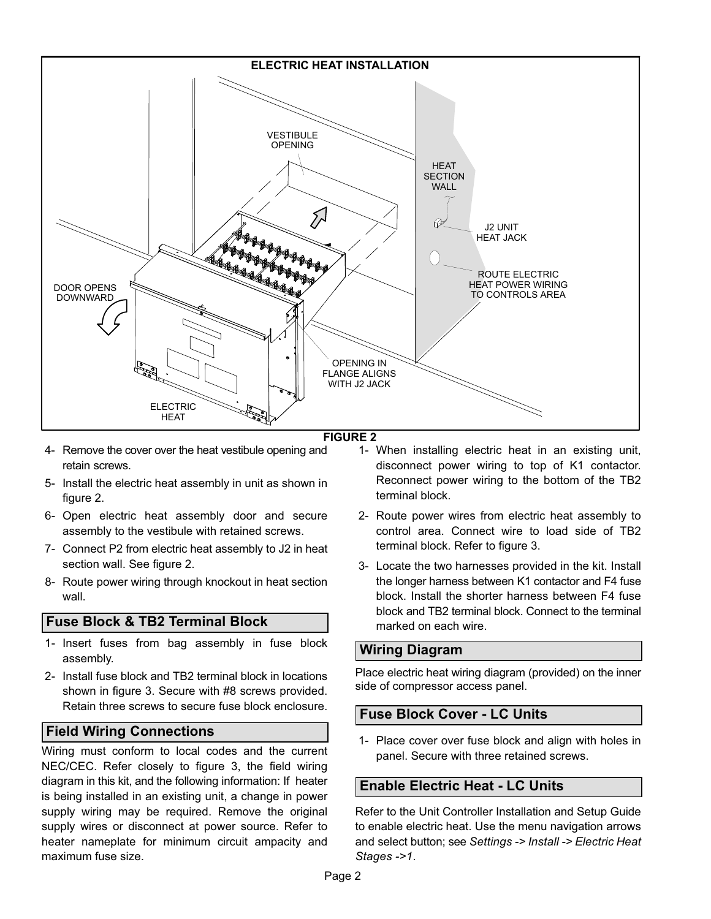**ELECTRIC HEAT INSTALLATION**

VESTIBULE OPENING

HEAT SECTION WALL

J2 UNIT HEAT JACK

ROUTE ELECTRIC HEAT POWER WIRING TO CONTROLS AREA

DOOR OPENS DOWNWARD

OPENING IN FLANGE ALIGNS WITH J2 JACK

ELECTRIC HEAT

**FIGURE 2**

4- Remove the cover over the heat vestibule opening and retain screws.

5- Install the electric heat assembly in unit as shown in figure 2.

6- Open electric heat assembly door and secure assembly to the vestibule with retained screws.

7- Connect P2 from electric heat assembly to J2 in heat section wall. See figure 2.

8- Route power wiring through knockout in heat section wall.

## Fuse Block & TB2 Terminal Block

1- Insert fuses from bag assembly in fuse block assembly.

2- Install fuse block and TB2 terminal block in locations shown in figure 3. Secure with #8 screws provided. Retain three screws to secure fuse block enclosure.

## Field Wiring Connections

Wiring must conform to local codes and the current NEC/CEC. Refer closely to figure 3, the field wiring diagram in this kit, and the following information: If heater is being installed in an existing unit, a change in power supply wiring may be required. Remove the original supply wires or disconnect at power source. Refer to heater nameplate for minimum circuit ampacity and maximum fuse size.

1- When installing electric heat in an existing unit, disconnect power wiring to top of K1 contactor. Reconnect power wiring to the bottom of the TB2 terminal block.

2- Route power wires from electric heat assembly to control area. Connect wire to load side of TB2 terminal block. Refer to figure 3.

3- Locate the two harnesses provided in the kit. Install the longer harness between K1 contactor and F4 fuse block. Install the shorter harness between F4 fuse block and TB2 terminal block. Connect to the terminal marked on each wire.

## Wiring Diagram

Place electric heat wiring diagram (provided) on the inner side of compressor access panel.

## Fuse Block Cover - LC Units

1- Place cover over fuse block and align with holes in panel. Secure with three retained screws.

## Enable Electric Heat - LC Units

Refer to the Unit Controller Installation and Setup Guide to enable electric heat. Use the menu navigation arrows and select button; see *Settings -> Install -> Electric Heat Stages ->1*.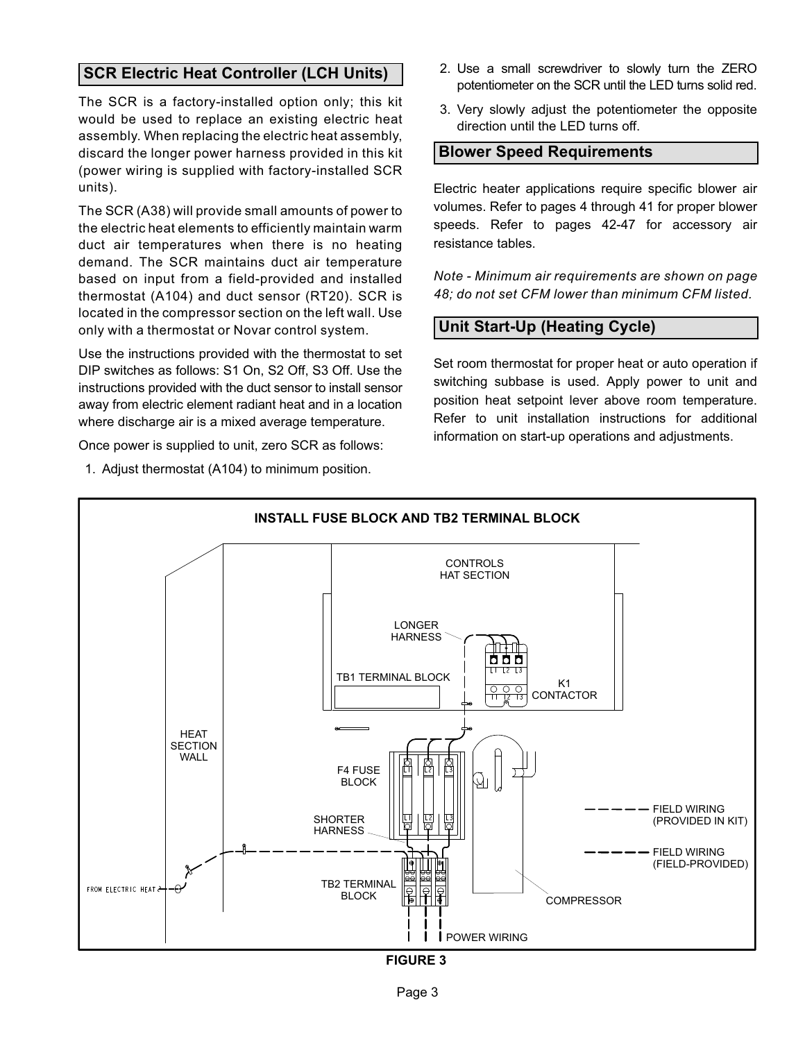## SCR Electric Heat Controller (LCH Units)

The SCR is a factory-installed option only; this kit would be used to replace an existing electric heat assembly. When replacing the electric heat assembly, discard the longer power harness provided in this kit (power wiring is supplied with factory-installed SCR units).

The SCR (A38) will provide small amounts of power to the electric heat elements to efficiently maintain warm duct air temperatures when there is no heating demand. The SCR maintains duct air temperature based on input from a field-provided and installed thermostat (A104) and duct sensor (RT20). SCR is located in the compressor section on the left wall. Use only with a thermostat or Novar control system.

Use the instructions provided with the thermostat to set DIP switches as follows: S1 On, S2 Off, S3 Off. Use the instructions provided with the duct sensor to install sensor away from electric element radiant heat and in a location where discharge air is a mixed average temperature.

Once power is supplied to unit, zero SCR as follows:

1. Adjust thermostat (A104) to minimum position.
2. Use a small screwdriver to slowly turn the ZERO potentiometer on the SCR until the LED turns solid red.
3. Very slowly adjust the potentiometer the opposite direction until the LED turns off.

## Blower Speed Requirements

Electric heater applications require specific blower air volumes. Refer to pages 4 through 41 for proper blower speeds. Refer to pages 42-47 for accessory air resistance tables.

*Note - Minimum air requirements are shown on page 48; do not set CFM lower than minimum CFM listed.*

## Unit Start-Up (Heating Cycle)

Set room thermostat for proper heat or auto operation if switching subbase is used. Apply power to unit and position heat setpoint lever above room temperature. Refer to unit installation instructions for additional information on start-up operations and adjustments.

**INSTALL FUSE BLOCK AND TB2 TERMINAL BLOCK**

CONTROLS HAT SECTION
LONGER HARNESS
TB1 TERMINAL BLOCK
K1 CONTACTOR
HEAT SECTION WALL
F4 FUSE BLOCK
SHORTER HARNESS
FROM ELECTRIC HEAT
TB2 TERMINAL BLOCK
COMPRESSOR
POWER WIRING
FIELD WIRING (PROVIDED IN KIT)
FIELD WIRING (FIELD-PROVIDED)

**FIGURE 3**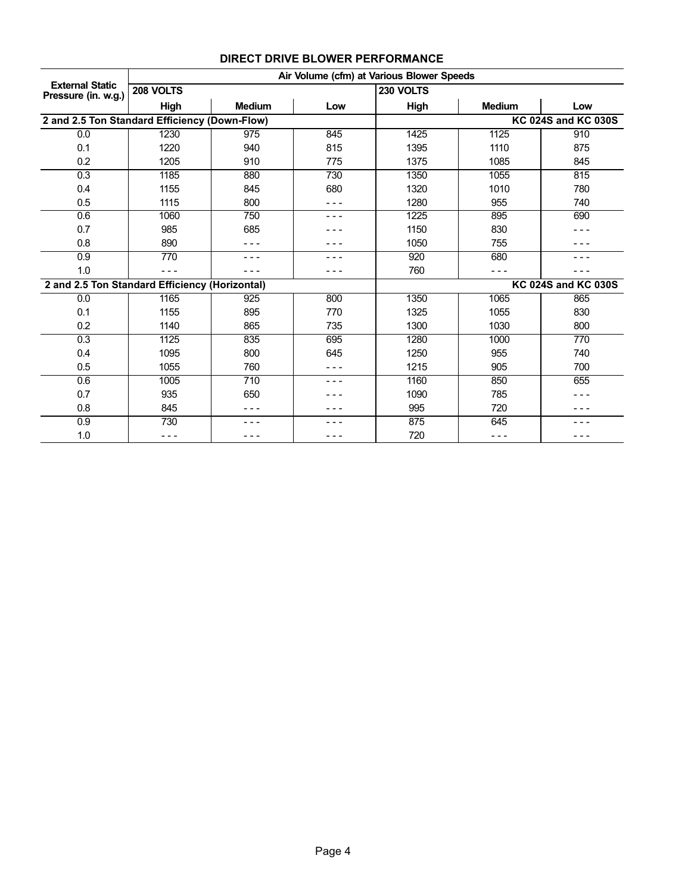## DIRECT DRIVE BLOWER PERFORMANCE

| External Static Pressure (in. w.g.) | Air Volume (cfm) at Various Blower Speeds | | | | | |
|---|---|---|---|---|---|---|
| | 208 VOLTS | | | 230 VOLTS | | |
| | High | Medium | Low | High | Medium | Low |
| **2 and 2.5 Ton Standard Efficiency (Down-Flow)** | | | | | | **KC 024S and KC 030S** |
| 0.0 | 1230 | 975 | 845 | 1425 | 1125 | 910 |
| 0.1 | 1220 | 940 | 815 | 1395 | 1110 | 875 |
| 0.2 | 1205 | 910 | 775 | 1375 | 1085 | 845 |
| 0.3 | 1185 | 880 | 730 | 1350 | 1055 | 815 |
| 0.4 | 1155 | 845 | 680 | 1320 | 1010 | 780 |
| 0.5 | 1115 | 800 | --- | 1280 | 955 | 740 |
| 0.6 | 1060 | 750 | --- | 1225 | 895 | 690 |
| 0.7 | 985 | 685 | --- | 1150 | 830 | --- |
| 0.8 | 890 | --- | --- | 1050 | 755 | --- |
| 0.9 | 770 | --- | --- | 920 | 680 | --- |
| 1.0 | --- | --- | --- | 760 | --- | --- |
| **2 and 2.5 Ton Standard Efficiency (Horizontal)** | | | | | | **KC 024S and KC 030S** |
| 0.0 | 1165 | 925 | 800 | 1350 | 1065 | 865 |
| 0.1 | 1155 | 895 | 770 | 1325 | 1055 | 830 |
| 0.2 | 1140 | 865 | 735 | 1300 | 1030 | 800 |
| 0.3 | 1125 | 835 | 695 | 1280 | 1000 | 770 |
| 0.4 | 1095 | 800 | 645 | 1250 | 955 | 740 |
| 0.5 | 1055 | 760 | --- | 1215 | 905 | 700 |
| 0.6 | 1005 | 710 | --- | 1160 | 850 | 655 |
| 0.7 | 935 | 650 | --- | 1090 | 785 | --- |
| 0.8 | 845 | --- | --- | 995 | 720 | --- |
| 0.9 | 730 | --- | --- | 875 | 645 | --- |
| 1.0 | --- | --- | --- | 720 | --- | --- |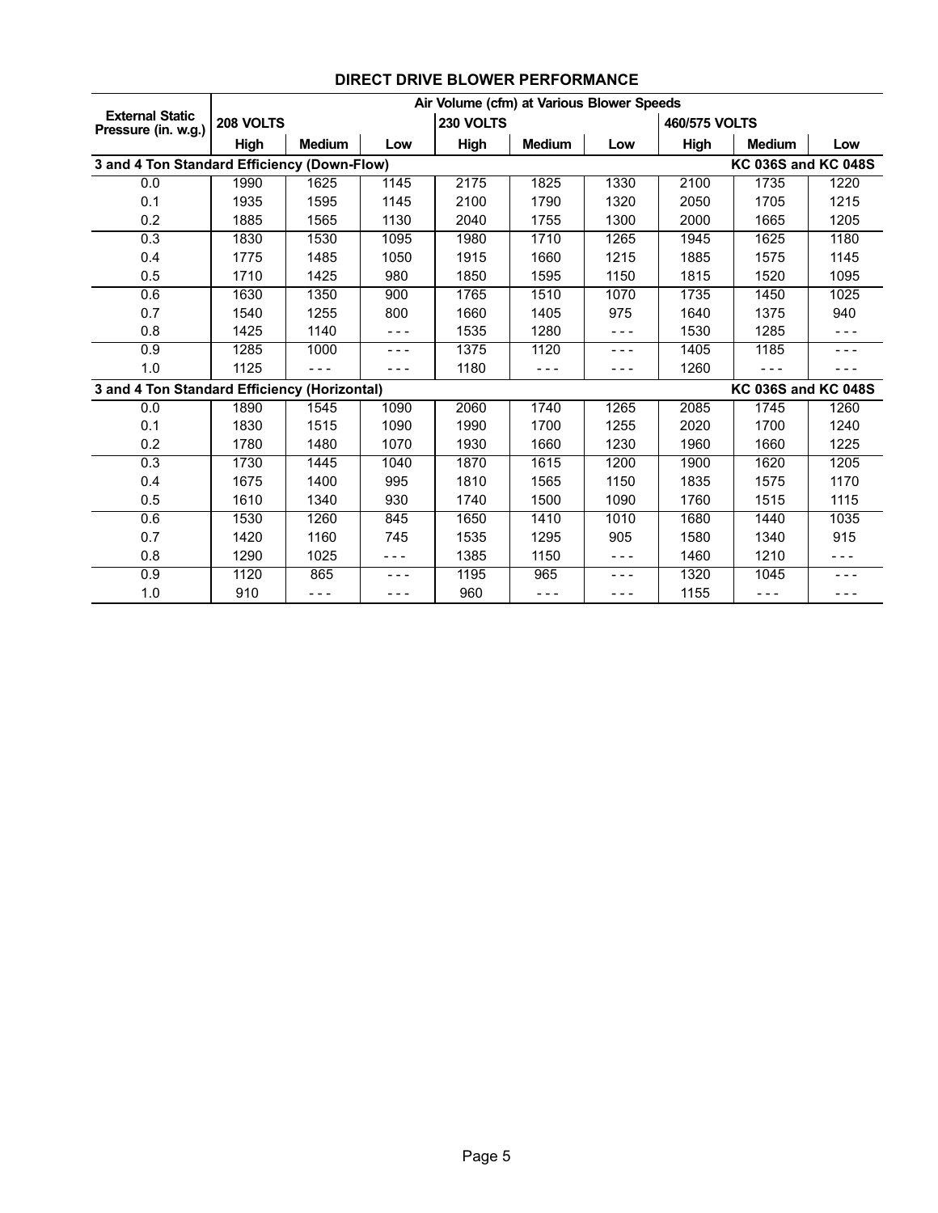## DIRECT DRIVE BLOWER PERFORMANCE

| External Static Pressure (in. w.g.) | Air Volume (cfm) at Various Blower Speeds | | | | | | | | |
|---|---|---|---|---|---|---|---|---|---|
| | 208 VOLTS | | | 230 VOLTS | | | 460/575 VOLTS | | |
| | High | Medium | Low | High | Medium | Low | High | Medium | Low |
| **3 and 4 Ton Standard Efficiency (Down-Flow)** | | | | | | | **KC 036S and KC 048S** | | |
| 0.0 | 1990 | 1625 | 1145 | 2175 | 1825 | 1330 | 2100 | 1735 | 1220 |
| 0.1 | 1935 | 1595 | 1145 | 2100 | 1790 | 1320 | 2050 | 1705 | 1215 |
| 0.2 | 1885 | 1565 | 1130 | 2040 | 1755 | 1300 | 2000 | 1665 | 1205 |
| 0.3 | 1830 | 1530 | 1095 | 1980 | 1710 | 1265 | 1945 | 1625 | 1180 |
| 0.4 | 1775 | 1485 | 1050 | 1915 | 1660 | 1215 | 1885 | 1575 | 1145 |
| 0.5 | 1710 | 1425 | 980 | 1850 | 1595 | 1150 | 1815 | 1520 | 1095 |
| 0.6 | 1630 | 1350 | 900 | 1765 | 1510 | 1070 | 1735 | 1450 | 1025 |
| 0.7 | 1540 | 1255 | 800 | 1660 | 1405 | 975 | 1640 | 1375 | 940 |
| 0.8 | 1425 | 1140 | - - - | 1535 | 1280 | - - - | 1530 | 1285 | - - - |
| 0.9 | 1285 | 1000 | - - - | 1375 | 1120 | - - - | 1405 | 1185 | - - - |
| 1.0 | 1125 | - - - | - - - | 1180 | - - - | - - - | 1260 | - - - | - - - |
| **3 and 4 Ton Standard Efficiency (Horizontal)** | | | | | | | **KC 036S and KC 048S** | | |
| 0.0 | 1890 | 1545 | 1090 | 2060 | 1740 | 1265 | 2085 | 1745 | 1260 |
| 0.1 | 1830 | 1515 | 1090 | 1990 | 1700 | 1255 | 2020 | 1700 | 1240 |
| 0.2 | 1780 | 1480 | 1070 | 1930 | 1660 | 1230 | 1960 | 1660 | 1225 |
| 0.3 | 1730 | 1445 | 1040 | 1870 | 1615 | 1200 | 1900 | 1620 | 1205 |
| 0.4 | 1675 | 1400 | 995 | 1810 | 1565 | 1150 | 1835 | 1575 | 1170 |
| 0.5 | 1610 | 1340 | 930 | 1740 | 1500 | 1090 | 1760 | 1515 | 1115 |
| 0.6 | 1530 | 1260 | 845 | 1650 | 1410 | 1010 | 1680 | 1440 | 1035 |
| 0.7 | 1420 | 1160 | 745 | 1535 | 1295 | 905 | 1580 | 1340 | 915 |
| 0.8 | 1290 | 1025 | - - - | 1385 | 1150 | - - - | 1460 | 1210 | - - - |
| 0.9 | 1120 | 865 | - - - | 1195 | 965 | - - - | 1320 | 1045 | - - - |
| 1.0 | 910 | - - - | - - - | 960 | - - - | - - - | 1155 | - - - | - - - |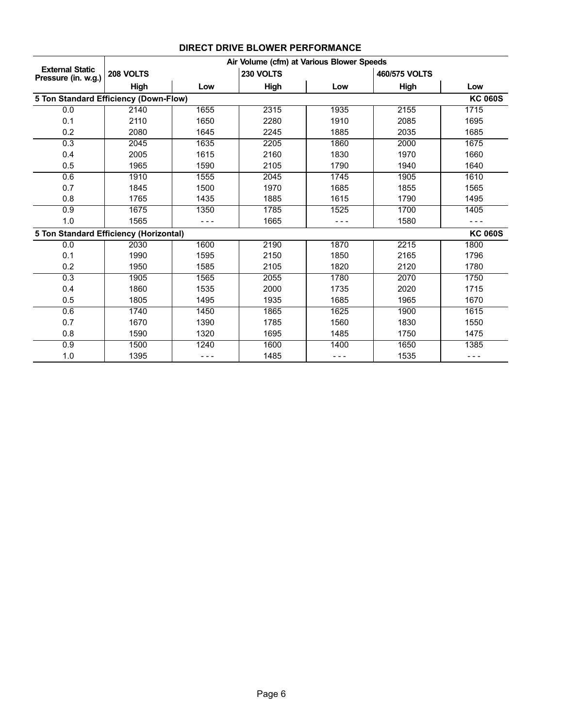## DIRECT DRIVE BLOWER PERFORMANCE

| External Static Pressure (in. w.g.) | Air Volume (cfm) at Various Blower Speeds | | | | | |
|---|---|---|---|---|---|---|
| | 208 VOLTS | | 230 VOLTS | | 460/575 VOLTS | |
| | High | Low | High | Low | High | Low |
| **5 Ton Standard Efficiency (Down-Flow)** | | | | | | **KC 060S** |
| 0.0 | 2140 | 1655 | 2315 | 1935 | 2155 | 1715 |
| 0.1 | 2110 | 1650 | 2280 | 1910 | 2085 | 1695 |
| 0.2 | 2080 | 1645 | 2245 | 1885 | 2035 | 1685 |
| 0.3 | 2045 | 1635 | 2205 | 1860 | 2000 | 1675 |
| 0.4 | 2005 | 1615 | 2160 | 1830 | 1970 | 1660 |
| 0.5 | 1965 | 1590 | 2105 | 1790 | 1940 | 1640 |
| 0.6 | 1910 | 1555 | 2045 | 1745 | 1905 | 1610 |
| 0.7 | 1845 | 1500 | 1970 | 1685 | 1855 | 1565 |
| 0.8 | 1765 | 1435 | 1885 | 1615 | 1790 | 1495 |
| 0.9 | 1675 | 1350 | 1785 | 1525 | 1700 | 1405 |
| 1.0 | 1565 | - - - | 1665 | - - - | 1580 | - - - |
| **5 Ton Standard Efficiency (Horizontal)** | | | | | | **KC 060S** |
| 0.0 | 2030 | 1600 | 2190 | 1870 | 2215 | 1800 |
| 0.1 | 1990 | 1595 | 2150 | 1850 | 2165 | 1796 |
| 0.2 | 1950 | 1585 | 2105 | 1820 | 2120 | 1780 |
| 0.3 | 1905 | 1565 | 2055 | 1780 | 2070 | 1750 |
| 0.4 | 1860 | 1535 | 2000 | 1735 | 2020 | 1715 |
| 0.5 | 1805 | 1495 | 1935 | 1685 | 1965 | 1670 |
| 0.6 | 1740 | 1450 | 1865 | 1625 | 1900 | 1615 |
| 0.7 | 1670 | 1390 | 1785 | 1560 | 1830 | 1550 |
| 0.8 | 1590 | 1320 | 1695 | 1485 | 1750 | 1475 |
| 0.9 | 1500 | 1240 | 1600 | 1400 | 1650 | 1385 |
| 1.0 | 1395 | - - - | 1485 | - - - | 1535 | - - - |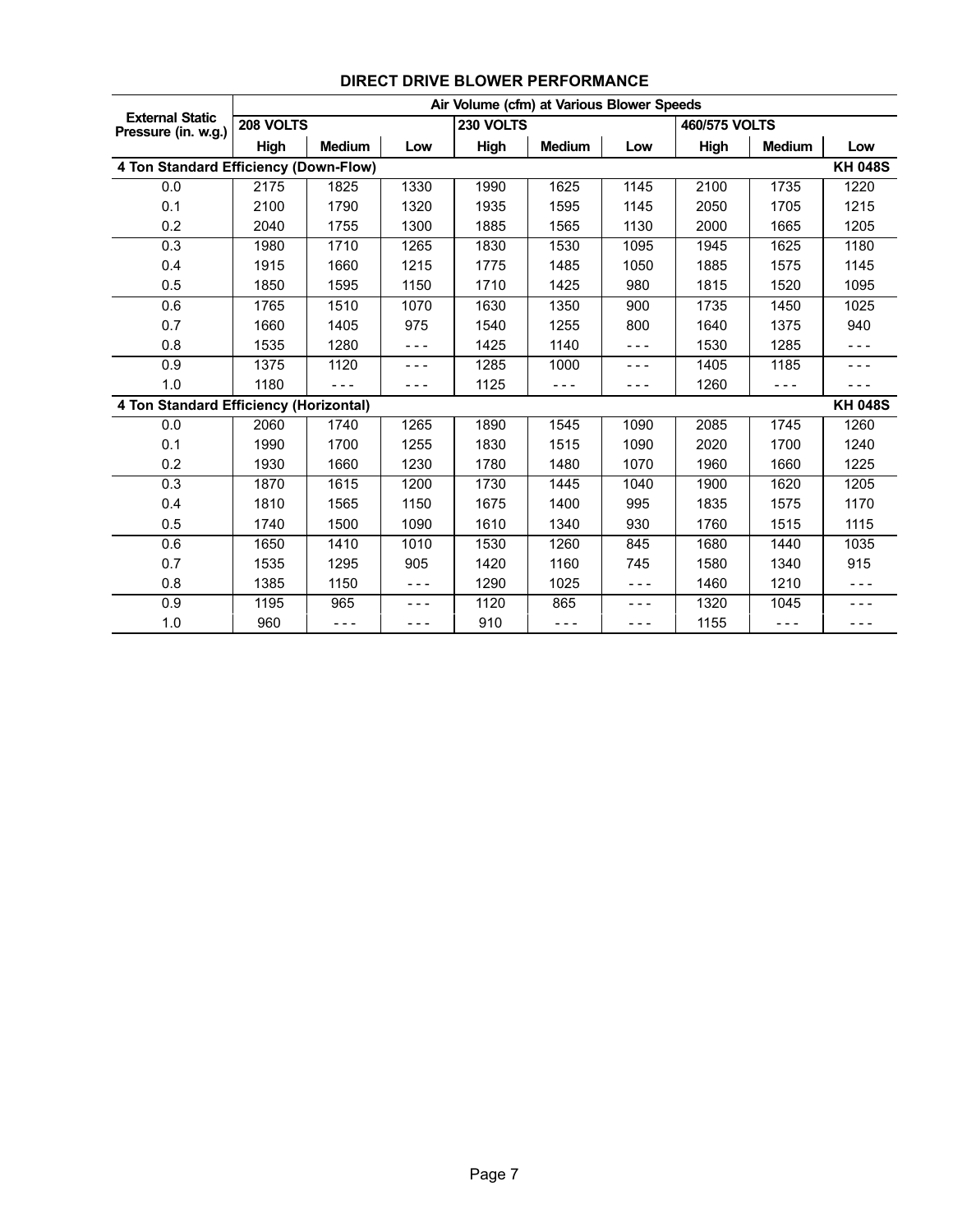## DIRECT DRIVE BLOWER PERFORMANCE

| External Static Pressure (in. w.g.) | Air Volume (cfm) at Various Blower Speeds | | | | | | | | |
|---|---|---|---|---|---|---|---|---|---|
| | 208 VOLTS | | | 230 VOLTS | | | 460/575 VOLTS | | |
| | High | Medium | Low | High | Medium | Low | High | Medium | Low |
| **4 Ton Standard Efficiency (Down-Flow)** | | | | | | | | | **KH 048S** |
| 0.0 | 2175 | 1825 | 1330 | 1990 | 1625 | 1145 | 2100 | 1735 | 1220 |
| 0.1 | 2100 | 1790 | 1320 | 1935 | 1595 | 1145 | 2050 | 1705 | 1215 |
| 0.2 | 2040 | 1755 | 1300 | 1885 | 1565 | 1130 | 2000 | 1665 | 1205 |
| 0.3 | 1980 | 1710 | 1265 | 1830 | 1530 | 1095 | 1945 | 1625 | 1180 |
| 0.4 | 1915 | 1660 | 1215 | 1775 | 1485 | 1050 | 1885 | 1575 | 1145 |
| 0.5 | 1850 | 1595 | 1150 | 1710 | 1425 | 980 | 1815 | 1520 | 1095 |
| 0.6 | 1765 | 1510 | 1070 | 1630 | 1350 | 900 | 1735 | 1450 | 1025 |
| 0.7 | 1660 | 1405 | 975 | 1540 | 1255 | 800 | 1640 | 1375 | 940 |
| 0.8 | 1535 | 1280 | - - - | 1425 | 1140 | - - - | 1530 | 1285 | - - - |
| 0.9 | 1375 | 1120 | - - - | 1285 | 1000 | - - - | 1405 | 1185 | - - - |
| 1.0 | 1180 | - - - | - - - | 1125 | - - - | - - - | 1260 | - - - | - - - |
| **4 Ton Standard Efficiency (Horizontal)** | | | | | | | | | **KH 048S** |
| 0.0 | 2060 | 1740 | 1265 | 1890 | 1545 | 1090 | 2085 | 1745 | 1260 |
| 0.1 | 1990 | 1700 | 1255 | 1830 | 1515 | 1090 | 2020 | 1700 | 1240 |
| 0.2 | 1930 | 1660 | 1230 | 1780 | 1480 | 1070 | 1960 | 1660 | 1225 |
| 0.3 | 1870 | 1615 | 1200 | 1730 | 1445 | 1040 | 1900 | 1620 | 1205 |
| 0.4 | 1810 | 1565 | 1150 | 1675 | 1400 | 995 | 1835 | 1575 | 1170 |
| 0.5 | 1740 | 1500 | 1090 | 1610 | 1340 | 930 | 1760 | 1515 | 1115 |
| 0.6 | 1650 | 1410 | 1010 | 1530 | 1260 | 845 | 1680 | 1440 | 1035 |
| 0.7 | 1535 | 1295 | 905 | 1420 | 1160 | 745 | 1580 | 1340 | 915 |
| 0.8 | 1385 | 1150 | - - - | 1290 | 1025 | - - - | 1460 | 1210 | - - - |
| 0.9 | 1195 | 965 | - - - | 1120 | 865 | - - - | 1320 | 1045 | - - - |
| 1.0 | 960 | - - - | - - - | 910 | - - - | - - - | 1155 | - - - | - - - |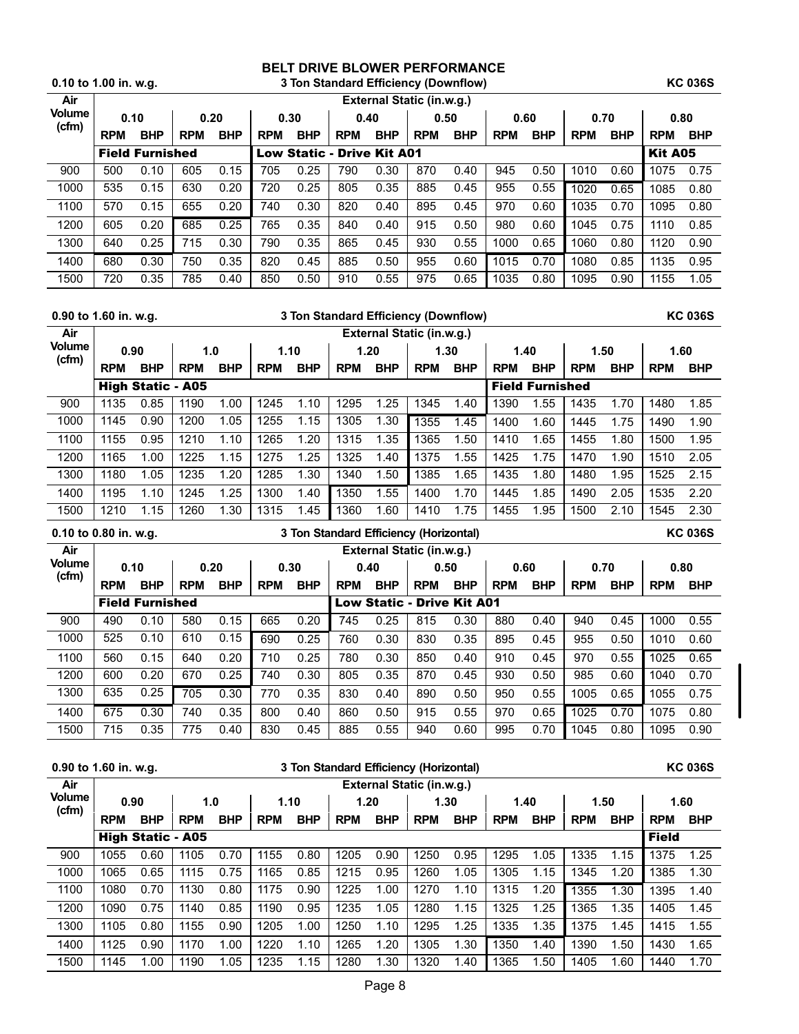# BELT DRIVE BLOWER PERFORMANCE

**0.10 to 1.00 in. w.g. — 3 Ton Standard Efficiency (Downflow) — KC 036S**

| Air Volume (cfm) | External Static (in.w.g.) | | | | | | | | | | | | | | | |
|---|---|---|---|---|---|---|---|---|---|---|---|---|---|---|---|---|
| | 0.10 | | 0.20 | | 0.30 | | 0.40 | | 0.50 | | 0.60 | | 0.70 | | 0.80 | |
| | RPM | BHP | RPM | BHP | RPM | BHP | RPM | BHP | RPM | BHP | RPM | BHP | RPM | BHP | RPM | BHP |
| | **Field Furnished** | | | | **Low Static - Drive Kit A01** | | | | | | | | | | **Kit A05** | |
| 900 | 500 | 0.10 | 605 | 0.15 | 705 | 0.25 | 790 | 0.30 | 870 | 0.40 | 945 | 0.50 | 1010 | 0.60 | 1075 | 0.75 |
| 1000 | 535 | 0.15 | 630 | 0.20 | 720 | 0.25 | 805 | 0.35 | 885 | 0.45 | 955 | 0.55 | 1020 | 0.65 | 1085 | 0.80 |
| 1100 | 570 | 0.15 | 655 | 0.20 | 740 | 0.30 | 820 | 0.40 | 895 | 0.45 | 970 | 0.60 | 1035 | 0.70 | 1095 | 0.80 |
| 1200 | 605 | 0.20 | 685 | 0.25 | 765 | 0.35 | 840 | 0.40 | 915 | 0.50 | 980 | 0.60 | 1045 | 0.75 | 1110 | 0.85 |
| 1300 | 640 | 0.25 | 715 | 0.30 | 790 | 0.35 | 865 | 0.45 | 930 | 0.55 | 1000 | 0.65 | 1060 | 0.80 | 1120 | 0.90 |
| 1400 | 680 | 0.30 | 750 | 0.35 | 820 | 0.45 | 885 | 0.50 | 955 | 0.60 | 1015 | 0.70 | 1080 | 0.85 | 1135 | 0.95 |
| 1500 | 720 | 0.35 | 785 | 0.40 | 850 | 0.50 | 910 | 0.55 | 975 | 0.65 | 1035 | 0.80 | 1095 | 0.90 | 1155 | 1.05 |

**0.90 to 1.60 in. w.g. — 3 Ton Standard Efficiency (Downflow) — KC 036S**

| Air Volume (cfm) | External Static (in.w.g.) | | | | | | | | | | | | | | | |
|---|---|---|---|---|---|---|---|---|---|---|---|---|---|---|---|---|
| | 0.90 | | 1.0 | | 1.10 | | 1.20 | | 1.30 | | 1.40 | | 1.50 | | 1.60 | |
| | RPM | BHP | RPM | BHP | RPM | BHP | RPM | BHP | RPM | BHP | RPM | BHP | RPM | BHP | RPM | BHP |
| | **High Static - A05** | | | | | | | | | | **Field Furnished** | | | | | |
| 900 | 1135 | 0.85 | 1190 | 1.00 | 1245 | 1.10 | 1295 | 1.25 | 1345 | 1.40 | 1390 | 1.55 | 1435 | 1.70 | 1480 | 1.85 |
| 1000 | 1145 | 0.90 | 1200 | 1.05 | 1255 | 1.15 | 1305 | 1.30 | 1355 | 1.45 | 1400 | 1.60 | 1445 | 1.75 | 1490 | 1.90 |
| 1100 | 1155 | 0.95 | 1210 | 1.10 | 1265 | 1.20 | 1315 | 1.35 | 1365 | 1.50 | 1410 | 1.65 | 1455 | 1.80 | 1500 | 1.95 |
| 1200 | 1165 | 1.00 | 1225 | 1.15 | 1275 | 1.25 | 1325 | 1.40 | 1375 | 1.55 | 1425 | 1.75 | 1470 | 1.90 | 1510 | 2.05 |
| 1300 | 1180 | 1.05 | 1235 | 1.20 | 1285 | 1.30 | 1340 | 1.50 | 1385 | 1.65 | 1435 | 1.80 | 1480 | 1.95 | 1525 | 2.15 |
| 1400 | 1195 | 1.10 | 1245 | 1.25 | 1300 | 1.40 | 1350 | 1.55 | 1400 | 1.70 | 1445 | 1.85 | 1490 | 2.05 | 1535 | 2.20 |
| 1500 | 1210 | 1.15 | 1260 | 1.30 | 1315 | 1.45 | 1360 | 1.60 | 1410 | 1.75 | 1455 | 1.95 | 1500 | 2.10 | 1545 | 2.30 |

**0.10 to 0.80 in. w.g. — 3 Ton Standard Efficiency (Horizontal) — KC 036S**

| Air Volume (cfm) | External Static (in.w.g.) | | | | | | | | | | | | | | | |
|---|---|---|---|---|---|---|---|---|---|---|---|---|---|---|---|---|
| | 0.10 | | 0.20 | | 0.30 | | 0.40 | | 0.50 | | 0.60 | | 0.70 | | 0.80 | |
| | RPM | BHP | RPM | BHP | RPM | BHP | RPM | BHP | RPM | BHP | RPM | BHP | RPM | BHP | RPM | BHP |
| | **Field Furnished** | | | | | | **Low Static - Drive Kit A01** | | | | | | | | | |
| 900 | 490 | 0.10 | 580 | 0.15 | 665 | 0.20 | 745 | 0.25 | 815 | 0.30 | 880 | 0.40 | 940 | 0.45 | 1000 | 0.55 |
| 1000 | 525 | 0.10 | 610 | 0.15 | 690 | 0.25 | 760 | 0.30 | 830 | 0.35 | 895 | 0.45 | 955 | 0.50 | 1010 | 0.60 |
| 1100 | 560 | 0.15 | 640 | 0.20 | 710 | 0.25 | 780 | 0.30 | 850 | 0.40 | 910 | 0.45 | 970 | 0.55 | 1025 | 0.65 |
| 1200 | 600 | 0.20 | 670 | 0.25 | 740 | 0.30 | 805 | 0.35 | 870 | 0.45 | 930 | 0.50 | 985 | 0.60 | 1040 | 0.70 |
| 1300 | 635 | 0.25 | 705 | 0.30 | 770 | 0.35 | 830 | 0.40 | 890 | 0.50 | 950 | 0.55 | 1005 | 0.65 | 1055 | 0.75 |
| 1400 | 675 | 0.30 | 740 | 0.35 | 800 | 0.40 | 860 | 0.50 | 915 | 0.55 | 970 | 0.65 | 1025 | 0.70 | 1075 | 0.80 |
| 1500 | 715 | 0.35 | 775 | 0.40 | 830 | 0.45 | 885 | 0.55 | 940 | 0.60 | 995 | 0.70 | 1045 | 0.80 | 1095 | 0.90 |

**0.90 to 1.60 in. w.g. — 3 Ton Standard Efficiency (Horizontal) — KC 036S**

| Air Volume (cfm) | External Static (in.w.g.) | | | | | | | | | | | | | | | |
|---|---|---|---|---|---|---|---|---|---|---|---|---|---|---|---|---|
| | 0.90 | | 1.0 | | 1.10 | | 1.20 | | 1.30 | | 1.40 | | 1.50 | | 1.60 | |
| | RPM | BHP | RPM | BHP | RPM | BHP | RPM | BHP | RPM | BHP | RPM | BHP | RPM | BHP | RPM | BHP |
| | **High Static - A05** | | | | | | | | | | | | | | **Field** | |
| 900 | 1055 | 0.60 | 1105 | 0.70 | 1155 | 0.80 | 1205 | 0.90 | 1250 | 0.95 | 1295 | 1.05 | 1335 | 1.15 | 1375 | 1.25 |
| 1000 | 1065 | 0.65 | 1115 | 0.75 | 1165 | 0.85 | 1215 | 0.95 | 1260 | 1.05 | 1305 | 1.15 | 1345 | 1.20 | 1385 | 1.30 |
| 1100 | 1080 | 0.70 | 1130 | 0.80 | 1175 | 0.90 | 1225 | 1.00 | 1270 | 1.10 | 1315 | 1.20 | 1355 | 1.30 | 1395 | 1.40 |
| 1200 | 1090 | 0.75 | 1140 | 0.85 | 1190 | 0.95 | 1235 | 1.05 | 1280 | 1.15 | 1325 | 1.25 | 1365 | 1.35 | 1405 | 1.45 |
| 1300 | 1105 | 0.80 | 1155 | 0.90 | 1205 | 1.00 | 1250 | 1.10 | 1295 | 1.25 | 1335 | 1.35 | 1375 | 1.45 | 1415 | 1.55 |
| 1400 | 1125 | 0.90 | 1170 | 1.00 | 1220 | 1.10 | 1265 | 1.20 | 1305 | 1.30 | 1350 | 1.40 | 1390 | 1.50 | 1430 | 1.65 |
| 1500 | 1145 | 1.00 | 1190 | 1.05 | 1235 | 1.15 | 1280 | 1.30 | 1320 | 1.40 | 1365 | 1.50 | 1405 | 1.60 | 1440 | 1.70 |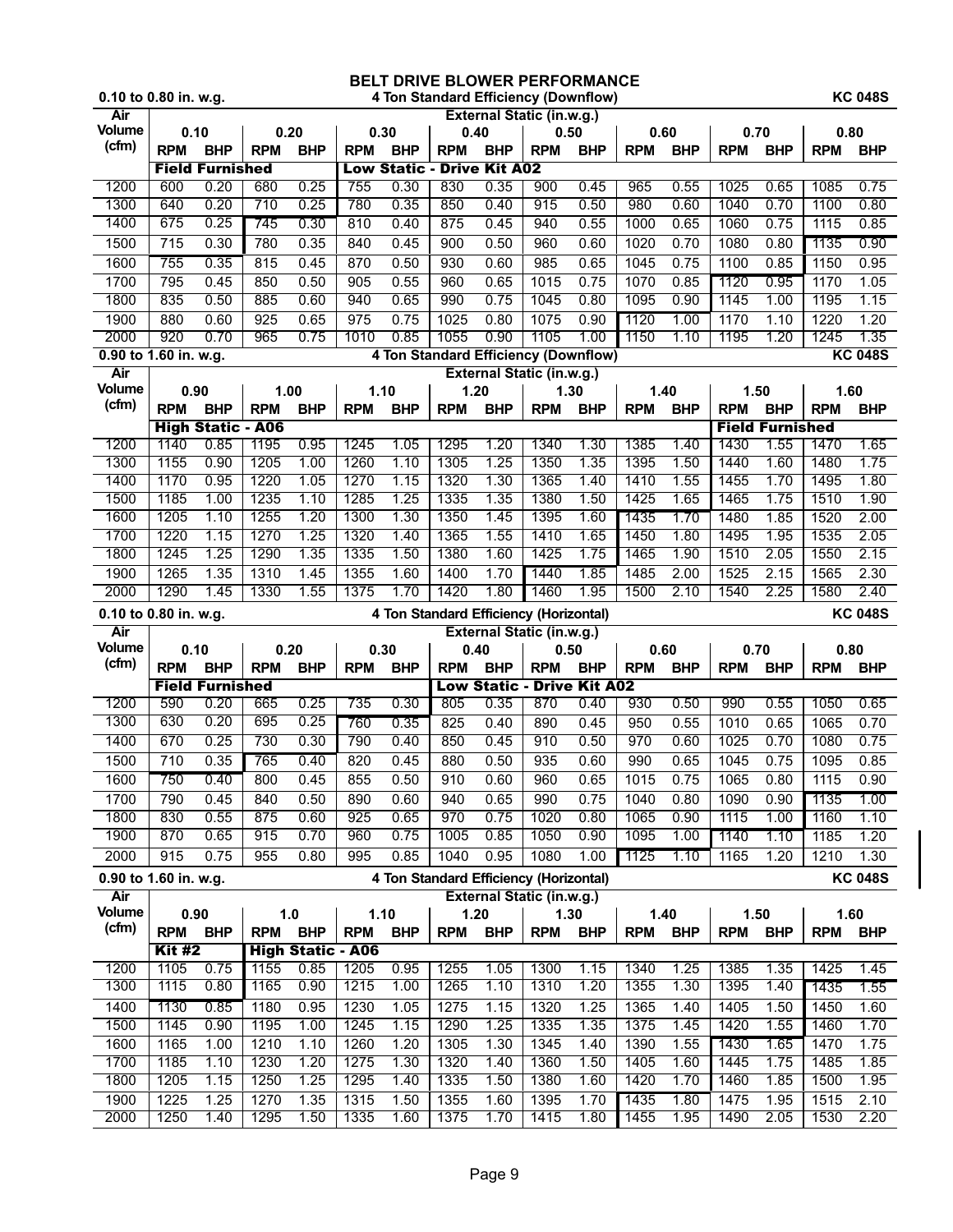# BELT DRIVE BLOWER PERFORMANCE

**0.10 to 0.80 in. w.g. — 4 Ton Standard Efficiency (Downflow) — KC 048S**

| Air Volume (cfm) | External Static (in.w.g.) | | | | | | | | | | | | | | | |
|---|---|---|---|---|---|---|---|---|---|---|---|---|---|---|---|---|
| | 0.10 | | 0.20 | | 0.30 | | 0.40 | | 0.50 | | 0.60 | | 0.70 | | 0.80 | |
| | RPM | BHP | RPM | BHP | RPM | BHP | RPM | BHP | RPM | BHP | RPM | BHP | RPM | BHP | RPM | BHP |
| | **Field Furnished** | | | | **Low Static - Drive Kit A02** | | | | | | | | | | | |
| 1200 | 600 | 0.20 | 680 | 0.25 | 755 | 0.30 | 830 | 0.35 | 900 | 0.45 | 965 | 0.55 | 1025 | 0.65 | 1085 | 0.75 |
| 1300 | 640 | 0.20 | 710 | 0.25 | 780 | 0.35 | 850 | 0.40 | 915 | 0.50 | 980 | 0.60 | 1040 | 0.70 | 1100 | 0.80 |
| 1400 | 675 | 0.25 | 745 | 0.30 | 810 | 0.40 | 875 | 0.45 | 940 | 0.55 | 1000 | 0.65 | 1060 | 0.75 | 1115 | 0.85 |
| 1500 | 715 | 0.30 | 780 | 0.35 | 840 | 0.45 | 900 | 0.50 | 960 | 0.60 | 1020 | 0.70 | 1080 | 0.80 | 1135 | 0.90 |
| 1600 | 755 | 0.35 | 815 | 0.45 | 870 | 0.50 | 930 | 0.60 | 985 | 0.65 | 1045 | 0.75 | 1100 | 0.85 | 1150 | 0.95 |
| 1700 | 795 | 0.45 | 850 | 0.50 | 905 | 0.55 | 960 | 0.65 | 1015 | 0.75 | 1070 | 0.85 | 1120 | 0.95 | 1170 | 1.05 |
| 1800 | 835 | 0.50 | 885 | 0.60 | 940 | 0.65 | 990 | 0.75 | 1045 | 0.80 | 1095 | 0.90 | 1145 | 1.00 | 1195 | 1.15 |
| 1900 | 880 | 0.60 | 925 | 0.65 | 975 | 0.75 | 1025 | 0.80 | 1075 | 0.90 | 1120 | 1.00 | 1170 | 1.10 | 1220 | 1.20 |
| 2000 | 920 | 0.70 | 965 | 0.75 | 1010 | 0.85 | 1055 | 0.90 | 1105 | 1.00 | 1150 | 1.10 | 1195 | 1.20 | 1245 | 1.35 |

**0.90 to 1.60 in. w.g. — 4 Ton Standard Efficiency (Downflow) — KC 048S**

| Air Volume (cfm) | External Static (in.w.g.) | | | | | | | | | | | | | | | |
|---|---|---|---|---|---|---|---|---|---|---|---|---|---|---|---|---|
| | 0.90 | | 1.00 | | 1.10 | | 1.20 | | 1.30 | | 1.40 | | 1.50 | | 1.60 | |
| | RPM | BHP | RPM | BHP | RPM | BHP | RPM | BHP | RPM | BHP | RPM | BHP | RPM | BHP | RPM | BHP |
| | **High Static - A06** | | | | | | | | | | | | **Field Furnished** | | | |
| 1200 | 1140 | 0.85 | 1195 | 0.95 | 1245 | 1.05 | 1295 | 1.20 | 1340 | 1.30 | 1385 | 1.40 | 1430 | 1.55 | 1470 | 1.65 |
| 1300 | 1155 | 0.90 | 1205 | 1.00 | 1260 | 1.10 | 1305 | 1.25 | 1350 | 1.35 | 1395 | 1.50 | 1440 | 1.60 | 1480 | 1.75 |
| 1400 | 1170 | 0.95 | 1220 | 1.05 | 1270 | 1.15 | 1320 | 1.30 | 1365 | 1.40 | 1410 | 1.55 | 1455 | 1.70 | 1495 | 1.80 |
| 1500 | 1185 | 1.00 | 1235 | 1.10 | 1285 | 1.25 | 1335 | 1.35 | 1380 | 1.50 | 1425 | 1.65 | 1465 | 1.75 | 1510 | 1.90 |
| 1600 | 1205 | 1.10 | 1255 | 1.20 | 1300 | 1.30 | 1350 | 1.45 | 1395 | 1.60 | 1435 | 1.70 | 1480 | 1.85 | 1520 | 2.00 |
| 1700 | 1220 | 1.15 | 1270 | 1.25 | 1320 | 1.40 | 1365 | 1.55 | 1410 | 1.65 | 1450 | 1.80 | 1495 | 1.95 | 1535 | 2.05 |
| 1800 | 1245 | 1.25 | 1290 | 1.35 | 1335 | 1.50 | 1380 | 1.60 | 1425 | 1.75 | 1465 | 1.90 | 1510 | 2.05 | 1550 | 2.15 |
| 1900 | 1265 | 1.35 | 1310 | 1.45 | 1355 | 1.60 | 1400 | 1.70 | 1440 | 1.85 | 1485 | 2.00 | 1525 | 2.15 | 1565 | 2.30 |
| 2000 | 1290 | 1.45 | 1330 | 1.55 | 1375 | 1.70 | 1420 | 1.80 | 1460 | 1.95 | 1500 | 2.10 | 1540 | 2.25 | 1580 | 2.40 |

**0.10 to 0.80 in. w.g. — 4 Ton Standard Efficiency (Horizontal) — KC 048S**

| Air Volume (cfm) | External Static (in.w.g.) | | | | | | | | | | | | | | | |
|---|---|---|---|---|---|---|---|---|---|---|---|---|---|---|---|---|
| | 0.10 | | 0.20 | | 0.30 | | 0.40 | | 0.50 | | 0.60 | | 0.70 | | 0.80 | |
| | RPM | BHP | RPM | BHP | RPM | BHP | RPM | BHP | RPM | BHP | RPM | BHP | RPM | BHP | RPM | BHP |
| | **Field Furnished** | | | | | | **Low Static - Drive Kit A02** | | | | | | | | | |
| 1200 | 590 | 0.20 | 665 | 0.25 | 735 | 0.30 | 805 | 0.35 | 870 | 0.40 | 930 | 0.50 | 990 | 0.55 | 1050 | 0.65 |
| 1300 | 630 | 0.20 | 695 | 0.25 | 760 | 0.35 | 825 | 0.40 | 890 | 0.45 | 950 | 0.55 | 1010 | 0.65 | 1065 | 0.70 |
| 1400 | 670 | 0.25 | 730 | 0.30 | 790 | 0.40 | 850 | 0.45 | 910 | 0.50 | 970 | 0.60 | 1025 | 0.70 | 1080 | 0.75 |
| 1500 | 710 | 0.35 | 765 | 0.40 | 820 | 0.45 | 880 | 0.50 | 935 | 0.60 | 990 | 0.65 | 1045 | 0.75 | 1095 | 0.85 |
| 1600 | 750 | 0.40 | 800 | 0.45 | 855 | 0.50 | 910 | 0.60 | 960 | 0.65 | 1015 | 0.75 | 1065 | 0.80 | 1115 | 0.90 |
| 1700 | 790 | 0.45 | 840 | 0.50 | 890 | 0.60 | 940 | 0.65 | 990 | 0.75 | 1040 | 0.80 | 1090 | 0.90 | 1135 | 1.00 |
| 1800 | 830 | 0.55 | 875 | 0.60 | 925 | 0.65 | 970 | 0.75 | 1020 | 0.80 | 1065 | 0.90 | 1115 | 1.00 | 1160 | 1.10 |
| 1900 | 870 | 0.65 | 915 | 0.70 | 960 | 0.75 | 1005 | 0.85 | 1050 | 0.90 | 1095 | 1.00 | 1140 | 1.10 | 1185 | 1.20 |
| 2000 | 915 | 0.75 | 955 | 0.80 | 995 | 0.85 | 1040 | 0.95 | 1080 | 1.00 | 1125 | 1.10 | 1165 | 1.20 | 1210 | 1.30 |

**0.90 to 1.60 in. w.g. — 4 Ton Standard Efficiency (Horizontal) — KC 048S**

| Air Volume (cfm) | External Static (in.w.g.) | | | | | | | | | | | | | | | |
|---|---|---|---|---|---|---|---|---|---|---|---|---|---|---|---|---|
| | 0.90 | | 1.0 | | 1.10 | | 1.20 | | 1.30 | | 1.40 | | 1.50 | | 1.60 | |
| | RPM | BHP | RPM | BHP | RPM | BHP | RPM | BHP | RPM | BHP | RPM | BHP | RPM | BHP | RPM | BHP |
| | **Kit #2** | | **High Static - A06** | | | | | | | | | | | | | |
| 1200 | 1105 | 0.75 | 1155 | 0.85 | 1205 | 0.95 | 1255 | 1.05 | 1300 | 1.15 | 1340 | 1.25 | 1385 | 1.35 | 1425 | 1.45 |
| 1300 | 1115 | 0.80 | 1165 | 0.90 | 1215 | 1.00 | 1265 | 1.10 | 1310 | 1.20 | 1355 | 1.30 | 1395 | 1.40 | 1435 | 1.55 |
| 1400 | 1130 | 0.85 | 1180 | 0.95 | 1230 | 1.05 | 1275 | 1.15 | 1320 | 1.25 | 1365 | 1.40 | 1405 | 1.50 | 1450 | 1.60 |
| 1500 | 1145 | 0.90 | 1195 | 1.00 | 1245 | 1.15 | 1290 | 1.25 | 1335 | 1.35 | 1375 | 1.45 | 1420 | 1.55 | 1460 | 1.70 |
| 1600 | 1165 | 1.00 | 1210 | 1.10 | 1260 | 1.20 | 1305 | 1.30 | 1345 | 1.40 | 1390 | 1.55 | 1430 | 1.65 | 1470 | 1.75 |
| 1700 | 1185 | 1.10 | 1230 | 1.20 | 1275 | 1.30 | 1320 | 1.40 | 1360 | 1.50 | 1405 | 1.60 | 1445 | 1.75 | 1485 | 1.85 |
| 1800 | 1205 | 1.15 | 1250 | 1.25 | 1295 | 1.40 | 1335 | 1.50 | 1380 | 1.60 | 1420 | 1.70 | 1460 | 1.85 | 1500 | 1.95 |
| 1900 | 1225 | 1.25 | 1270 | 1.35 | 1315 | 1.50 | 1355 | 1.60 | 1395 | 1.70 | 1435 | 1.80 | 1475 | 1.95 | 1515 | 2.10 |
| 2000 | 1250 | 1.40 | 1295 | 1.50 | 1335 | 1.60 | 1375 | 1.70 | 1415 | 1.80 | 1455 | 1.95 | 1490 | 2.05 | 1530 | 2.20 |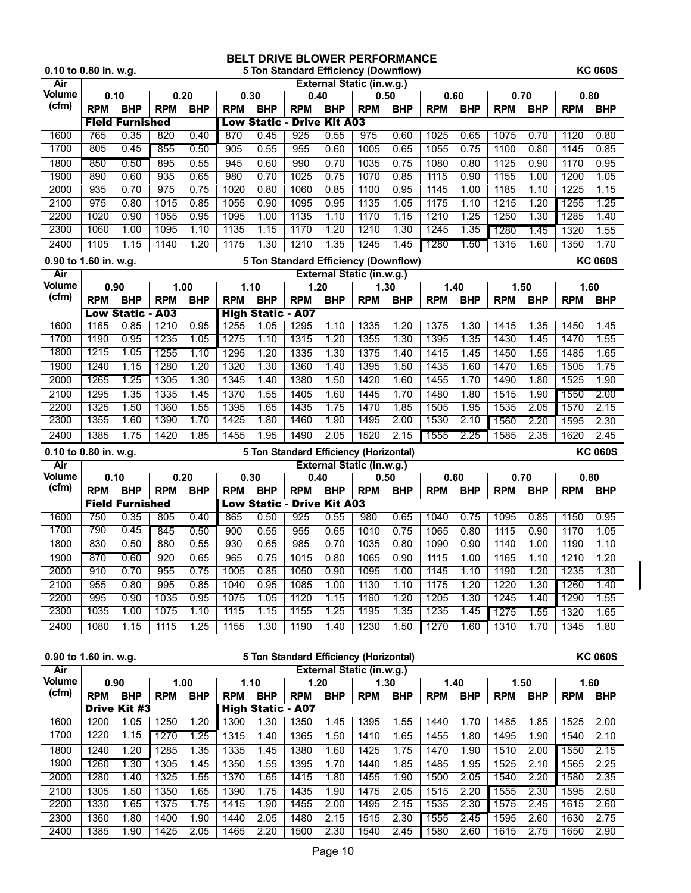# BELT DRIVE BLOWER PERFORMANCE

**0.10 to 0.80 in. w.g. — 5 Ton Standard Efficiency (Downflow) — KC 060S**

| Air Volume (cfm) | External Static (in.w.g.) | | | | | | | | | | | | | | | |
|---|---|---|---|---|---|---|---|---|---|---|---|---|---|---|---|---|
| | 0.10 | | 0.20 | | 0.30 | | 0.40 | | 0.50 | | 0.60 | | 0.70 | | 0.80 | |
| | RPM | BHP | RPM | BHP | RPM | BHP | RPM | BHP | RPM | BHP | RPM | BHP | RPM | BHP | RPM | BHP |
| | **Field Furnished** | | | | **Low Static - Drive Kit A03** | | | | | | | | | | | |
| 1600 | 765 | 0.35 | 820 | 0.40 | 870 | 0.45 | 925 | 0.55 | 975 | 0.60 | 1025 | 0.65 | 1075 | 0.70 | 1120 | 0.80 |
| 1700 | 805 | 0.45 | 855 | 0.50 | 905 | 0.55 | 955 | 0.60 | 1005 | 0.65 | 1055 | 0.75 | 1100 | 0.80 | 1145 | 0.85 |
| 1800 | 850 | 0.50 | 895 | 0.55 | 945 | 0.60 | 990 | 0.70 | 1035 | 0.75 | 1080 | 0.80 | 1125 | 0.90 | 1170 | 0.95 |
| 1900 | 890 | 0.60 | 935 | 0.65 | 980 | 0.70 | 1025 | 0.75 | 1070 | 0.85 | 1115 | 0.90 | 1155 | 1.00 | 1200 | 1.05 |
| 2000 | 935 | 0.70 | 975 | 0.75 | 1020 | 0.80 | 1060 | 0.85 | 1100 | 0.95 | 1145 | 1.00 | 1185 | 1.10 | 1225 | 1.15 |
| 2100 | 975 | 0.80 | 1015 | 0.85 | 1055 | 0.90 | 1095 | 0.95 | 1135 | 1.05 | 1175 | 1.10 | 1215 | 1.20 | 1255 | 1.25 |
| 2200 | 1020 | 0.90 | 1055 | 0.95 | 1095 | 1.00 | 1135 | 1.10 | 1170 | 1.15 | 1210 | 1.25 | 1250 | 1.30 | 1285 | 1.40 |
| 2300 | 1060 | 1.00 | 1095 | 1.10 | 1135 | 1.15 | 1170 | 1.20 | 1210 | 1.30 | 1245 | 1.35 | 1280 | 1.45 | 1320 | 1.55 |
| 2400 | 1105 | 1.15 | 1140 | 1.20 | 1175 | 1.30 | 1210 | 1.35 | 1245 | 1.45 | 1280 | 1.50 | 1315 | 1.60 | 1350 | 1.70 |

**0.90 to 1.60 in. w.g. — 5 Ton Standard Efficiency (Downflow) — KC 060S**

| Air Volume (cfm) | External Static (in.w.g.) | | | | | | | | | | | | | | | |
|---|---|---|---|---|---|---|---|---|---|---|---|---|---|---|---|---|
| | 0.90 | | 1.00 | | 1.10 | | 1.20 | | 1.30 | | 1.40 | | 1.50 | | 1.60 | |
| | RPM | BHP | RPM | BHP | RPM | BHP | RPM | BHP | RPM | BHP | RPM | BHP | RPM | BHP | RPM | BHP |
| | **Low Static - A03** | | | | **High Static - A07** | | | | | | | | | | | |
| 1600 | 1165 | 0.85 | 1210 | 0.95 | 1255 | 1.05 | 1295 | 1.10 | 1335 | 1.20 | 1375 | 1.30 | 1415 | 1.35 | 1450 | 1.45 |
| 1700 | 1190 | 0.95 | 1235 | 1.05 | 1275 | 1.10 | 1315 | 1.20 | 1355 | 1.30 | 1395 | 1.35 | 1430 | 1.45 | 1470 | 1.55 |
| 1800 | 1215 | 1.05 | 1255 | 1.10 | 1295 | 1.20 | 1335 | 1.30 | 1375 | 1.40 | 1415 | 1.45 | 1450 | 1.55 | 1485 | 1.65 |
| 1900 | 1240 | 1.15 | 1280 | 1.20 | 1320 | 1.30 | 1360 | 1.40 | 1395 | 1.50 | 1435 | 1.60 | 1470 | 1.65 | 1505 | 1.75 |
| 2000 | 1265 | 1.25 | 1305 | 1.30 | 1345 | 1.40 | 1380 | 1.50 | 1420 | 1.60 | 1455 | 1.70 | 1490 | 1.80 | 1525 | 1.90 |
| 2100 | 1295 | 1.35 | 1335 | 1.45 | 1370 | 1.55 | 1405 | 1.60 | 1445 | 1.70 | 1480 | 1.80 | 1515 | 1.90 | 1550 | 2.00 |
| 2200 | 1325 | 1.50 | 1360 | 1.55 | 1395 | 1.65 | 1435 | 1.75 | 1470 | 1.85 | 1505 | 1.95 | 1535 | 2.05 | 1570 | 2.15 |
| 2300 | 1355 | 1.60 | 1390 | 1.70 | 1425 | 1.80 | 1460 | 1.90 | 1495 | 2.00 | 1530 | 2.10 | 1560 | 2.20 | 1595 | 2.30 |
| 2400 | 1385 | 1.75 | 1420 | 1.85 | 1455 | 1.95 | 1490 | 2.05 | 1520 | 2.15 | 1555 | 2.25 | 1585 | 2.35 | 1620 | 2.45 |

**0.10 to 0.80 in. w.g. — 5 Ton Standard Efficiency (Horizontal) — KC 060S**

| Air Volume (cfm) | External Static (in.w.g.) | | | | | | | | | | | | | | | |
|---|---|---|---|---|---|---|---|---|---|---|---|---|---|---|---|---|
| | 0.10 | | 0.20 | | 0.30 | | 0.40 | | 0.50 | | 0.60 | | 0.70 | | 0.80 | |
| | RPM | BHP | RPM | BHP | RPM | BHP | RPM | BHP | RPM | BHP | RPM | BHP | RPM | BHP | RPM | BHP |
| | **Field Furnished** | | | | **Low Static - Drive Kit A03** | | | | | | | | | | | |
| 1600 | 750 | 0.35 | 805 | 0.40 | 865 | 0.50 | 925 | 0.55 | 980 | 0.65 | 1040 | 0.75 | 1095 | 0.85 | 1150 | 0.95 |
| 1700 | 790 | 0.45 | 845 | 0.50 | 900 | 0.55 | 955 | 0.65 | 1010 | 0.75 | 1065 | 0.80 | 1115 | 0.90 | 1170 | 1.05 |
| 1800 | 830 | 0.50 | 880 | 0.55 | 930 | 0.65 | 985 | 0.70 | 1035 | 0.80 | 1090 | 0.90 | 1140 | 1.00 | 1190 | 1.10 |
| 1900 | 870 | 0.60 | 920 | 0.65 | 965 | 0.75 | 1015 | 0.80 | 1065 | 0.90 | 1115 | 1.00 | 1165 | 1.10 | 1210 | 1.20 |
| 2000 | 910 | 0.70 | 955 | 0.75 | 1005 | 0.85 | 1050 | 0.90 | 1095 | 1.00 | 1145 | 1.10 | 1190 | 1.20 | 1235 | 1.30 |
| 2100 | 955 | 0.80 | 995 | 0.85 | 1040 | 0.95 | 1085 | 1.00 | 1130 | 1.10 | 1175 | 1.20 | 1220 | 1.30 | 1260 | 1.40 |
| 2200 | 995 | 0.90 | 1035 | 0.95 | 1075 | 1.05 | 1120 | 1.15 | 1160 | 1.20 | 1205 | 1.30 | 1245 | 1.40 | 1290 | 1.55 |
| 2300 | 1035 | 1.00 | 1075 | 1.10 | 1115 | 1.15 | 1155 | 1.25 | 1195 | 1.35 | 1235 | 1.45 | 1275 | 1.55 | 1320 | 1.65 |
| 2400 | 1080 | 1.15 | 1115 | 1.25 | 1155 | 1.30 | 1190 | 1.40 | 1230 | 1.50 | 1270 | 1.60 | 1310 | 1.70 | 1345 | 1.80 |

**0.90 to 1.60 in. w.g. — 5 Ton Standard Efficiency (Horizontal) — KC 060S**

| Air Volume (cfm) | External Static (in.w.g.) | | | | | | | | | | | | | | | |
|---|---|---|---|---|---|---|---|---|---|---|---|---|---|---|---|---|
| | 0.90 | | 1.00 | | 1.10 | | 1.20 | | 1.30 | | 1.40 | | 1.50 | | 1.60 | |
| | RPM | BHP | RPM | BHP | RPM | BHP | RPM | BHP | RPM | BHP | RPM | BHP | RPM | BHP | RPM | BHP |
| | **Drive Kit #3** | | | | **High Static - A07** | | | | | | | | | | | |
| 1600 | 1200 | 1.05 | 1250 | 1.20 | 1300 | 1.30 | 1350 | 1.45 | 1395 | 1.55 | 1440 | 1.70 | 1485 | 1.85 | 1525 | 2.00 |
| 1700 | 1220 | 1.15 | 1270 | 1.25 | 1315 | 1.40 | 1365 | 1.50 | 1410 | 1.65 | 1455 | 1.80 | 1495 | 1.90 | 1540 | 2.10 |
| 1800 | 1240 | 1.20 | 1285 | 1.35 | 1335 | 1.45 | 1380 | 1.60 | 1425 | 1.75 | 1470 | 1.90 | 1510 | 2.00 | 1550 | 2.15 |
| 1900 | 1260 | 1.30 | 1305 | 1.45 | 1350 | 1.55 | 1395 | 1.70 | 1440 | 1.85 | 1485 | 1.95 | 1525 | 2.10 | 1565 | 2.25 |
| 2000 | 1280 | 1.40 | 1325 | 1.55 | 1370 | 1.65 | 1415 | 1.80 | 1455 | 1.90 | 1500 | 2.05 | 1540 | 2.20 | 1580 | 2.35 |
| 2100 | 1305 | 1.50 | 1350 | 1.65 | 1390 | 1.75 | 1435 | 1.90 | 1475 | 2.05 | 1515 | 2.20 | 1555 | 2.30 | 1595 | 2.50 |
| 2200 | 1330 | 1.65 | 1375 | 1.75 | 1415 | 1.90 | 1455 | 2.00 | 1495 | 2.15 | 1535 | 2.30 | 1575 | 2.45 | 1615 | 2.60 |
| 2300 | 1360 | 1.80 | 1400 | 1.90 | 1440 | 2.05 | 1480 | 2.15 | 1515 | 2.30 | 1555 | 2.45 | 1595 | 2.60 | 1630 | 2.75 |
| 2400 | 1385 | 1.90 | 1425 | 2.05 | 1465 | 2.20 | 1500 | 2.30 | 1540 | 2.45 | 1580 | 2.60 | 1615 | 2.75 | 1650 | 2.90 |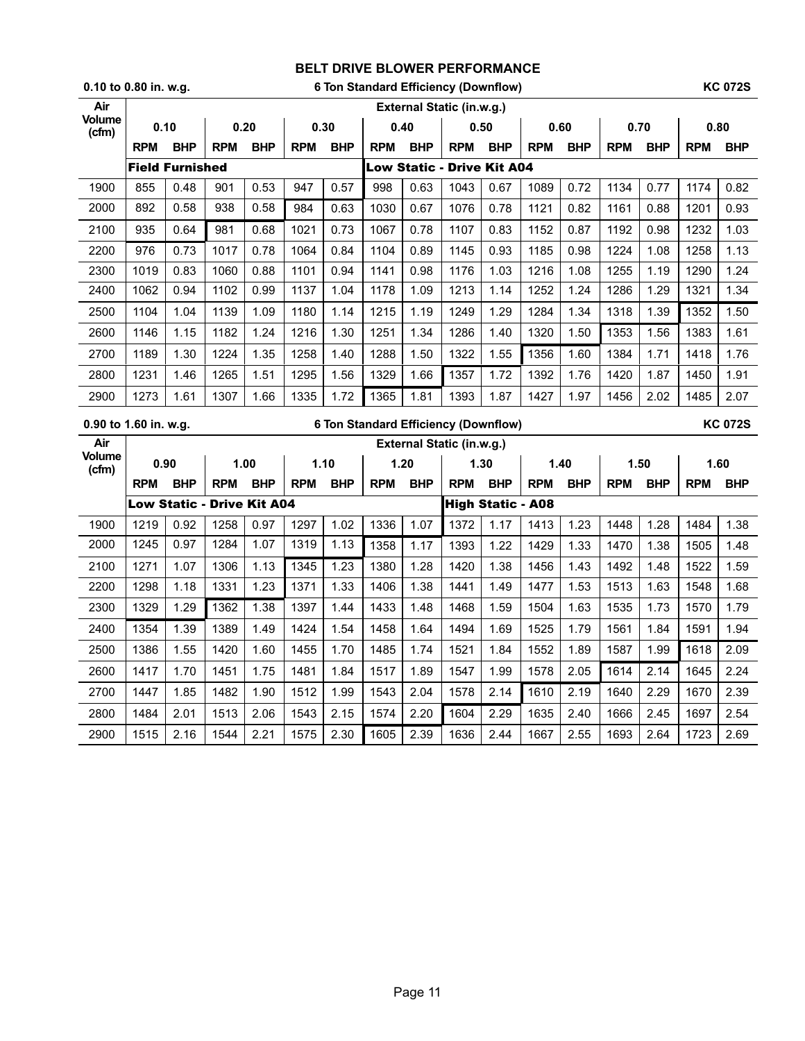# BELT DRIVE BLOWER PERFORMANCE

**0.10 to 0.80 in. w.g.** — **6 Ton Standard Efficiency (Downflow)** — **KC 072S**

| Air Volume (cfm) | External Static (in.w.g.) | | | | | | | | | | | | | | | |
|---|---|---|---|---|---|---|---|---|---|---|---|---|---|---|---|---|
| | 0.10 | | 0.20 | | 0.30 | | 0.40 | | 0.50 | | 0.60 | | 0.70 | | 0.80 | |
| | RPM | BHP | RPM | BHP | RPM | BHP | RPM | BHP | RPM | BHP | RPM | BHP | RPM | BHP | RPM | BHP |
| | **Field Furnished** | | | | | | **Low Static - Drive Kit A04** | | | | | | | | | |
| 1900 | 855 | 0.48 | 901 | 0.53 | 947 | 0.57 | 998 | 0.63 | 1043 | 0.67 | 1089 | 0.72 | 1134 | 0.77 | 1174 | 0.82 |
| 2000 | 892 | 0.58 | 938 | 0.58 | 984 | 0.63 | 1030 | 0.67 | 1076 | 0.78 | 1121 | 0.82 | 1161 | 0.88 | 1201 | 0.93 |
| 2100 | 935 | 0.64 | 981 | 0.68 | 1021 | 0.73 | 1067 | 0.78 | 1107 | 0.83 | 1152 | 0.87 | 1192 | 0.98 | 1232 | 1.03 |
| 2200 | 976 | 0.73 | 1017 | 0.78 | 1064 | 0.84 | 1104 | 0.89 | 1145 | 0.93 | 1185 | 0.98 | 1224 | 1.08 | 1258 | 1.13 |
| 2300 | 1019 | 0.83 | 1060 | 0.88 | 1101 | 0.94 | 1141 | 0.98 | 1176 | 1.03 | 1216 | 1.08 | 1255 | 1.19 | 1290 | 1.24 |
| 2400 | 1062 | 0.94 | 1102 | 0.99 | 1137 | 1.04 | 1178 | 1.09 | 1213 | 1.14 | 1252 | 1.24 | 1286 | 1.29 | 1321 | 1.34 |
| 2500 | 1104 | 1.04 | 1139 | 1.09 | 1180 | 1.14 | 1215 | 1.19 | 1249 | 1.29 | 1284 | 1.34 | 1318 | 1.39 | 1352 | 1.50 |
| 2600 | 1146 | 1.15 | 1182 | 1.24 | 1216 | 1.30 | 1251 | 1.34 | 1286 | 1.40 | 1320 | 1.50 | 1353 | 1.56 | 1383 | 1.61 |
| 2700 | 1189 | 1.30 | 1224 | 1.35 | 1258 | 1.40 | 1288 | 1.50 | 1322 | 1.55 | 1356 | 1.60 | 1384 | 1.71 | 1418 | 1.76 |
| 2800 | 1231 | 1.46 | 1265 | 1.51 | 1295 | 1.56 | 1329 | 1.66 | 1357 | 1.72 | 1392 | 1.76 | 1420 | 1.87 | 1450 | 1.91 |
| 2900 | 1273 | 1.61 | 1307 | 1.66 | 1335 | 1.72 | 1365 | 1.81 | 1393 | 1.87 | 1427 | 1.97 | 1456 | 2.02 | 1485 | 2.07 |

**0.90 to 1.60 in. w.g.** — **6 Ton Standard Efficiency (Downflow)** — **KC 072S**

| Air Volume (cfm) | External Static (in.w.g.) | | | | | | | | | | | | | | | |
|---|---|---|---|---|---|---|---|---|---|---|---|---|---|---|---|---|
| | 0.90 | | 1.00 | | 1.10 | | 1.20 | | 1.30 | | 1.40 | | 1.50 | | 1.60 | |
| | RPM | BHP | RPM | BHP | RPM | BHP | RPM | BHP | RPM | BHP | RPM | BHP | RPM | BHP | RPM | BHP |
| | **Low Static - Drive Kit A04** | | | | | | | | **High Static - A08** | | | | | | | |
| 1900 | 1219 | 0.92 | 1258 | 0.97 | 1297 | 1.02 | 1336 | 1.07 | 1372 | 1.17 | 1413 | 1.23 | 1448 | 1.28 | 1484 | 1.38 |
| 2000 | 1245 | 0.97 | 1284 | 1.07 | 1319 | 1.13 | 1358 | 1.17 | 1393 | 1.22 | 1429 | 1.33 | 1470 | 1.38 | 1505 | 1.48 |
| 2100 | 1271 | 1.07 | 1306 | 1.13 | 1345 | 1.23 | 1380 | 1.28 | 1420 | 1.38 | 1456 | 1.43 | 1492 | 1.48 | 1522 | 1.59 |
| 2200 | 1298 | 1.18 | 1331 | 1.23 | 1371 | 1.33 | 1406 | 1.38 | 1441 | 1.49 | 1477 | 1.53 | 1513 | 1.63 | 1548 | 1.68 |
| 2300 | 1329 | 1.29 | 1362 | 1.38 | 1397 | 1.44 | 1433 | 1.48 | 1468 | 1.59 | 1504 | 1.63 | 1535 | 1.73 | 1570 | 1.79 |
| 2400 | 1354 | 1.39 | 1389 | 1.49 | 1424 | 1.54 | 1458 | 1.64 | 1494 | 1.69 | 1525 | 1.79 | 1561 | 1.84 | 1591 | 1.94 |
| 2500 | 1386 | 1.55 | 1420 | 1.60 | 1455 | 1.70 | 1485 | 1.74 | 1521 | 1.84 | 1552 | 1.89 | 1587 | 1.99 | 1618 | 2.09 |
| 2600 | 1417 | 1.70 | 1451 | 1.75 | 1481 | 1.84 | 1517 | 1.89 | 1547 | 1.99 | 1578 | 2.05 | 1614 | 2.14 | 1645 | 2.24 |
| 2700 | 1447 | 1.85 | 1482 | 1.90 | 1512 | 1.99 | 1543 | 2.04 | 1578 | 2.14 | 1610 | 2.19 | 1640 | 2.29 | 1670 | 2.39 |
| 2800 | 1484 | 2.01 | 1513 | 2.06 | 1543 | 2.15 | 1574 | 2.20 | 1604 | 2.29 | 1635 | 2.40 | 1666 | 2.45 | 1697 | 2.54 |
| 2900 | 1515 | 2.16 | 1544 | 2.21 | 1575 | 2.30 | 1605 | 2.39 | 1636 | 2.44 | 1667 | 2.55 | 1693 | 2.64 | 1723 | 2.69 |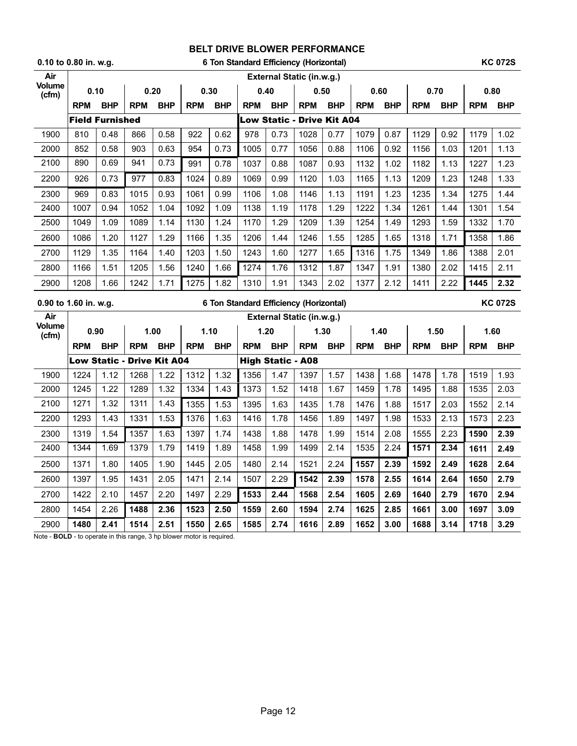## BELT DRIVE BLOWER PERFORMANCE

**0.10 to 0.80 in. w.g.** — **6 Ton Standard Efficiency (Horizontal)** — **KC 072S**

| Air Volume (cfm) | External Static (in.w.g.) | | | | | | | | | | | | | | | |
|---|---|---|---|---|---|---|---|---|---|---|---|---|---|---|---|---|
| | 0.10 | | 0.20 | | 0.30 | | 0.40 | | 0.50 | | 0.60 | | 0.70 | | 0.80 | |
| | RPM | BHP | RPM | BHP | RPM | BHP | RPM | BHP | RPM | BHP | RPM | BHP | RPM | BHP | RPM | BHP |
| | **Field Furnished** | | | | | | **Low Static - Drive Kit A04** | | | | | | | | | |
| 1900 | 810 | 0.48 | 866 | 0.58 | 922 | 0.62 | 978 | 0.73 | 1028 | 0.77 | 1079 | 0.87 | 1129 | 0.92 | 1179 | 1.02 |
| 2000 | 852 | 0.58 | 903 | 0.63 | 954 | 0.73 | 1005 | 0.77 | 1056 | 0.88 | 1106 | 0.92 | 1156 | 1.03 | 1201 | 1.13 |
| 2100 | 890 | 0.69 | 941 | 0.73 | 991 | 0.78 | 1037 | 0.88 | 1087 | 0.93 | 1132 | 1.02 | 1182 | 1.13 | 1227 | 1.23 |
| 2200 | 926 | 0.73 | 977 | 0.83 | 1024 | 0.89 | 1069 | 0.99 | 1120 | 1.03 | 1165 | 1.13 | 1209 | 1.23 | 1248 | 1.33 |
| 2300 | 969 | 0.83 | 1015 | 0.93 | 1061 | 0.99 | 1106 | 1.08 | 1146 | 1.13 | 1191 | 1.23 | 1235 | 1.34 | 1275 | 1.44 |
| 2400 | 1007 | 0.94 | 1052 | 1.04 | 1092 | 1.09 | 1138 | 1.19 | 1178 | 1.29 | 1222 | 1.34 | 1261 | 1.44 | 1301 | 1.54 |
| 2500 | 1049 | 1.09 | 1089 | 1.14 | 1130 | 1.24 | 1170 | 1.29 | 1209 | 1.39 | 1254 | 1.49 | 1293 | 1.59 | 1332 | 1.70 |
| 2600 | 1086 | 1.20 | 1127 | 1.29 | 1166 | 1.35 | 1206 | 1.44 | 1246 | 1.55 | 1285 | 1.65 | 1318 | 1.71 | 1358 | 1.86 |
| 2700 | 1129 | 1.35 | 1164 | 1.40 | 1203 | 1.50 | 1243 | 1.60 | 1277 | 1.65 | 1316 | 1.75 | 1349 | 1.86 | 1388 | 2.01 |
| 2800 | 1166 | 1.51 | 1205 | 1.56 | 1240 | 1.66 | 1274 | 1.76 | 1312 | 1.87 | 1347 | 1.91 | 1380 | 2.02 | 1415 | 2.11 |
| 2900 | 1208 | 1.66 | 1242 | 1.71 | 1275 | 1.82 | 1310 | 1.91 | 1343 | 2.02 | 1377 | 2.12 | 1411 | 2.22 | **1445** | **2.32** |

**0.90 to 1.60 in. w.g.** — **6 Ton Standard Efficiency (Horizontal)** — **KC 072S**

| Air Volume (cfm) | External Static (in.w.g.) | | | | | | | | | | | | | | | |
|---|---|---|---|---|---|---|---|---|---|---|---|---|---|---|---|---|
| | 0.90 | | 1.00 | | 1.10 | | 1.20 | | 1.30 | | 1.40 | | 1.50 | | 1.60 | |
| | RPM | BHP | RPM | BHP | RPM | BHP | RPM | BHP | RPM | BHP | RPM | BHP | RPM | BHP | RPM | BHP |
| | **Low Static - Drive Kit A04** | | | | | | **High Static - A08** | | | | | | | | | |
| 1900 | 1224 | 1.12 | 1268 | 1.22 | 1312 | 1.32 | 1356 | 1.47 | 1397 | 1.57 | 1438 | 1.68 | 1478 | 1.78 | 1519 | 1.93 |
| 2000 | 1245 | 1.22 | 1289 | 1.32 | 1334 | 1.43 | 1373 | 1.52 | 1418 | 1.67 | 1459 | 1.78 | 1495 | 1.88 | 1535 | 2.03 |
| 2100 | 1271 | 1.32 | 1311 | 1.43 | 1355 | 1.53 | 1395 | 1.63 | 1435 | 1.78 | 1476 | 1.88 | 1517 | 2.03 | 1552 | 2.14 |
| 2200 | 1293 | 1.43 | 1331 | 1.53 | 1376 | 1.63 | 1416 | 1.78 | 1456 | 1.89 | 1497 | 1.98 | 1533 | 2.13 | 1573 | 2.23 |
| 2300 | 1319 | 1.54 | 1357 | 1.63 | 1397 | 1.74 | 1438 | 1.88 | 1478 | 1.99 | 1514 | 2.08 | 1555 | 2.23 | **1590** | **2.39** |
| 2400 | 1344 | 1.69 | 1379 | 1.79 | 1419 | 1.89 | 1458 | 1.99 | 1499 | 2.14 | 1535 | 2.24 | **1571** | **2.34** | **1611** | **2.49** |
| 2500 | 1371 | 1.80 | 1405 | 1.90 | 1445 | 2.05 | 1480 | 2.14 | 1521 | 2.24 | **1557** | **2.39** | **1592** | **2.49** | **1628** | **2.64** |
| 2600 | 1397 | 1.95 | 1431 | 2.05 | 1471 | 2.14 | 1507 | 2.29 | **1542** | **2.39** | **1578** | **2.55** | **1614** | **2.64** | **1650** | **2.79** |
| 2700 | 1422 | 2.10 | 1457 | 2.20 | 1497 | 2.29 | **1533** | **2.44** | **1568** | **2.54** | **1605** | **2.69** | **1640** | **2.79** | **1670** | **2.94** |
| 2800 | 1454 | 2.26 | **1488** | **2.36** | **1523** | **2.50** | **1559** | **2.60** | **1594** | **2.74** | **1625** | **2.85** | **1661** | **3.00** | **1697** | **3.09** |
| 2900 | **1480** | **2.41** | **1514** | **2.51** | **1550** | **2.65** | **1585** | **2.74** | **1616** | **2.89** | **1652** | **3.00** | **1688** | **3.14** | **1718** | **3.29** |

Note - **BOLD** - to operate in this range, 3 hp blower motor is required.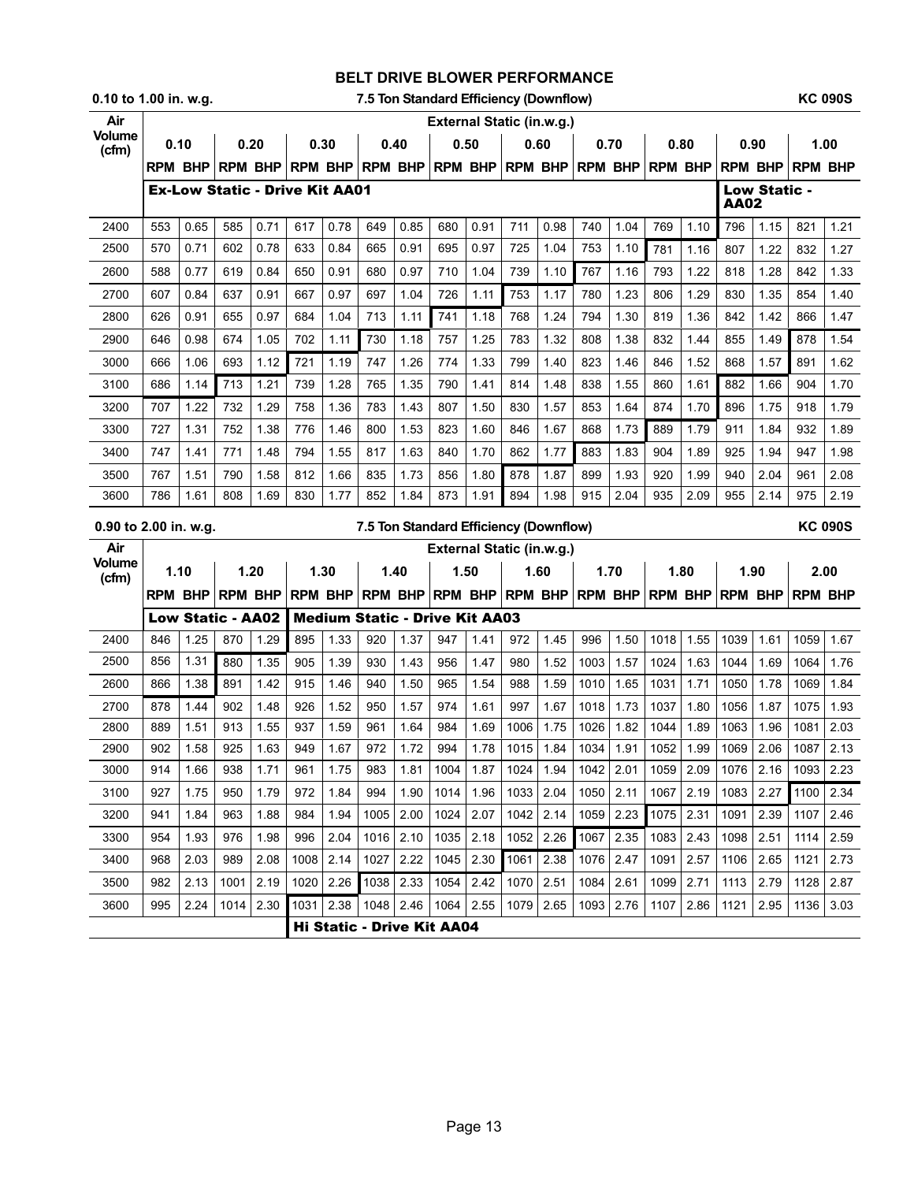# BELT DRIVE BLOWER PERFORMANCE

**0.10 to 1.00 in. w.g.** — **7.5 Ton Standard Efficiency (Downflow)** — **KC 090S**

| Air Volume (cfm) | External Static (in.w.g.) | | | | | | | | | | | | | | | | | | | |
|---|---|---|---|---|---|---|---|---|---|---|---|---|---|---|---|---|---|---|---|---|
| | 0.10 | | 0.20 | | 0.30 | | 0.40 | | 0.50 | | 0.60 | | 0.70 | | 0.80 | | 0.90 | | 1.00 | |
| | RPM | BHP | RPM | BHP | RPM | BHP | RPM | BHP | RPM | BHP | RPM | BHP | RPM | BHP | RPM | BHP | RPM | BHP | RPM | BHP |
| | **Ex-Low Static - Drive Kit AA01** | | | | | | | | | | | | | | | | **Low Static - AA02** | | | |
| 2400 | 553 | 0.65 | 585 | 0.71 | 617 | 0.78 | 649 | 0.85 | 680 | 0.91 | 711 | 0.98 | 740 | 1.04 | 769 | 1.10 | 796 | 1.15 | 821 | 1.21 |
| 2500 | 570 | 0.71 | 602 | 0.78 | 633 | 0.84 | 665 | 0.91 | 695 | 0.97 | 725 | 1.04 | 753 | 1.10 | 781 | 1.16 | 807 | 1.22 | 832 | 1.27 |
| 2600 | 588 | 0.77 | 619 | 0.84 | 650 | 0.91 | 680 | 0.97 | 710 | 1.04 | 739 | 1.10 | 767 | 1.16 | 793 | 1.22 | 818 | 1.28 | 842 | 1.33 |
| 2700 | 607 | 0.84 | 637 | 0.91 | 667 | 0.97 | 697 | 1.04 | 726 | 1.11 | 753 | 1.17 | 780 | 1.23 | 806 | 1.29 | 830 | 1.35 | 854 | 1.40 |
| 2800 | 626 | 0.91 | 655 | 0.97 | 684 | 1.04 | 713 | 1.11 | 741 | 1.18 | 768 | 1.24 | 794 | 1.30 | 819 | 1.36 | 842 | 1.42 | 866 | 1.47 |
| 2900 | 646 | 0.98 | 674 | 1.05 | 702 | 1.11 | 730 | 1.18 | 757 | 1.25 | 783 | 1.32 | 808 | 1.38 | 832 | 1.44 | 855 | 1.49 | 878 | 1.54 |
| 3000 | 666 | 1.06 | 693 | 1.12 | 721 | 1.19 | 747 | 1.26 | 774 | 1.33 | 799 | 1.40 | 823 | 1.46 | 846 | 1.52 | 868 | 1.57 | 891 | 1.62 |
| 3100 | 686 | 1.14 | 713 | 1.21 | 739 | 1.28 | 765 | 1.35 | 790 | 1.41 | 814 | 1.48 | 838 | 1.55 | 860 | 1.61 | 882 | 1.66 | 904 | 1.70 |
| 3200 | 707 | 1.22 | 732 | 1.29 | 758 | 1.36 | 783 | 1.43 | 807 | 1.50 | 830 | 1.57 | 853 | 1.64 | 874 | 1.70 | 896 | 1.75 | 918 | 1.79 |
| 3300 | 727 | 1.31 | 752 | 1.38 | 776 | 1.46 | 800 | 1.53 | 823 | 1.60 | 846 | 1.67 | 868 | 1.73 | 889 | 1.79 | 911 | 1.84 | 932 | 1.89 |
| 3400 | 747 | 1.41 | 771 | 1.48 | 794 | 1.55 | 817 | 1.63 | 840 | 1.70 | 862 | 1.77 | 883 | 1.83 | 904 | 1.89 | 925 | 1.94 | 947 | 1.98 |
| 3500 | 767 | 1.51 | 790 | 1.58 | 812 | 1.66 | 835 | 1.73 | 856 | 1.80 | 878 | 1.87 | 899 | 1.93 | 920 | 1.99 | 940 | 2.04 | 961 | 2.08 |
| 3600 | 786 | 1.61 | 808 | 1.69 | 830 | 1.77 | 852 | 1.84 | 873 | 1.91 | 894 | 1.98 | 915 | 2.04 | 935 | 2.09 | 955 | 2.14 | 975 | 2.19 |

**0.90 to 2.00 in. w.g.** — **7.5 Ton Standard Efficiency (Downflow)** — **KC 090S**

| Air Volume (cfm) | External Static (in.w.g.) | | | | | | | | | | | | | | | | | | | |
|---|---|---|---|---|---|---|---|---|---|---|---|---|---|---|---|---|---|---|---|---|
| | 1.10 | | 1.20 | | 1.30 | | 1.40 | | 1.50 | | 1.60 | | 1.70 | | 1.80 | | 1.90 | | 2.00 | |
| | RPM | BHP | RPM | BHP | RPM | BHP | RPM | BHP | RPM | BHP | RPM | BHP | RPM | BHP | RPM | BHP | RPM | BHP | RPM | BHP |
| | **Low Static - AA02** | | | | **Medium Static - Drive Kit AA03** | | | | | | | | | | | | | | | |
| 2400 | 846 | 1.25 | 870 | 1.29 | 895 | 1.33 | 920 | 1.37 | 947 | 1.41 | 972 | 1.45 | 996 | 1.50 | 1018 | 1.55 | 1039 | 1.61 | 1059 | 1.67 |
| 2500 | 856 | 1.31 | 880 | 1.35 | 905 | 1.39 | 930 | 1.43 | 956 | 1.47 | 980 | 1.52 | 1003 | 1.57 | 1024 | 1.63 | 1044 | 1.69 | 1064 | 1.76 |
| 2600 | 866 | 1.38 | 891 | 1.42 | 915 | 1.46 | 940 | 1.50 | 965 | 1.54 | 988 | 1.59 | 1010 | 1.65 | 1031 | 1.71 | 1050 | 1.78 | 1069 | 1.84 |
| 2700 | 878 | 1.44 | 902 | 1.48 | 926 | 1.52 | 950 | 1.57 | 974 | 1.61 | 997 | 1.67 | 1018 | 1.73 | 1037 | 1.80 | 1056 | 1.87 | 1075 | 1.93 |
| 2800 | 889 | 1.51 | 913 | 1.55 | 937 | 1.59 | 961 | 1.64 | 984 | 1.69 | 1006 | 1.75 | 1026 | 1.82 | 1044 | 1.89 | 1063 | 1.96 | 1081 | 2.03 |
| 2900 | 902 | 1.58 | 925 | 1.63 | 949 | 1.67 | 972 | 1.72 | 994 | 1.78 | 1015 | 1.84 | 1034 | 1.91 | 1052 | 1.99 | 1069 | 2.06 | 1087 | 2.13 |
| 3000 | 914 | 1.66 | 938 | 1.71 | 961 | 1.75 | 983 | 1.81 | 1004 | 1.87 | 1024 | 1.94 | 1042 | 2.01 | 1059 | 2.09 | 1076 | 2.16 | 1093 | 2.23 |
| 3100 | 927 | 1.75 | 950 | 1.79 | 972 | 1.84 | 994 | 1.90 | 1014 | 1.96 | 1033 | 2.04 | 1050 | 2.11 | 1067 | 2.19 | 1083 | 2.27 | 1100 | 2.34 |
| 3200 | 941 | 1.84 | 963 | 1.88 | 984 | 1.94 | 1005 | 2.00 | 1024 | 2.07 | 1042 | 2.14 | 1059 | 2.23 | 1075 | 2.31 | 1091 | 2.39 | 1107 | 2.46 |
| 3300 | 954 | 1.93 | 976 | 1.98 | 996 | 2.04 | 1016 | 2.10 | 1035 | 2.18 | 1052 | 2.26 | 1067 | 2.35 | 1083 | 2.43 | 1098 | 2.51 | 1114 | 2.59 |
| 3400 | 968 | 2.03 | 989 | 2.08 | 1008 | 2.14 | 1027 | 2.22 | 1045 | 2.30 | 1061 | 2.38 | 1076 | 2.47 | 1091 | 2.57 | 1106 | 2.65 | 1121 | 2.73 |
| 3500 | 982 | 2.13 | 1001 | 2.19 | 1020 | 2.26 | 1038 | 2.33 | 1054 | 2.42 | 1070 | 2.51 | 1084 | 2.61 | 1099 | 2.71 | 1113 | 2.79 | 1128 | 2.87 |
| 3600 | 995 | 2.24 | 1014 | 2.30 | 1031 | 2.38 | 1048 | 2.46 | 1064 | 2.55 | 1079 | 2.65 | 1093 | 2.76 | 1107 | 2.86 | 1121 | 2.95 | 1136 | 3.03 |
| | | | | | **Hi Static - Drive Kit AA04** | | | | | | | | | | | | | | | |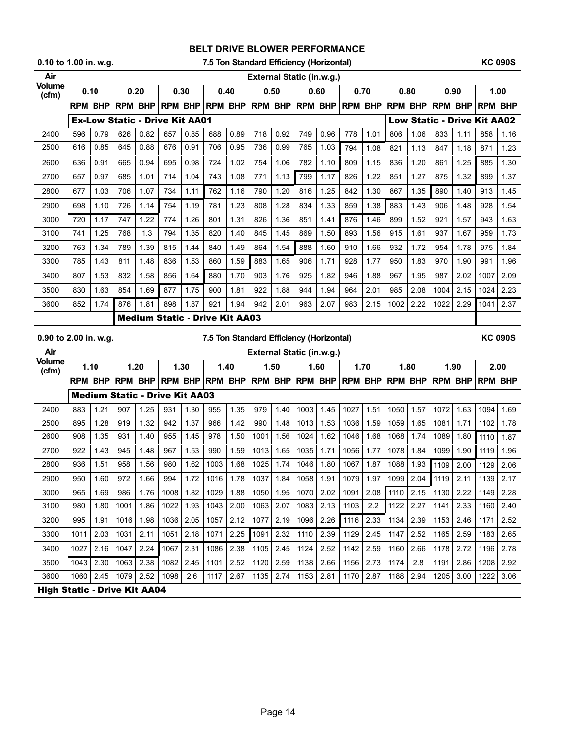# BELT DRIVE BLOWER PERFORMANCE

**0.10 to 1.00 in. w.g. — 7.5 Ton Standard Efficiency (Horizontal) — KC 090S**

| Air Volume (cfm) | External Static (in.w.g.) | | | | | | | | | | | | | | | | | | | |
|---|---|---|---|---|---|---|---|---|---|---|---|---|---|---|---|---|---|---|---|---|
| | 0.10 | | 0.20 | | 0.30 | | 0.40 | | 0.50 | | 0.60 | | 0.70 | | 0.80 | | 0.90 | | 1.00 | |
| | RPM | BHP | RPM | BHP | RPM | BHP | RPM | BHP | RPM | BHP | RPM | BHP | RPM | BHP | RPM | BHP | RPM | BHP | RPM | BHP |
| 2400 | 596 | 0.79 | 626 | 0.82 | 657 | 0.85 | 688 | 0.89 | 718 | 0.92 | 749 | 0.96 | 778 | 1.01 | 806 | 1.06 | 833 | 1.11 | 858 | 1.16 |
| 2500 | 616 | 0.85 | 645 | 0.88 | 676 | 0.91 | 706 | 0.95 | 736 | 0.99 | 765 | 1.03 | 794 | 1.08 | 821 | 1.13 | 847 | 1.18 | 871 | 1.23 |
| 2600 | 636 | 0.91 | 665 | 0.94 | 695 | 0.98 | 724 | 1.02 | 754 | 1.06 | 782 | 1.10 | 809 | 1.15 | 836 | 1.20 | 861 | 1.25 | 885 | 1.30 |
| 2700 | 657 | 0.97 | 685 | 1.01 | 714 | 1.04 | 743 | 1.08 | 771 | 1.13 | 799 | 1.17 | 826 | 1.22 | 851 | 1.27 | 875 | 1.32 | 899 | 1.37 |
| 2800 | 677 | 1.03 | 706 | 1.07 | 734 | 1.11 | 762 | 1.16 | 790 | 1.20 | 816 | 1.25 | 842 | 1.30 | 867 | 1.35 | 890 | 1.40 | 913 | 1.45 |
| 2900 | 698 | 1.10 | 726 | 1.14 | 754 | 1.19 | 781 | 1.23 | 808 | 1.28 | 834 | 1.33 | 859 | 1.38 | 883 | 1.43 | 906 | 1.48 | 928 | 1.54 |
| 3000 | 720 | 1.17 | 747 | 1.22 | 774 | 1.26 | 801 | 1.31 | 826 | 1.36 | 851 | 1.41 | 876 | 1.46 | 899 | 1.52 | 921 | 1.57 | 943 | 1.63 |
| 3100 | 741 | 1.25 | 768 | 1.3 | 794 | 1.35 | 820 | 1.40 | 845 | 1.45 | 869 | 1.50 | 893 | 1.56 | 915 | 1.61 | 937 | 1.67 | 959 | 1.73 |
| 3200 | 763 | 1.34 | 789 | 1.39 | 815 | 1.44 | 840 | 1.49 | 864 | 1.54 | 888 | 1.60 | 910 | 1.66 | 932 | 1.72 | 954 | 1.78 | 975 | 1.84 |
| 3300 | 785 | 1.43 | 811 | 1.48 | 836 | 1.53 | 860 | 1.59 | 883 | 1.65 | 906 | 1.71 | 928 | 1.77 | 950 | 1.83 | 970 | 1.90 | 991 | 1.96 |
| 3400 | 807 | 1.53 | 832 | 1.58 | 856 | 1.64 | 880 | 1.70 | 903 | 1.76 | 925 | 1.82 | 946 | 1.88 | 967 | 1.95 | 987 | 2.02 | 1007 | 2.09 |
| 3500 | 830 | 1.63 | 854 | 1.69 | 877 | 1.75 | 900 | 1.81 | 922 | 1.88 | 944 | 1.94 | 964 | 2.01 | 985 | 2.08 | 1004 | 2.15 | 1024 | 2.23 |
| 3600 | 852 | 1.74 | 876 | 1.81 | 898 | 1.87 | 921 | 1.94 | 942 | 2.01 | 963 | 2.07 | 983 | 2.15 | 1002 | 2.22 | 1022 | 2.29 | 1041 | 2.37 |

**Ex-Low Static - Drive Kit AA01** — **Low Static - Drive Kit AA02** — **Medium Static - Drive Kit AA03**

**0.90 to 2.00 in. w.g. — 7.5 Ton Standard Efficiency (Horizontal) — KC 090S**

| Air Volume (cfm) | External Static (in.w.g.) | | | | | | | | | | | | | | | | | | | |
|---|---|---|---|---|---|---|---|---|---|---|---|---|---|---|---|---|---|---|---|---|
| | 1.10 | | 1.20 | | 1.30 | | 1.40 | | 1.50 | | 1.60 | | 1.70 | | 1.80 | | 1.90 | | 2.00 | |
| | RPM | BHP | RPM | BHP | RPM | BHP | RPM | BHP | RPM | BHP | RPM | BHP | RPM | BHP | RPM | BHP | RPM | BHP | RPM | BHP |
| 2400 | 883 | 1.21 | 907 | 1.25 | 931 | 1.30 | 955 | 1.35 | 979 | 1.40 | 1003 | 1.45 | 1027 | 1.51 | 1050 | 1.57 | 1072 | 1.63 | 1094 | 1.69 |
| 2500 | 895 | 1.28 | 919 | 1.32 | 942 | 1.37 | 966 | 1.42 | 990 | 1.48 | 1013 | 1.53 | 1036 | 1.59 | 1059 | 1.65 | 1081 | 1.71 | 1102 | 1.78 |
| 2600 | 908 | 1.35 | 931 | 1.40 | 955 | 1.45 | 978 | 1.50 | 1001 | 1.56 | 1024 | 1.62 | 1046 | 1.68 | 1068 | 1.74 | 1089 | 1.80 | 1110 | 1.87 |
| 2700 | 922 | 1.43 | 945 | 1.48 | 967 | 1.53 | 990 | 1.59 | 1013 | 1.65 | 1035 | 1.71 | 1056 | 1.77 | 1078 | 1.84 | 1099 | 1.90 | 1119 | 1.96 |
| 2800 | 936 | 1.51 | 958 | 1.56 | 980 | 1.62 | 1003 | 1.68 | 1025 | 1.74 | 1046 | 1.80 | 1067 | 1.87 | 1088 | 1.93 | 1109 | 2.00 | 1129 | 2.06 |
| 2900 | 950 | 1.60 | 972 | 1.66 | 994 | 1.72 | 1016 | 1.78 | 1037 | 1.84 | 1058 | 1.91 | 1079 | 1.97 | 1099 | 2.04 | 1119 | 2.11 | 1139 | 2.17 |
| 3000 | 965 | 1.69 | 986 | 1.76 | 1008 | 1.82 | 1029 | 1.88 | 1050 | 1.95 | 1070 | 2.02 | 1091 | 2.08 | 1110 | 2.15 | 1130 | 2.22 | 1149 | 2.28 |
| 3100 | 980 | 1.80 | 1001 | 1.86 | 1022 | 1.93 | 1043 | 2.00 | 1063 | 2.07 | 1083 | 2.13 | 1103 | 2.2 | 1122 | 2.27 | 1141 | 2.33 | 1160 | 2.40 |
| 3200 | 995 | 1.91 | 1016 | 1.98 | 1036 | 2.05 | 1057 | 2.12 | 1077 | 2.19 | 1096 | 2.26 | 1116 | 2.33 | 1134 | 2.39 | 1153 | 2.46 | 1171 | 2.52 |
| 3300 | 1011 | 2.03 | 1031 | 2.11 | 1051 | 2.18 | 1071 | 2.25 | 1091 | 2.32 | 1110 | 2.39 | 1129 | 2.45 | 1147 | 2.52 | 1165 | 2.59 | 1183 | 2.65 |
| 3400 | 1027 | 2.16 | 1047 | 2.24 | 1067 | 2.31 | 1086 | 2.38 | 1105 | 2.45 | 1124 | 2.52 | 1142 | 2.59 | 1160 | 2.66 | 1178 | 2.72 | 1196 | 2.78 |
| 3500 | 1043 | 2.30 | 1063 | 2.38 | 1082 | 2.45 | 1101 | 2.52 | 1120 | 2.59 | 1138 | 2.66 | 1156 | 2.73 | 1174 | 2.8 | 1191 | 2.86 | 1208 | 2.92 |
| 3600 | 1060 | 2.45 | 1079 | 2.52 | 1098 | 2.6 | 1117 | 2.67 | 1135 | 2.74 | 1153 | 2.81 | 1170 | 2.87 | 1188 | 2.94 | 1205 | 3.00 | 1222 | 3.06 |

**Medium Static - Drive Kit AA03** — **High Static - Drive Kit AA04**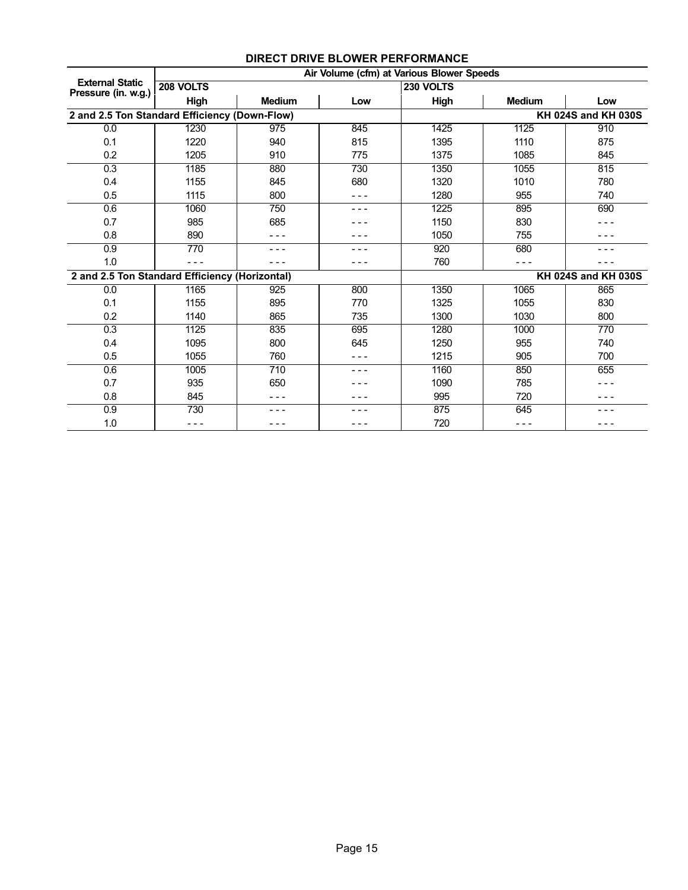## DIRECT DRIVE BLOWER PERFORMANCE

| External Static Pressure (in. w.g.) | Air Volume (cfm) at Various Blower Speeds | | | | | |
|---|---|---|---|---|---|---|
| | 208 VOLTS | | | 230 VOLTS | | |
| | High | Medium | Low | High | Medium | Low |
| **2 and 2.5 Ton Standard Efficiency (Down-Flow)** | | | | | | **KH 024S and KH 030S** |
| 0.0 | 1230 | 975 | 845 | 1425 | 1125 | 910 |
| 0.1 | 1220 | 940 | 815 | 1395 | 1110 | 875 |
| 0.2 | 1205 | 910 | 775 | 1375 | 1085 | 845 |
| 0.3 | 1185 | 880 | 730 | 1350 | 1055 | 815 |
| 0.4 | 1155 | 845 | 680 | 1320 | 1010 | 780 |
| 0.5 | 1115 | 800 | - - - | 1280 | 955 | 740 |
| 0.6 | 1060 | 750 | - - - | 1225 | 895 | 690 |
| 0.7 | 985 | 685 | - - - | 1150 | 830 | - - - |
| 0.8 | 890 | - - - | - - - | 1050 | 755 | - - - |
| 0.9 | 770 | - - - | - - - | 920 | 680 | - - - |
| 1.0 | - - - | - - - | - - - | 760 | - - - | - - - |
| **2 and 2.5 Ton Standard Efficiency (Horizontal)** | | | | | | **KH 024S and KH 030S** |
| 0.0 | 1165 | 925 | 800 | 1350 | 1065 | 865 |
| 0.1 | 1155 | 895 | 770 | 1325 | 1055 | 830 |
| 0.2 | 1140 | 865 | 735 | 1300 | 1030 | 800 |
| 0.3 | 1125 | 835 | 695 | 1280 | 1000 | 770 |
| 0.4 | 1095 | 800 | 645 | 1250 | 955 | 740 |
| 0.5 | 1055 | 760 | - - - | 1215 | 905 | 700 |
| 0.6 | 1005 | 710 | - - - | 1160 | 850 | 655 |
| 0.7 | 935 | 650 | - - - | 1090 | 785 | - - - |
| 0.8 | 845 | - - - | - - - | 995 | 720 | - - - |
| 0.9 | 730 | - - - | - - - | 875 | 645 | - - - |
| 1.0 | - - - | - - - | - - - | 720 | - - - | - - - |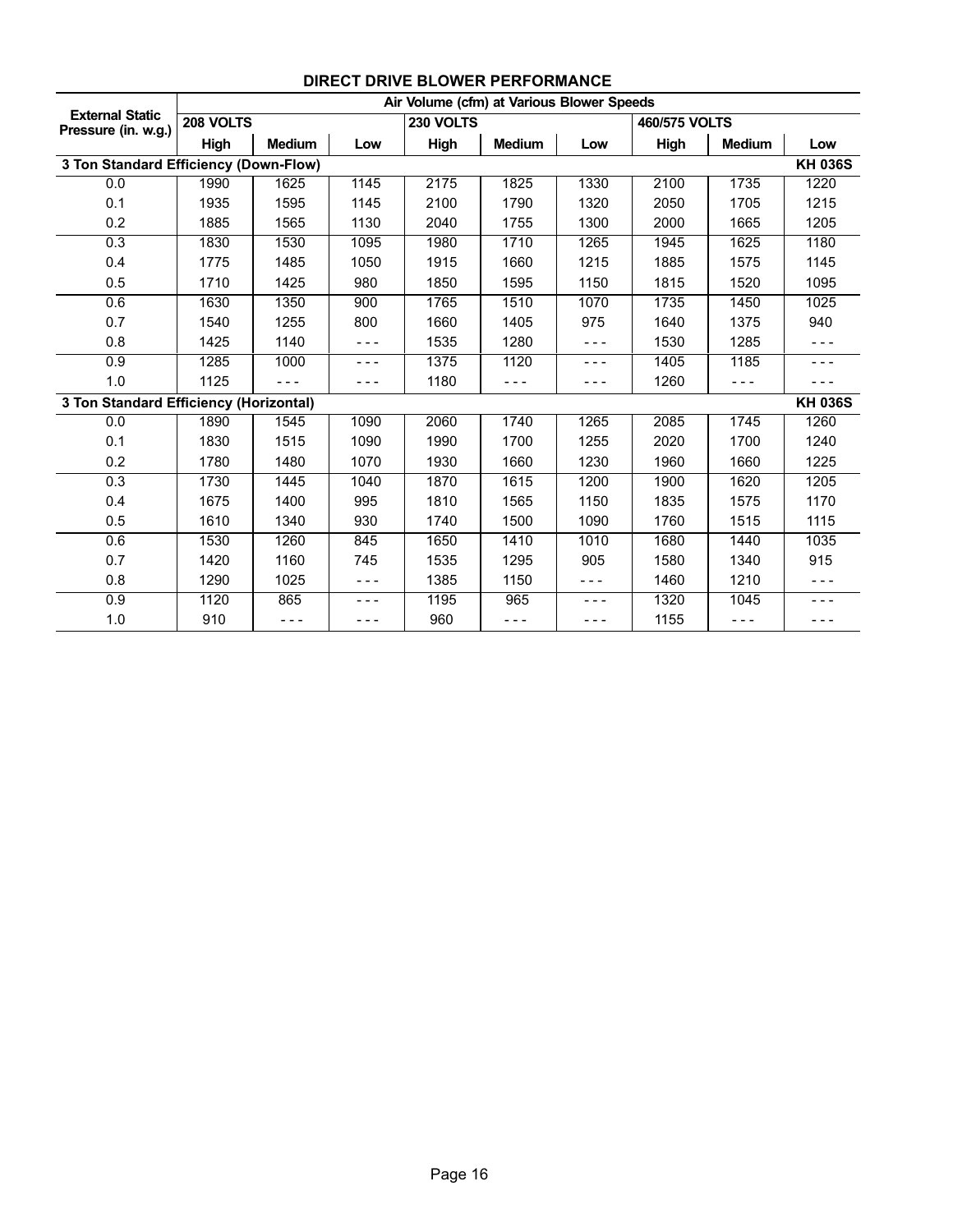## DIRECT DRIVE BLOWER PERFORMANCE

| External Static Pressure (in. w.g.) | Air Volume (cfm) at Various Blower Speeds | | | | | | | | |
|---|---|---|---|---|---|---|---|---|---|
| | 208 VOLTS | | | 230 VOLTS | | | 460/575 VOLTS | | |
| | High | Medium | Low | High | Medium | Low | High | Medium | Low |
| **3 Ton Standard Efficiency (Down-Flow)** | | | | | | | | | **KH 036S** |
| 0.0 | 1990 | 1625 | 1145 | 2175 | 1825 | 1330 | 2100 | 1735 | 1220 |
| 0.1 | 1935 | 1595 | 1145 | 2100 | 1790 | 1320 | 2050 | 1705 | 1215 |
| 0.2 | 1885 | 1565 | 1130 | 2040 | 1755 | 1300 | 2000 | 1665 | 1205 |
| 0.3 | 1830 | 1530 | 1095 | 1980 | 1710 | 1265 | 1945 | 1625 | 1180 |
| 0.4 | 1775 | 1485 | 1050 | 1915 | 1660 | 1215 | 1885 | 1575 | 1145 |
| 0.5 | 1710 | 1425 | 980 | 1850 | 1595 | 1150 | 1815 | 1520 | 1095 |
| 0.6 | 1630 | 1350 | 900 | 1765 | 1510 | 1070 | 1735 | 1450 | 1025 |
| 0.7 | 1540 | 1255 | 800 | 1660 | 1405 | 975 | 1640 | 1375 | 940 |
| 0.8 | 1425 | 1140 | - - - | 1535 | 1280 | - - - | 1530 | 1285 | - - - |
| 0.9 | 1285 | 1000 | - - - | 1375 | 1120 | - - - | 1405 | 1185 | - - - |
| 1.0 | 1125 | - - - | - - - | 1180 | - - - | - - - | 1260 | - - - | - - - |
| **3 Ton Standard Efficiency (Horizontal)** | | | | | | | | | **KH 036S** |
| 0.0 | 1890 | 1545 | 1090 | 2060 | 1740 | 1265 | 2085 | 1745 | 1260 |
| 0.1 | 1830 | 1515 | 1090 | 1990 | 1700 | 1255 | 2020 | 1700 | 1240 |
| 0.2 | 1780 | 1480 | 1070 | 1930 | 1660 | 1230 | 1960 | 1660 | 1225 |
| 0.3 | 1730 | 1445 | 1040 | 1870 | 1615 | 1200 | 1900 | 1620 | 1205 |
| 0.4 | 1675 | 1400 | 995 | 1810 | 1565 | 1150 | 1835 | 1575 | 1170 |
| 0.5 | 1610 | 1340 | 930 | 1740 | 1500 | 1090 | 1760 | 1515 | 1115 |
| 0.6 | 1530 | 1260 | 845 | 1650 | 1410 | 1010 | 1680 | 1440 | 1035 |
| 0.7 | 1420 | 1160 | 745 | 1535 | 1295 | 905 | 1580 | 1340 | 915 |
| 0.8 | 1290 | 1025 | - - - | 1385 | 1150 | - - - | 1460 | 1210 | - - - |
| 0.9 | 1120 | 865 | - - - | 1195 | 965 | - - - | 1320 | 1045 | - - - |
| 1.0 | 910 | - - - | - - - | 960 | - - - | - - - | 1155 | - - - | - - - |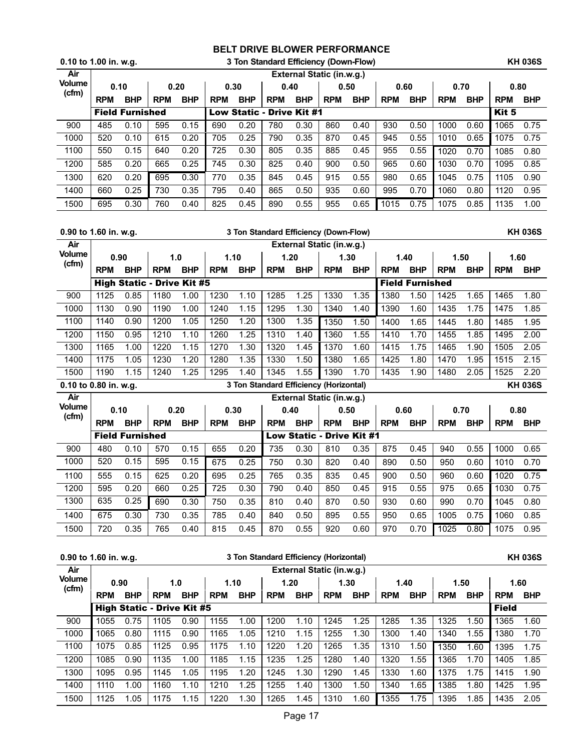# BELT DRIVE BLOWER PERFORMANCE

**0.10 to 1.00 in. w.g. — 3 Ton Standard Efficiency (Down-Flow) — KH 036S**

| Air Volume (cfm) | External Static (in.w.g.) | | | | | | | | | | | | | | | |
|---|---|---|---|---|---|---|---|---|---|---|---|---|---|---|---|---|
| | 0.10 | | 0.20 | | 0.30 | | 0.40 | | 0.50 | | 0.60 | | 0.70 | | 0.80 | |
| | RPM | BHP | RPM | BHP | RPM | BHP | RPM | BHP | RPM | BHP | RPM | BHP | RPM | BHP | RPM | BHP |
| | **Field Furnished** | | | | **Low Static - Drive Kit #1** | | | | | | | | | | **Kit 5** | |
| 900 | 485 | 0.10 | 595 | 0.15 | 690 | 0.20 | 780 | 0.30 | 860 | 0.40 | 930 | 0.50 | 1000 | 0.60 | 1065 | 0.75 |
| 1000 | 520 | 0.10 | 615 | 0.20 | 705 | 0.25 | 790 | 0.35 | 870 | 0.45 | 945 | 0.55 | 1010 | 0.65 | 1075 | 0.75 |
| 1100 | 550 | 0.15 | 640 | 0.20 | 725 | 0.30 | 805 | 0.35 | 885 | 0.45 | 955 | 0.55 | 1020 | 0.70 | 1085 | 0.80 |
| 1200 | 585 | 0.20 | 665 | 0.25 | 745 | 0.30 | 825 | 0.40 | 900 | 0.50 | 965 | 0.60 | 1030 | 0.70 | 1095 | 0.85 |
| 1300 | 620 | 0.20 | 695 | 0.30 | 770 | 0.35 | 845 | 0.45 | 915 | 0.55 | 980 | 0.65 | 1045 | 0.75 | 1105 | 0.90 |
| 1400 | 660 | 0.25 | 730 | 0.35 | 795 | 0.40 | 865 | 0.50 | 935 | 0.60 | 995 | 0.70 | 1060 | 0.80 | 1120 | 0.95 |
| 1500 | 695 | 0.30 | 760 | 0.40 | 825 | 0.45 | 890 | 0.55 | 955 | 0.65 | 1015 | 0.75 | 1075 | 0.85 | 1135 | 1.00 |

**0.90 to 1.60 in. w.g. — 3 Ton Standard Efficiency (Down-Flow) — KH 036S**

| Air Volume (cfm) | External Static (in.w.g.) | | | | | | | | | | | | | | | |
|---|---|---|---|---|---|---|---|---|---|---|---|---|---|---|---|---|
| | 0.90 | | 1.0 | | 1.10 | | 1.20 | | 1.30 | | 1.40 | | 1.50 | | 1.60 | |
| | RPM | BHP | RPM | BHP | RPM | BHP | RPM | BHP | RPM | BHP | RPM | BHP | RPM | BHP | RPM | BHP |
| | **High Static - Drive Kit #5** | | | | | | | | | | **Field Furnished** | | | | | |
| 900 | 1125 | 0.85 | 1180 | 1.00 | 1230 | 1.10 | 1285 | 1.25 | 1330 | 1.35 | 1380 | 1.50 | 1425 | 1.65 | 1465 | 1.80 |
| 1000 | 1130 | 0.90 | 1190 | 1.00 | 1240 | 1.15 | 1295 | 1.30 | 1340 | 1.40 | 1390 | 1.60 | 1435 | 1.75 | 1475 | 1.85 |
| 1100 | 1140 | 0.90 | 1200 | 1.05 | 1250 | 1.20 | 1300 | 1.35 | 1350 | 1.50 | 1400 | 1.65 | 1445 | 1.80 | 1485 | 1.95 |
| 1200 | 1150 | 0.95 | 1210 | 1.10 | 1260 | 1.25 | 1310 | 1.40 | 1360 | 1.55 | 1410 | 1.70 | 1455 | 1.85 | 1495 | 2.00 |
| 1300 | 1165 | 1.00 | 1220 | 1.15 | 1270 | 1.30 | 1320 | 1.45 | 1370 | 1.60 | 1415 | 1.75 | 1465 | 1.90 | 1505 | 2.05 |
| 1400 | 1175 | 1.05 | 1230 | 1.20 | 1280 | 1.35 | 1330 | 1.50 | 1380 | 1.65 | 1425 | 1.80 | 1470 | 1.95 | 1515 | 2.15 |
| 1500 | 1190 | 1.15 | 1240 | 1.25 | 1295 | 1.40 | 1345 | 1.55 | 1390 | 1.70 | 1435 | 1.90 | 1480 | 2.05 | 1525 | 2.20 |

**0.10 to 0.80 in. w.g. — 3 Ton Standard Efficiency (Horizontal) — KH 036S**

| Air Volume (cfm) | External Static (in.w.g.) | | | | | | | | | | | | | | | |
|---|---|---|---|---|---|---|---|---|---|---|---|---|---|---|---|---|
| | 0.10 | | 0.20 | | 0.30 | | 0.40 | | 0.50 | | 0.60 | | 0.70 | | 0.80 | |
| | RPM | BHP | RPM | BHP | RPM | BHP | RPM | BHP | RPM | BHP | RPM | BHP | RPM | BHP | RPM | BHP |
| | **Field Furnished** | | | | | | **Low Static - Drive Kit #1** | | | | | | | | | |
| 900 | 480 | 0.10 | 570 | 0.15 | 655 | 0.20 | 735 | 0.30 | 810 | 0.35 | 875 | 0.45 | 940 | 0.55 | 1000 | 0.65 |
| 1000 | 520 | 0.15 | 595 | 0.15 | 675 | 0.25 | 750 | 0.30 | 820 | 0.40 | 890 | 0.50 | 950 | 0.60 | 1010 | 0.70 |
| 1100 | 555 | 0.15 | 625 | 0.20 | 695 | 0.25 | 765 | 0.35 | 835 | 0.45 | 900 | 0.50 | 960 | 0.60 | 1020 | 0.75 |
| 1200 | 595 | 0.20 | 660 | 0.25 | 725 | 0.30 | 790 | 0.40 | 850 | 0.45 | 915 | 0.55 | 975 | 0.65 | 1030 | 0.75 |
| 1300 | 635 | 0.25 | 690 | 0.30 | 750 | 0.35 | 810 | 0.40 | 870 | 0.50 | 930 | 0.60 | 990 | 0.70 | 1045 | 0.80 |
| 1400 | 675 | 0.30 | 730 | 0.35 | 785 | 0.40 | 840 | 0.50 | 895 | 0.55 | 950 | 0.65 | 1005 | 0.75 | 1060 | 0.85 |
| 1500 | 720 | 0.35 | 765 | 0.40 | 815 | 0.45 | 870 | 0.55 | 920 | 0.60 | 970 | 0.70 | 1025 | 0.80 | 1075 | 0.95 |

**0.90 to 1.60 in. w.g. — 3 Ton Standard Efficiency (Horizontal) — KH 036S**

| Air Volume (cfm) | External Static (in.w.g.) | | | | | | | | | | | | | | | |
|---|---|---|---|---|---|---|---|---|---|---|---|---|---|---|---|---|
| | 0.90 | | 1.0 | | 1.10 | | 1.20 | | 1.30 | | 1.40 | | 1.50 | | 1.60 | |
| | RPM | BHP | RPM | BHP | RPM | BHP | RPM | BHP | RPM | BHP | RPM | BHP | RPM | BHP | RPM | BHP |
| | **High Static - Drive Kit #5** | | | | | | | | | | | | | | **Field** | |
| 900 | 1055 | 0.75 | 1105 | 0.90 | 1155 | 1.00 | 1200 | 1.10 | 1245 | 1.25 | 1285 | 1.35 | 1325 | 1.50 | 1365 | 1.60 |
| 1000 | 1065 | 0.80 | 1115 | 0.90 | 1165 | 1.05 | 1210 | 1.15 | 1255 | 1.30 | 1300 | 1.40 | 1340 | 1.55 | 1380 | 1.70 |
| 1100 | 1075 | 0.85 | 1125 | 0.95 | 1175 | 1.10 | 1220 | 1.20 | 1265 | 1.35 | 1310 | 1.50 | 1350 | 1.60 | 1395 | 1.75 |
| 1200 | 1085 | 0.90 | 1135 | 1.00 | 1185 | 1.15 | 1235 | 1.25 | 1280 | 1.40 | 1320 | 1.55 | 1365 | 1.70 | 1405 | 1.85 |
| 1300 | 1095 | 0.95 | 1145 | 1.05 | 1195 | 1.20 | 1245 | 1.30 | 1290 | 1.45 | 1330 | 1.60 | 1375 | 1.75 | 1415 | 1.90 |
| 1400 | 1110 | 1.00 | 1160 | 1.10 | 1210 | 1.25 | 1255 | 1.40 | 1300 | 1.50 | 1340 | 1.65 | 1385 | 1.80 | 1425 | 1.95 |
| 1500 | 1125 | 1.05 | 1175 | 1.15 | 1220 | 1.30 | 1265 | 1.45 | 1310 | 1.60 | 1355 | 1.75 | 1395 | 1.85 | 1435 | 2.05 |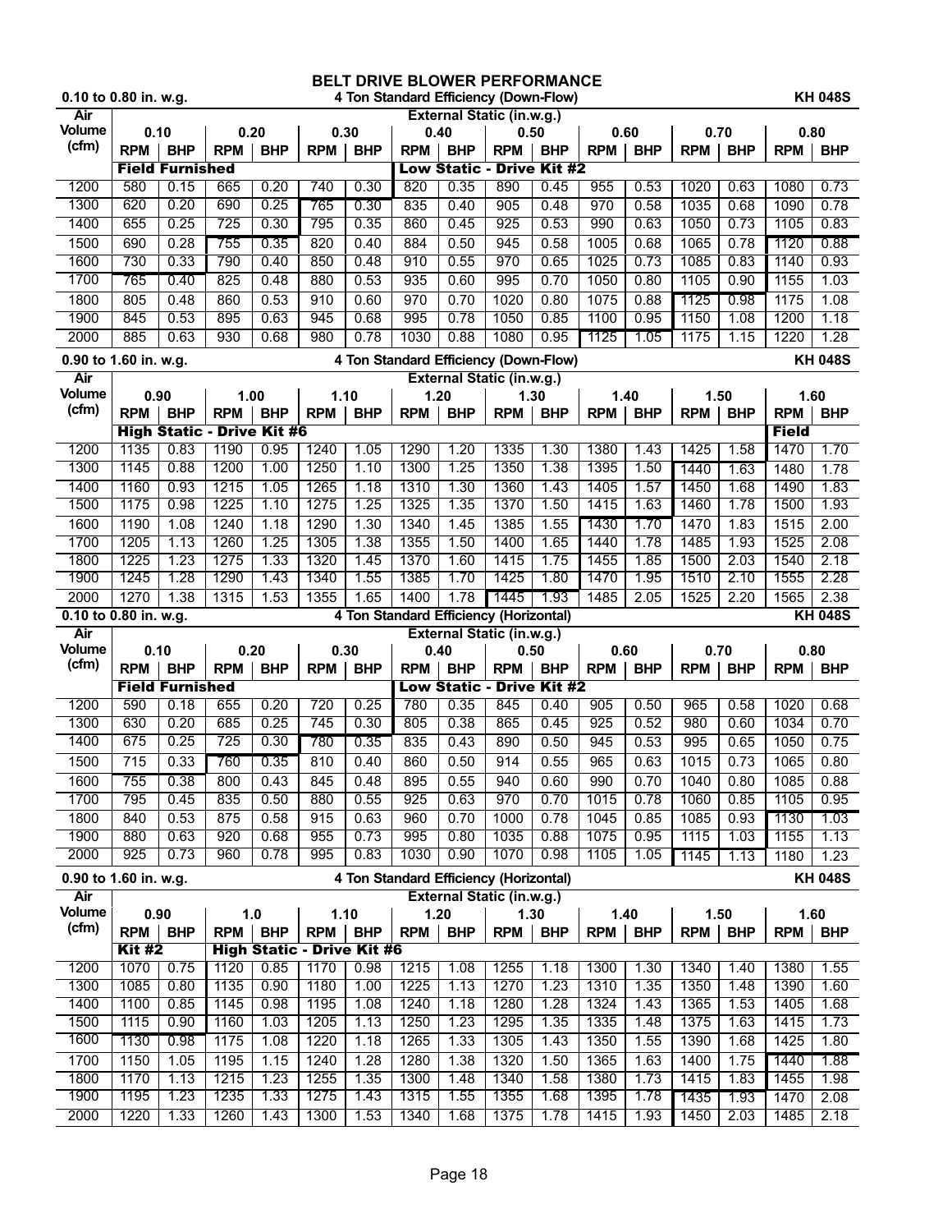# BELT DRIVE BLOWER PERFORMANCE

**0.10 to 0.80 in. w.g. — 4 Ton Standard Efficiency (Down-Flow) — KH 048S**

| Air Volume (cfm) | External Static (in.w.g.) | | | | | | | | | | | | | | | |
|---|---|---|---|---|---|---|---|---|---|---|---|---|---|---|---|---|
| | 0.10 | | 0.20 | | 0.30 | | 0.40 | | 0.50 | | 0.60 | | 0.70 | | 0.80 | |
| | RPM | BHP | RPM | BHP | RPM | BHP | RPM | BHP | RPM | BHP | RPM | BHP | RPM | BHP | RPM | BHP |
| | **Field Furnished** | | | | | | **Low Static - Drive Kit #2** | | | | | | | | | |
| 1200 | 580 | 0.15 | 665 | 0.20 | 740 | 0.30 | 820 | 0.35 | 890 | 0.45 | 955 | 0.53 | 1020 | 0.63 | 1080 | 0.73 |
| 1300 | 620 | 0.20 | 690 | 0.25 | 765 | 0.30 | 835 | 0.40 | 905 | 0.48 | 970 | 0.58 | 1035 | 0.68 | 1090 | 0.78 |
| 1400 | 655 | 0.25 | 725 | 0.30 | 795 | 0.35 | 860 | 0.45 | 925 | 0.53 | 990 | 0.63 | 1050 | 0.73 | 1105 | 0.83 |
| 1500 | 690 | 0.28 | 755 | 0.35 | 820 | 0.40 | 884 | 0.50 | 945 | 0.58 | 1005 | 0.68 | 1065 | 0.78 | 1120 | 0.88 |
| 1600 | 730 | 0.33 | 790 | 0.40 | 850 | 0.48 | 910 | 0.55 | 970 | 0.65 | 1025 | 0.73 | 1085 | 0.83 | 1140 | 0.93 |
| 1700 | 765 | 0.40 | 825 | 0.48 | 880 | 0.53 | 935 | 0.60 | 995 | 0.70 | 1050 | 0.80 | 1105 | 0.90 | 1155 | 1.03 |
| 1800 | 805 | 0.48 | 860 | 0.53 | 910 | 0.60 | 970 | 0.70 | 1020 | 0.80 | 1075 | 0.88 | 1125 | 0.98 | 1175 | 1.08 |
| 1900 | 845 | 0.53 | 895 | 0.63 | 945 | 0.68 | 995 | 0.78 | 1050 | 0.85 | 1100 | 0.95 | 1150 | 1.08 | 1200 | 1.18 |
| 2000 | 885 | 0.63 | 930 | 0.68 | 980 | 0.78 | 1030 | 0.88 | 1080 | 0.95 | 1125 | 1.05 | 1175 | 1.15 | 1220 | 1.28 |

**0.90 to 1.60 in. w.g. — 4 Ton Standard Efficiency (Down-Flow) — KH 048S**

| Air Volume (cfm) | External Static (in.w.g.) | | | | | | | | | | | | | | | |
|---|---|---|---|---|---|---|---|---|---|---|---|---|---|---|---|---|
| | 0.90 | | 1.00 | | 1.10 | | 1.20 | | 1.30 | | 1.40 | | 1.50 | | 1.60 | |
| | RPM | BHP | RPM | BHP | RPM | BHP | RPM | BHP | RPM | BHP | RPM | BHP | RPM | BHP | RPM | BHP |
| | **High Static - Drive Kit #6** | | | | | | | | | | | | | | **Field** | |
| 1200 | 1135 | 0.83 | 1190 | 0.95 | 1240 | 1.05 | 1290 | 1.20 | 1335 | 1.30 | 1380 | 1.43 | 1425 | 1.58 | 1470 | 1.70 |
| 1300 | 1145 | 0.88 | 1200 | 1.00 | 1250 | 1.10 | 1300 | 1.25 | 1350 | 1.38 | 1395 | 1.50 | 1440 | 1.63 | 1480 | 1.78 |
| 1400 | 1160 | 0.93 | 1215 | 1.05 | 1265 | 1.18 | 1310 | 1.30 | 1360 | 1.43 | 1405 | 1.57 | 1450 | 1.68 | 1490 | 1.83 |
| 1500 | 1175 | 0.98 | 1225 | 1.10 | 1275 | 1.25 | 1325 | 1.35 | 1370 | 1.50 | 1415 | 1.63 | 1460 | 1.78 | 1500 | 1.93 |
| 1600 | 1190 | 1.08 | 1240 | 1.18 | 1290 | 1.30 | 1340 | 1.45 | 1385 | 1.55 | 1430 | 1.70 | 1470 | 1.83 | 1515 | 2.00 |
| 1700 | 1205 | 1.13 | 1260 | 1.25 | 1305 | 1.38 | 1355 | 1.50 | 1400 | 1.65 | 1440 | 1.78 | 1485 | 1.93 | 1525 | 2.08 |
| 1800 | 1225 | 1.23 | 1275 | 1.33 | 1320 | 1.45 | 1370 | 1.60 | 1415 | 1.75 | 1455 | 1.85 | 1500 | 2.03 | 1540 | 2.18 |
| 1900 | 1245 | 1.28 | 1290 | 1.43 | 1340 | 1.55 | 1385 | 1.70 | 1425 | 1.80 | 1470 | 1.95 | 1510 | 2.10 | 1555 | 2.28 |
| 2000 | 1270 | 1.38 | 1315 | 1.53 | 1355 | 1.65 | 1400 | 1.78 | 1445 | 1.93 | 1485 | 2.05 | 1525 | 2.20 | 1565 | 2.38 |

**0.10 to 0.80 in. w.g. — 4 Ton Standard Efficiency (Horizontal) — KH 048S**

| Air Volume (cfm) | External Static (in.w.g.) | | | | | | | | | | | | | | | |
|---|---|---|---|---|---|---|---|---|---|---|---|---|---|---|---|---|
| | 0.10 | | 0.20 | | 0.30 | | 0.40 | | 0.50 | | 0.60 | | 0.70 | | 0.80 | |
| | RPM | BHP | RPM | BHP | RPM | BHP | RPM | BHP | RPM | BHP | RPM | BHP | RPM | BHP | RPM | BHP |
| | **Field Furnished** | | | | | | **Low Static - Drive Kit #2** | | | | | | | | | |
| 1200 | 590 | 0.18 | 655 | 0.20 | 720 | 0.25 | 780 | 0.35 | 845 | 0.40 | 905 | 0.50 | 965 | 0.58 | 1020 | 0.68 |
| 1300 | 630 | 0.20 | 685 | 0.25 | 745 | 0.30 | 805 | 0.38 | 865 | 0.45 | 925 | 0.52 | 980 | 0.60 | 1034 | 0.70 |
| 1400 | 675 | 0.25 | 725 | 0.30 | 780 | 0.35 | 835 | 0.43 | 890 | 0.50 | 945 | 0.53 | 995 | 0.65 | 1050 | 0.75 |
| 1500 | 715 | 0.33 | 760 | 0.35 | 810 | 0.40 | 860 | 0.50 | 914 | 0.55 | 965 | 0.63 | 1015 | 0.73 | 1065 | 0.80 |
| 1600 | 755 | 0.38 | 800 | 0.43 | 845 | 0.48 | 895 | 0.55 | 940 | 0.60 | 990 | 0.70 | 1040 | 0.80 | 1085 | 0.88 |
| 1700 | 795 | 0.45 | 835 | 0.50 | 880 | 0.55 | 925 | 0.63 | 970 | 0.70 | 1015 | 0.78 | 1060 | 0.85 | 1105 | 0.95 |
| 1800 | 840 | 0.53 | 875 | 0.58 | 915 | 0.63 | 960 | 0.70 | 1000 | 0.78 | 1045 | 0.85 | 1085 | 0.93 | 1130 | 1.03 |
| 1900 | 880 | 0.63 | 920 | 0.68 | 955 | 0.73 | 995 | 0.80 | 1035 | 0.88 | 1075 | 0.95 | 1115 | 1.03 | 1155 | 1.13 |
| 2000 | 925 | 0.73 | 960 | 0.78 | 995 | 0.83 | 1030 | 0.90 | 1070 | 0.98 | 1105 | 1.05 | 1145 | 1.13 | 1180 | 1.23 |

**0.90 to 1.60 in. w.g. — 4 Ton Standard Efficiency (Horizontal) — KH 048S**

| Air Volume (cfm) | External Static (in.w.g.) | | | | | | | | | | | | | | | |
|---|---|---|---|---|---|---|---|---|---|---|---|---|---|---|---|---|
| | 0.90 | | 1.0 | | 1.10 | | 1.20 | | 1.30 | | 1.40 | | 1.50 | | 1.60 | |
| | RPM | BHP | RPM | BHP | RPM | BHP | RPM | BHP | RPM | BHP | RPM | BHP | RPM | BHP | RPM | BHP |
| | **Kit #2** | | **High Static - Drive Kit #6** | | | | | | | | | | | | | |
| 1200 | 1070 | 0.75 | 1120 | 0.85 | 1170 | 0.98 | 1215 | 1.08 | 1255 | 1.18 | 1300 | 1.30 | 1340 | 1.40 | 1380 | 1.55 |
| 1300 | 1085 | 0.80 | 1135 | 0.90 | 1180 | 1.00 | 1225 | 1.13 | 1270 | 1.23 | 1310 | 1.35 | 1350 | 1.48 | 1390 | 1.60 |
| 1400 | 1100 | 0.85 | 1145 | 0.98 | 1195 | 1.08 | 1240 | 1.18 | 1280 | 1.28 | 1324 | 1.43 | 1365 | 1.53 | 1405 | 1.68 |
| 1500 | 1115 | 0.90 | 1160 | 1.03 | 1205 | 1.13 | 1250 | 1.23 | 1295 | 1.35 | 1335 | 1.48 | 1375 | 1.63 | 1415 | 1.73 |
| 1600 | 1130 | 0.98 | 1175 | 1.08 | 1220 | 1.18 | 1265 | 1.33 | 1305 | 1.43 | 1350 | 1.55 | 1390 | 1.68 | 1425 | 1.80 |
| 1700 | 1150 | 1.05 | 1195 | 1.15 | 1240 | 1.28 | 1280 | 1.38 | 1320 | 1.50 | 1365 | 1.63 | 1400 | 1.75 | 1440 | 1.88 |
| 1800 | 1170 | 1.13 | 1215 | 1.23 | 1255 | 1.35 | 1300 | 1.48 | 1340 | 1.58 | 1380 | 1.73 | 1415 | 1.83 | 1455 | 1.98 |
| 1900 | 1195 | 1.23 | 1235 | 1.33 | 1275 | 1.43 | 1315 | 1.55 | 1355 | 1.68 | 1395 | 1.78 | 1435 | 1.93 | 1470 | 2.08 |
| 2000 | 1220 | 1.33 | 1260 | 1.43 | 1300 | 1.53 | 1340 | 1.68 | 1375 | 1.78 | 1415 | 1.93 | 1450 | 2.03 | 1485 | 2.18 |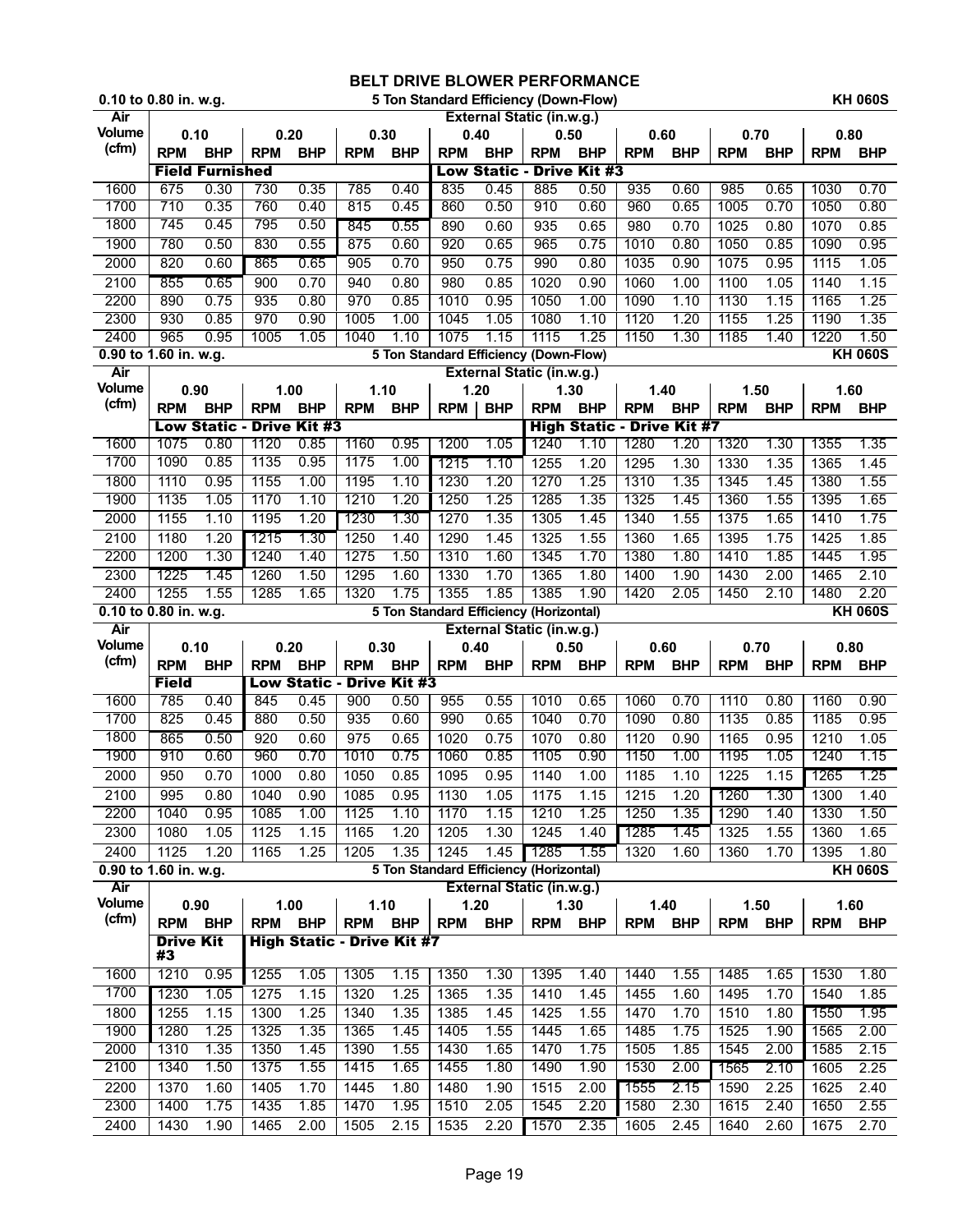# BELT DRIVE BLOWER PERFORMANCE

**0.10 to 0.80 in. w.g. — 5 Ton Standard Efficiency (Down-Flow) — KH 060S**

| Air Volume (cfm) | External Static (in.w.g.) | | | | | | | | | | | | | | | |
|---|---|---|---|---|---|---|---|---|---|---|---|---|---|---|---|---|
| | 0.10 | | 0.20 | | 0.30 | | 0.40 | | 0.50 | | 0.60 | | 0.70 | | 0.80 | |
| | RPM | BHP | RPM | BHP | RPM | BHP | RPM | BHP | RPM | BHP | RPM | BHP | RPM | BHP | RPM | BHP |
| | **Field Furnished** | | | | | | **Low Static - Drive Kit #3** | | | | | | | | | |
| 1600 | 675 | 0.30 | 730 | 0.35 | 785 | 0.40 | 835 | 0.45 | 885 | 0.50 | 935 | 0.60 | 985 | 0.65 | 1030 | 0.70 |
| 1700 | 710 | 0.35 | 760 | 0.40 | 815 | 0.45 | 860 | 0.50 | 910 | 0.60 | 960 | 0.65 | 1005 | 0.70 | 1050 | 0.80 |
| 1800 | 745 | 0.45 | 795 | 0.50 | 845 | 0.55 | 890 | 0.60 | 935 | 0.65 | 980 | 0.70 | 1025 | 0.80 | 1070 | 0.85 |
| 1900 | 780 | 0.50 | 830 | 0.55 | 875 | 0.60 | 920 | 0.65 | 965 | 0.75 | 1010 | 0.80 | 1050 | 0.85 | 1090 | 0.95 |
| 2000 | 820 | 0.60 | 865 | 0.65 | 905 | 0.70 | 950 | 0.75 | 990 | 0.80 | 1035 | 0.90 | 1075 | 0.95 | 1115 | 1.05 |
| 2100 | 855 | 0.65 | 900 | 0.70 | 940 | 0.80 | 980 | 0.85 | 1020 | 0.90 | 1060 | 1.00 | 1100 | 1.05 | 1140 | 1.15 |
| 2200 | 890 | 0.75 | 935 | 0.80 | 970 | 0.85 | 1010 | 0.95 | 1050 | 1.00 | 1090 | 1.10 | 1130 | 1.15 | 1165 | 1.25 |
| 2300 | 930 | 0.85 | 970 | 0.90 | 1005 | 1.00 | 1045 | 1.05 | 1080 | 1.10 | 1120 | 1.20 | 1155 | 1.25 | 1190 | 1.35 |
| 2400 | 965 | 0.95 | 1005 | 1.05 | 1040 | 1.10 | 1075 | 1.15 | 1115 | 1.25 | 1150 | 1.30 | 1185 | 1.40 | 1220 | 1.50 |

**0.90 to 1.60 in. w.g. — 5 Ton Standard Efficiency (Down-Flow) — KH 060S**

| Air Volume (cfm) | External Static (in.w.g.) | | | | | | | | | | | | | | | |
|---|---|---|---|---|---|---|---|---|---|---|---|---|---|---|---|---|
| | 0.90 | | 1.00 | | 1.10 | | 1.20 | | 1.30 | | 1.40 | | 1.50 | | 1.60 | |
| | RPM | BHP | RPM | BHP | RPM | BHP | RPM | BHP | RPM | BHP | RPM | BHP | RPM | BHP | RPM | BHP |
| | **Low Static - Drive Kit #3** | | | | | | | | **High Static - Drive Kit #7** | | | | | | | |
| 1600 | 1075 | 0.80 | 1120 | 0.85 | 1160 | 0.95 | 1200 | 1.05 | 1240 | 1.10 | 1280 | 1.20 | 1320 | 1.30 | 1355 | 1.35 |
| 1700 | 1090 | 0.85 | 1135 | 0.95 | 1175 | 1.00 | 1215 | 1.10 | 1255 | 1.20 | 1295 | 1.30 | 1330 | 1.35 | 1365 | 1.45 |
| 1800 | 1110 | 0.95 | 1155 | 1.00 | 1195 | 1.10 | 1230 | 1.20 | 1270 | 1.25 | 1310 | 1.35 | 1345 | 1.45 | 1380 | 1.55 |
| 1900 | 1135 | 1.05 | 1170 | 1.10 | 1210 | 1.20 | 1250 | 1.25 | 1285 | 1.35 | 1325 | 1.45 | 1360 | 1.55 | 1395 | 1.65 |
| 2000 | 1155 | 1.10 | 1195 | 1.20 | 1230 | 1.30 | 1270 | 1.35 | 1305 | 1.45 | 1340 | 1.55 | 1375 | 1.65 | 1410 | 1.75 |
| 2100 | 1180 | 1.20 | 1215 | 1.30 | 1250 | 1.40 | 1290 | 1.45 | 1325 | 1.55 | 1360 | 1.65 | 1395 | 1.75 | 1425 | 1.85 |
| 2200 | 1200 | 1.30 | 1240 | 1.40 | 1275 | 1.50 | 1310 | 1.60 | 1345 | 1.70 | 1380 | 1.80 | 1410 | 1.85 | 1445 | 1.95 |
| 2300 | 1225 | 1.45 | 1260 | 1.50 | 1295 | 1.60 | 1330 | 1.70 | 1365 | 1.80 | 1400 | 1.90 | 1430 | 2.00 | 1465 | 2.10 |
| 2400 | 1255 | 1.55 | 1285 | 1.65 | 1320 | 1.75 | 1355 | 1.85 | 1385 | 1.90 | 1420 | 2.05 | 1450 | 2.10 | 1480 | 2.20 |

**0.10 to 0.80 in. w.g. — 5 Ton Standard Efficiency (Horizontal) — KH 060S**

| Air Volume (cfm) | External Static (in.w.g.) | | | | | | | | | | | | | | | |
|---|---|---|---|---|---|---|---|---|---|---|---|---|---|---|---|---|
| | 0.10 | | 0.20 | | 0.30 | | 0.40 | | 0.50 | | 0.60 | | 0.70 | | 0.80 | |
| | RPM | BHP | RPM | BHP | RPM | BHP | RPM | BHP | RPM | BHP | RPM | BHP | RPM | BHP | RPM | BHP |
| | **Field** | | **Low Static - Drive Kit #3** | | | | | | | | | | | | | |
| 1600 | 785 | 0.40 | 845 | 0.45 | 900 | 0.50 | 955 | 0.55 | 1010 | 0.65 | 1060 | 0.70 | 1110 | 0.80 | 1160 | 0.90 |
| 1700 | 825 | 0.45 | 880 | 0.50 | 935 | 0.60 | 990 | 0.65 | 1040 | 0.70 | 1090 | 0.80 | 1135 | 0.85 | 1185 | 0.95 |
| 1800 | 865 | 0.50 | 920 | 0.60 | 975 | 0.65 | 1020 | 0.75 | 1070 | 0.80 | 1120 | 0.90 | 1165 | 0.95 | 1210 | 1.05 |
| 1900 | 910 | 0.60 | 960 | 0.70 | 1010 | 0.75 | 1060 | 0.85 | 1105 | 0.90 | 1150 | 1.00 | 1195 | 1.05 | 1240 | 1.15 |
| 2000 | 950 | 0.70 | 1000 | 0.80 | 1050 | 0.85 | 1095 | 0.95 | 1140 | 1.00 | 1185 | 1.10 | 1225 | 1.15 | 1265 | 1.25 |
| 2100 | 995 | 0.80 | 1040 | 0.90 | 1085 | 0.95 | 1130 | 1.05 | 1175 | 1.15 | 1215 | 1.20 | 1260 | 1.30 | 1300 | 1.40 |
| 2200 | 1040 | 0.95 | 1085 | 1.00 | 1125 | 1.10 | 1170 | 1.15 | 1210 | 1.25 | 1250 | 1.35 | 1290 | 1.40 | 1330 | 1.50 |
| 2300 | 1080 | 1.05 | 1125 | 1.15 | 1165 | 1.20 | 1205 | 1.30 | 1245 | 1.40 | 1285 | 1.45 | 1325 | 1.55 | 1360 | 1.65 |
| 2400 | 1125 | 1.20 | 1165 | 1.25 | 1205 | 1.35 | 1245 | 1.45 | 1285 | 1.55 | 1320 | 1.60 | 1360 | 1.70 | 1395 | 1.80 |

**0.90 to 1.60 in. w.g. — 5 Ton Standard Efficiency (Horizontal) — KH 060S**

| Air Volume (cfm) | External Static (in.w.g.) | | | | | | | | | | | | | | | |
|---|---|---|---|---|---|---|---|---|---|---|---|---|---|---|---|---|
| | 0.90 | | 1.00 | | 1.10 | | 1.20 | | 1.30 | | 1.40 | | 1.50 | | 1.60 | |
| | RPM | BHP | RPM | BHP | RPM | BHP | RPM | BHP | RPM | BHP | RPM | BHP | RPM | BHP | RPM | BHP |
| | **Drive Kit #3** | | **High Static - Drive Kit #7** | | | | | | | | | | | | | |
| 1600 | 1210 | 0.95 | 1255 | 1.05 | 1305 | 1.15 | 1350 | 1.30 | 1395 | 1.40 | 1440 | 1.55 | 1485 | 1.65 | 1530 | 1.80 |
| 1700 | 1230 | 1.05 | 1275 | 1.15 | 1320 | 1.25 | 1365 | 1.35 | 1410 | 1.45 | 1455 | 1.60 | 1495 | 1.70 | 1540 | 1.85 |
| 1800 | 1255 | 1.15 | 1300 | 1.25 | 1340 | 1.35 | 1385 | 1.45 | 1425 | 1.55 | 1470 | 1.70 | 1510 | 1.80 | 1550 | 1.95 |
| 1900 | 1280 | 1.25 | 1325 | 1.35 | 1365 | 1.45 | 1405 | 1.55 | 1445 | 1.65 | 1485 | 1.75 | 1525 | 1.90 | 1565 | 2.00 |
| 2000 | 1310 | 1.35 | 1350 | 1.45 | 1390 | 1.55 | 1430 | 1.65 | 1470 | 1.75 | 1505 | 1.85 | 1545 | 2.00 | 1585 | 2.15 |
| 2100 | 1340 | 1.50 | 1375 | 1.55 | 1415 | 1.65 | 1455 | 1.80 | 1490 | 1.90 | 1530 | 2.00 | 1565 | 2.10 | 1605 | 2.25 |
| 2200 | 1370 | 1.60 | 1405 | 1.70 | 1445 | 1.80 | 1480 | 1.90 | 1515 | 2.00 | 1555 | 2.15 | 1590 | 2.25 | 1625 | 2.40 |
| 2300 | 1400 | 1.75 | 1435 | 1.85 | 1470 | 1.95 | 1510 | 2.05 | 1545 | 2.20 | 1580 | 2.30 | 1615 | 2.40 | 1650 | 2.55 |
| 2400 | 1430 | 1.90 | 1465 | 2.00 | 1505 | 2.15 | 1535 | 2.20 | 1570 | 2.35 | 1605 | 2.45 | 1640 | 2.60 | 1675 | 2.70 |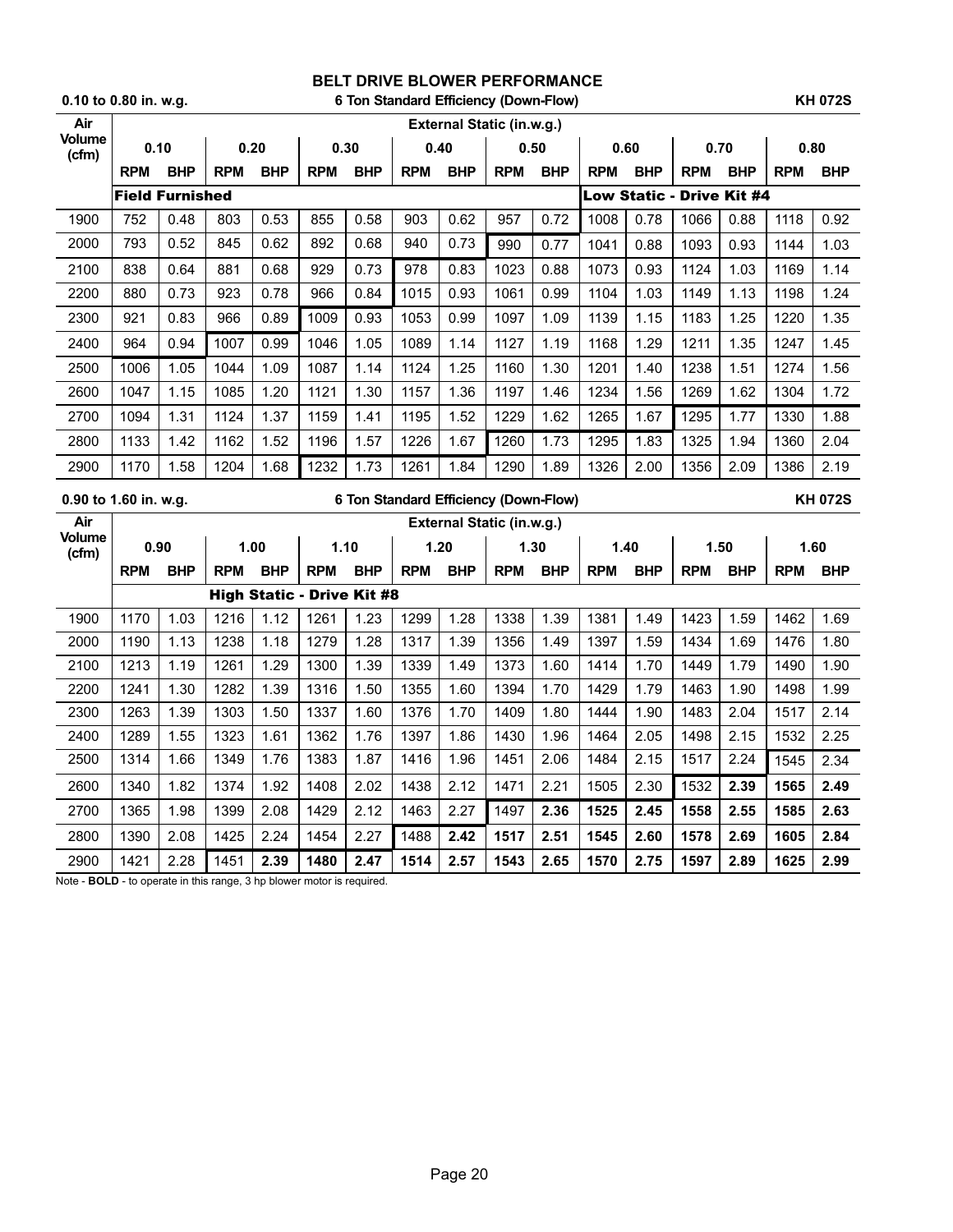# BELT DRIVE BLOWER PERFORMANCE

**0.10 to 0.80 in. w.g.** — **6 Ton Standard Efficiency (Down-Flow)** — **KH 072S**

| Air Volume (cfm) | External Static (in.w.g.) | | | | | | | | | | | | | | | |
|---|---|---|---|---|---|---|---|---|---|---|---|---|---|---|---|---|
| | 0.10 | | 0.20 | | 0.30 | | 0.40 | | 0.50 | | 0.60 | | 0.70 | | 0.80 | |
| | RPM | BHP | RPM | BHP | RPM | BHP | RPM | BHP | RPM | BHP | RPM | BHP | RPM | BHP | RPM | BHP |
| | **Field Furnished** | | | | | | | | | | **Low Static - Drive Kit #4** | | | | | |
| 1900 | 752 | 0.48 | 803 | 0.53 | 855 | 0.58 | 903 | 0.62 | 957 | 0.72 | 1008 | 0.78 | 1066 | 0.88 | 1118 | 0.92 |
| 2000 | 793 | 0.52 | 845 | 0.62 | 892 | 0.68 | 940 | 0.73 | 990 | 0.77 | 1041 | 0.88 | 1093 | 0.93 | 1144 | 1.03 |
| 2100 | 838 | 0.64 | 881 | 0.68 | 929 | 0.73 | 978 | 0.83 | 1023 | 0.88 | 1073 | 0.93 | 1124 | 1.03 | 1169 | 1.14 |
| 2200 | 880 | 0.73 | 923 | 0.78 | 966 | 0.84 | 1015 | 0.93 | 1061 | 0.99 | 1104 | 1.03 | 1149 | 1.13 | 1198 | 1.24 |
| 2300 | 921 | 0.83 | 966 | 0.89 | 1009 | 0.93 | 1053 | 0.99 | 1097 | 1.09 | 1139 | 1.15 | 1183 | 1.25 | 1220 | 1.35 |
| 2400 | 964 | 0.94 | 1007 | 0.99 | 1046 | 1.05 | 1089 | 1.14 | 1127 | 1.19 | 1168 | 1.29 | 1211 | 1.35 | 1247 | 1.45 |
| 2500 | 1006 | 1.05 | 1044 | 1.09 | 1087 | 1.14 | 1124 | 1.25 | 1160 | 1.30 | 1201 | 1.40 | 1238 | 1.51 | 1274 | 1.56 |
| 2600 | 1047 | 1.15 | 1085 | 1.20 | 1121 | 1.30 | 1157 | 1.36 | 1197 | 1.46 | 1234 | 1.56 | 1269 | 1.62 | 1304 | 1.72 |
| 2700 | 1094 | 1.31 | 1124 | 1.37 | 1159 | 1.41 | 1195 | 1.52 | 1229 | 1.62 | 1265 | 1.67 | 1295 | 1.77 | 1330 | 1.88 |
| 2800 | 1133 | 1.42 | 1162 | 1.52 | 1196 | 1.57 | 1226 | 1.67 | 1260 | 1.73 | 1295 | 1.83 | 1325 | 1.94 | 1360 | 2.04 |
| 2900 | 1170 | 1.58 | 1204 | 1.68 | 1232 | 1.73 | 1261 | 1.84 | 1290 | 1.89 | 1326 | 2.00 | 1356 | 2.09 | 1386 | 2.19 |

**0.90 to 1.60 in. w.g.** — **6 Ton Standard Efficiency (Down-Flow)** — **KH 072S**

| Air Volume (cfm) | External Static (in.w.g.) | | | | | | | | | | | | | | | |
|---|---|---|---|---|---|---|---|---|---|---|---|---|---|---|---|---|
| | 0.90 | | 1.00 | | 1.10 | | 1.20 | | 1.30 | | 1.40 | | 1.50 | | 1.60 | |
| | RPM | BHP | RPM | BHP | RPM | BHP | RPM | BHP | RPM | BHP | RPM | BHP | RPM | BHP | RPM | BHP |
| | | | **High Static - Drive Kit #8** | | | | | | | | | | | | | |
| 1900 | 1170 | 1.03 | 1216 | 1.12 | 1261 | 1.23 | 1299 | 1.28 | 1338 | 1.39 | 1381 | 1.49 | 1423 | 1.59 | 1462 | 1.69 |
| 2000 | 1190 | 1.13 | 1238 | 1.18 | 1279 | 1.28 | 1317 | 1.39 | 1356 | 1.49 | 1397 | 1.59 | 1434 | 1.69 | 1476 | 1.80 |
| 2100 | 1213 | 1.19 | 1261 | 1.29 | 1300 | 1.39 | 1339 | 1.49 | 1373 | 1.60 | 1414 | 1.70 | 1449 | 1.79 | 1490 | 1.90 |
| 2200 | 1241 | 1.30 | 1282 | 1.39 | 1316 | 1.50 | 1355 | 1.60 | 1394 | 1.70 | 1429 | 1.79 | 1463 | 1.90 | 1498 | 1.99 |
| 2300 | 1263 | 1.39 | 1303 | 1.50 | 1337 | 1.60 | 1376 | 1.70 | 1409 | 1.80 | 1444 | 1.90 | 1483 | 2.04 | 1517 | 2.14 |
| 2400 | 1289 | 1.55 | 1323 | 1.61 | 1362 | 1.76 | 1397 | 1.86 | 1430 | 1.96 | 1464 | 2.05 | 1498 | 2.15 | 1532 | 2.25 |
| 2500 | 1314 | 1.66 | 1349 | 1.76 | 1383 | 1.87 | 1416 | 1.96 | 1451 | 2.06 | 1484 | 2.15 | 1517 | 2.24 | 1545 | 2.34 |
| 2600 | 1340 | 1.82 | 1374 | 1.92 | 1408 | 2.02 | 1438 | 2.12 | 1471 | 2.21 | 1505 | 2.30 | 1532 | **2.39** | **1565** | **2.49** |
| 2700 | 1365 | 1.98 | 1399 | 2.08 | 1429 | 2.12 | 1463 | 2.27 | 1497 | **2.36** | **1525** | **2.45** | **1558** | **2.55** | **1585** | **2.63** |
| 2800 | 1390 | 2.08 | 1425 | 2.24 | 1454 | 2.27 | 1488 | **2.42** | **1517** | **2.51** | **1545** | **2.60** | **1578** | **2.69** | **1605** | **2.84** |
| 2900 | 1421 | 2.28 | 1451 | **2.39** | **1480** | **2.47** | **1514** | **2.57** | **1543** | **2.65** | **1570** | **2.75** | **1597** | **2.89** | **1625** | **2.99** |

Note - **BOLD** - to operate in this range, 3 hp blower motor is required.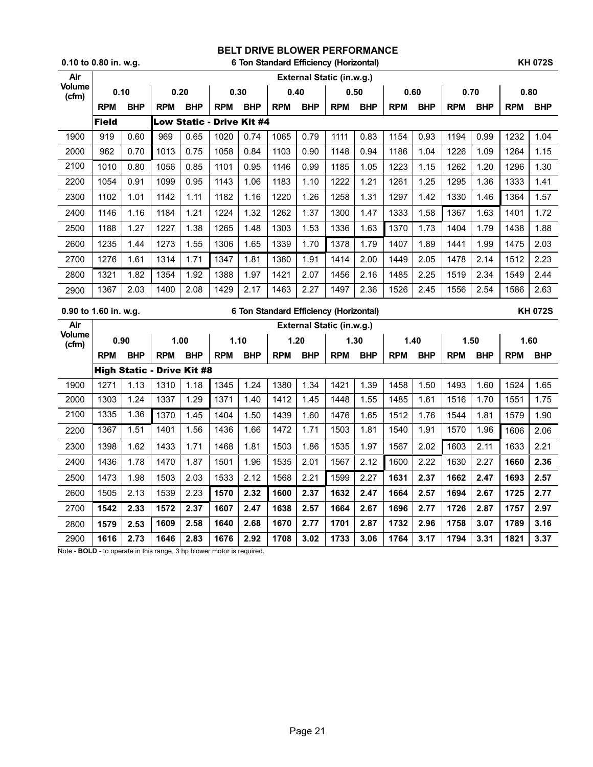# BELT DRIVE BLOWER PERFORMANCE

**0.10 to 0.80 in. w.g.** — **6 Ton Standard Efficiency (Horizontal)** — **KH 072S**

| Air Volume (cfm) | External Static (in.w.g.) | | | | | | | | | | | | | | | |
|---|---|---|---|---|---|---|---|---|---|---|---|---|---|---|---|---|
| | 0.10 | | 0.20 | | 0.30 | | 0.40 | | 0.50 | | 0.60 | | 0.70 | | 0.80 | |
| | RPM | BHP | RPM | BHP | RPM | BHP | RPM | BHP | RPM | BHP | RPM | BHP | RPM | BHP | RPM | BHP |
| | **Field** | | **Low Static - Drive Kit #4** | | | | | | | | | | | | | |
| 1900 | 919 | 0.60 | 969 | 0.65 | 1020 | 0.74 | 1065 | 0.79 | 1111 | 0.83 | 1154 | 0.93 | 1194 | 0.99 | 1232 | 1.04 |
| 2000 | 962 | 0.70 | 1013 | 0.75 | 1058 | 0.84 | 1103 | 0.90 | 1148 | 0.94 | 1186 | 1.04 | 1226 | 1.09 | 1264 | 1.15 |
| 2100 | 1010 | 0.80 | 1056 | 0.85 | 1101 | 0.95 | 1146 | 0.99 | 1185 | 1.05 | 1223 | 1.15 | 1262 | 1.20 | 1296 | 1.30 |
| 2200 | 1054 | 0.91 | 1099 | 0.95 | 1143 | 1.06 | 1183 | 1.10 | 1222 | 1.21 | 1261 | 1.25 | 1295 | 1.36 | 1333 | 1.41 |
| 2300 | 1102 | 1.01 | 1142 | 1.11 | 1182 | 1.16 | 1220 | 1.26 | 1258 | 1.31 | 1297 | 1.42 | 1330 | 1.46 | 1364 | 1.57 |
| 2400 | 1146 | 1.16 | 1184 | 1.21 | 1224 | 1.32 | 1262 | 1.37 | 1300 | 1.47 | 1333 | 1.58 | 1367 | 1.63 | 1401 | 1.72 |
| 2500 | 1188 | 1.27 | 1227 | 1.38 | 1265 | 1.48 | 1303 | 1.53 | 1336 | 1.63 | 1370 | 1.73 | 1404 | 1.79 | 1438 | 1.88 |
| 2600 | 1235 | 1.44 | 1273 | 1.55 | 1306 | 1.65 | 1339 | 1.70 | 1378 | 1.79 | 1407 | 1.89 | 1441 | 1.99 | 1475 | 2.03 |
| 2700 | 1276 | 1.61 | 1314 | 1.71 | 1347 | 1.81 | 1380 | 1.91 | 1414 | 2.00 | 1449 | 2.05 | 1478 | 2.14 | 1512 | 2.23 |
| 2800 | 1321 | 1.82 | 1354 | 1.92 | 1388 | 1.97 | 1421 | 2.07 | 1456 | 2.16 | 1485 | 2.25 | 1519 | 2.34 | 1549 | 2.44 |
| 2900 | 1367 | 2.03 | 1400 | 2.08 | 1429 | 2.17 | 1463 | 2.27 | 1497 | 2.36 | 1526 | 2.45 | 1556 | 2.54 | 1586 | 2.63 |

**0.90 to 1.60 in. w.g.** — **6 Ton Standard Efficiency (Horizontal)** — **KH 072S**

| Air Volume (cfm) | External Static (in.w.g.) | | | | | | | | | | | | | | | |
|---|---|---|---|---|---|---|---|---|---|---|---|---|---|---|---|---|
| | 0.90 | | 1.00 | | 1.10 | | 1.20 | | 1.30 | | 1.40 | | 1.50 | | 1.60 | |
| | RPM | BHP | RPM | BHP | RPM | BHP | RPM | BHP | RPM | BHP | RPM | BHP | RPM | BHP | RPM | BHP |
| | **High Static - Drive Kit #8** | | | | | | | | | | | | | | | |
| 1900 | 1271 | 1.13 | 1310 | 1.18 | 1345 | 1.24 | 1380 | 1.34 | 1421 | 1.39 | 1458 | 1.50 | 1493 | 1.60 | 1524 | 1.65 |
| 2000 | 1303 | 1.24 | 1337 | 1.29 | 1371 | 1.40 | 1412 | 1.45 | 1448 | 1.55 | 1485 | 1.61 | 1516 | 1.70 | 1551 | 1.75 |
| 2100 | 1335 | 1.36 | 1370 | 1.45 | 1404 | 1.50 | 1439 | 1.60 | 1476 | 1.65 | 1512 | 1.76 | 1544 | 1.81 | 1579 | 1.90 |
| 2200 | 1367 | 1.51 | 1401 | 1.56 | 1436 | 1.66 | 1472 | 1.71 | 1503 | 1.81 | 1540 | 1.91 | 1570 | 1.96 | 1606 | 2.06 |
| 2300 | 1398 | 1.62 | 1433 | 1.71 | 1468 | 1.81 | 1503 | 1.86 | 1535 | 1.97 | 1567 | 2.02 | 1603 | 2.11 | 1633 | 2.21 |
| 2400 | 1436 | 1.78 | 1470 | 1.87 | 1501 | 1.96 | 1535 | 2.01 | 1567 | 2.12 | 1600 | 2.22 | 1630 | 2.27 | **1660** | **2.36** |
| 2500 | 1473 | 1.98 | 1503 | 2.03 | 1533 | 2.12 | 1568 | 2.21 | 1599 | 2.27 | **1631** | **2.37** | **1662** | **2.47** | **1693** | **2.57** |
| 2600 | 1505 | 2.13 | 1539 | 2.23 | **1570** | **2.32** | **1600** | **2.37** | **1632** | **2.47** | **1664** | **2.57** | **1694** | **2.67** | **1725** | **2.77** |
| 2700 | **1542** | **2.33** | **1572** | **2.37** | **1607** | **2.47** | **1638** | **2.57** | **1664** | **2.67** | **1696** | **2.77** | **1726** | **2.87** | **1757** | **2.97** |
| 2800 | **1579** | **2.53** | **1609** | **2.58** | **1640** | **2.68** | **1670** | **2.77** | **1701** | **2.87** | **1732** | **2.96** | **1758** | **3.07** | **1789** | **3.16** |
| 2900 | **1616** | **2.73** | **1646** | **2.83** | **1676** | **2.92** | **1708** | **3.02** | **1733** | **3.06** | **1764** | **3.17** | **1794** | **3.31** | **1821** | **3.37** |

Note - **BOLD** - to operate in this range, 3 hp blower motor is required.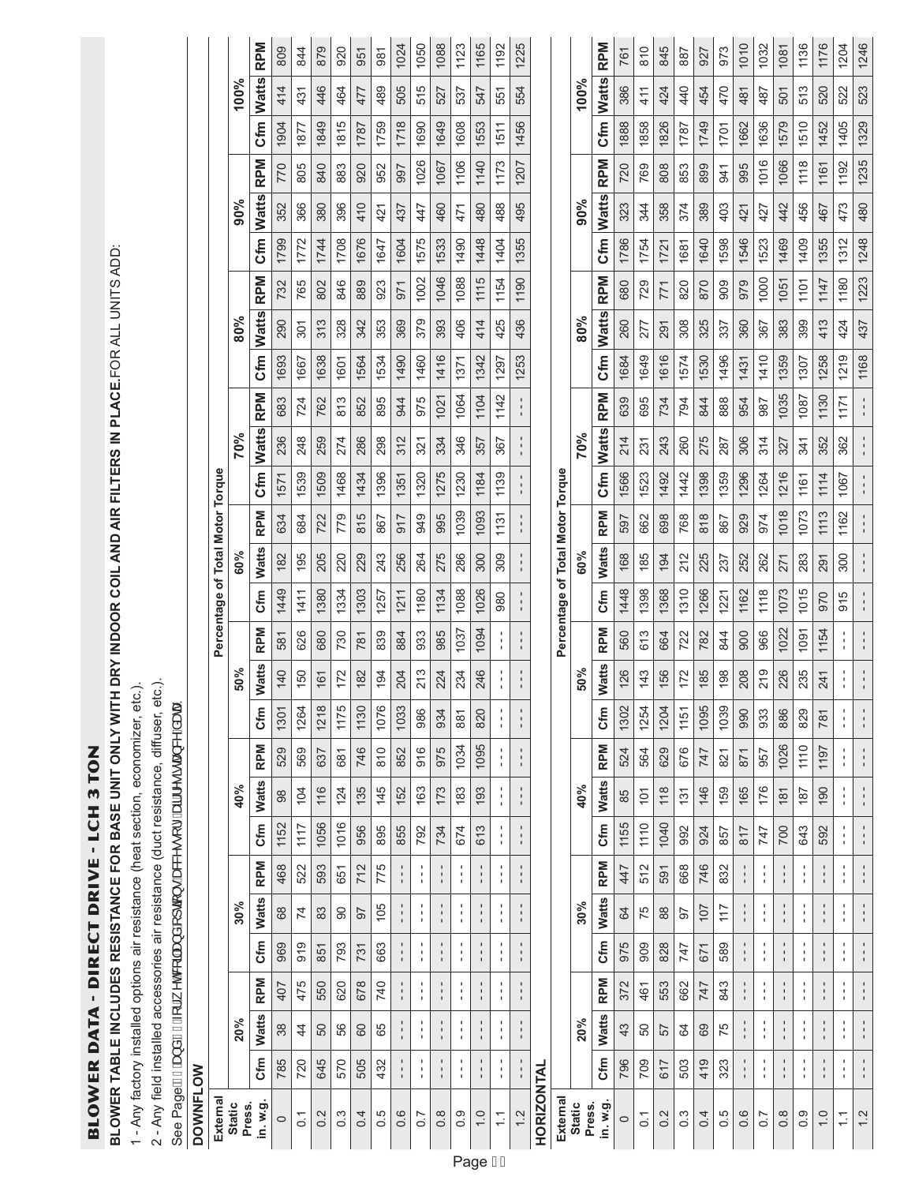# BLOWER DATA - DIRECT DRIVE - LCH 3 TON

**BLOWER TABLE INCLUDES RESISTANCE FOR BASE UNIT ONLY WITH DRY INDOOR COIL AND AIR FILTERS IN PLACE.** FOR ALL UNITS ADD:

1 - Any factory installed options air resistance (heat section, economizer, etc.).

2 - Any field installed accessories air resistance (duct resistance, diffuser, etc.).

See Page __ and __ for wet coil and option/accessory air resistance data.

**DOWNFLOW**

| External Static Press. in. w.g. | Percentage of Total Motor Torque | | | | | | | | | | | | | | | | | | | | | | | | | | |
|---|---|---|---|---|---|---|---|---|---|---|---|---|---|---|---|---|---|---|---|---|---|---|---|---|---|---|---|
| | 20% | | | 30% | | | 40% | | | 50% | | | 60% | | | 70% | | | 80% | | | 90% | | | 100% | | |
| | Cfm | Watts | RPM | Cfm | Watts | RPM | Cfm | Watts | RPM | Cfm | Watts | RPM | Cfm | Watts | RPM | Cfm | Watts | RPM | Cfm | Watts | RPM | Cfm | Watts | RPM | Cfm | Watts | RPM |
| 0 | 785 | 38 | 407 | 969 | 68 | 468 | 1152 | 98 | 529 | 1301 | 140 | 581 | 1449 | 182 | 634 | 1571 | 236 | 683 | 1693 | 290 | 732 | 1799 | 352 | 770 | 1904 | 414 | 809 |
| 0.1 | 720 | 44 | 475 | 919 | 74 | 522 | 1117 | 104 | 569 | 1264 | 150 | 626 | 1411 | 195 | 684 | 1539 | 248 | 724 | 1667 | 301 | 765 | 1772 | 366 | 805 | 1877 | 431 | 844 |
| 0.2 | 645 | 50 | 550 | 851 | 83 | 593 | 1056 | 116 | 637 | 1218 | 161 | 680 | 1380 | 205 | 722 | 1509 | 259 | 762 | 1638 | 313 | 802 | 1744 | 380 | 840 | 1849 | 446 | 879 |
| 0.3 | 570 | 56 | 620 | 793 | 90 | 651 | 1016 | 124 | 681 | 1175 | 172 | 730 | 1334 | 220 | 779 | 1468 | 274 | 813 | 1601 | 328 | 846 | 1708 | 396 | 883 | 1815 | 464 | 920 |
| 0.4 | 505 | 60 | 678 | 731 | 97 | 712 | 956 | 135 | 746 | 1130 | 182 | 781 | 1303 | 229 | 815 | 1434 | 286 | 852 | 1564 | 342 | 889 | 1676 | 410 | 920 | 1787 | 477 | 951 |
| 0.5 | 432 | 65 | 740 | 663 | 105 | 775 | 895 | 145 | 810 | 1076 | 194 | 839 | 1257 | 243 | 867 | 1396 | 298 | 895 | 1534 | 353 | 923 | 1647 | 421 | 952 | 1759 | 489 | 981 |
| 0.6 | --- | --- | --- | --- | --- | --- | 855 | 152 | 852 | 1033 | 204 | 884 | 1211 | 256 | 917 | 1351 | 312 | 944 | 1490 | 369 | 971 | 1604 | 437 | 997 | 1718 | 505 | 1024 |
| 0.7 | --- | --- | --- | --- | --- | --- | 792 | 163 | 916 | 986 | 213 | 933 | 1180 | 264 | 949 | 1320 | 321 | 975 | 1460 | 379 | 1002 | 1575 | 447 | 1026 | 1690 | 515 | 1050 |
| 0.8 | --- | --- | --- | --- | --- | --- | 734 | 173 | 975 | 934 | 224 | 985 | 1134 | 275 | 995 | 1275 | 334 | 1021 | 1416 | 393 | 1046 | 1533 | 460 | 1067 | 1649 | 527 | 1088 |
| 0.9 | --- | --- | --- | --- | --- | --- | 674 | 183 | 1034 | 881 | 234 | 1037 | 1088 | 286 | 1039 | 1230 | 346 | 1064 | 1371 | 406 | 1088 | 1490 | 471 | 1106 | 1608 | 537 | 1123 |
| 1.0 | --- | --- | --- | --- | --- | --- | 613 | 193 | 1095 | 820 | 246 | 1094 | 1026 | 300 | 1093 | 1184 | 357 | 1104 | 1342 | 414 | 1115 | 1448 | 480 | 1140 | 1553 | 547 | 1165 |
| 1.1 | --- | --- | --- | --- | --- | --- | --- | --- | --- | --- | --- | --- | 980 | 309 | 1131 | 1139 | 367 | 1142 | 1297 | 425 | 1154 | 1404 | 488 | 1173 | 1511 | 551 | 1192 |
| 1.2 | --- | --- | --- | --- | --- | --- | --- | --- | --- | --- | --- | --- | --- | --- | --- | --- | --- | --- | 1253 | 436 | 1190 | 1355 | 495 | 1207 | 1456 | 554 | 1225 |

**HORIZONTAL**

| External Static Press. in. w.g. | Percentage of Total Motor Torque | | | | | | | | | | | | | | | | | | | | | | | | | | |
|---|---|---|---|---|---|---|---|---|---|---|---|---|---|---|---|---|---|---|---|---|---|---|---|---|---|---|---|
| | 20% | | | 30% | | | 40% | | | 50% | | | 60% | | | 70% | | | 80% | | | 90% | | | 100% | | |
| | Cfm | Watts | RPM | Cfm | Watts | RPM | Cfm | Watts | RPM | Cfm | Watts | RPM | Cfm | Watts | RPM | Cfm | Watts | RPM | Cfm | Watts | RPM | Cfm | Watts | RPM | Cfm | Watts | RPM |
| 0 | 796 | 43 | 372 | 975 | 64 | 447 | 1155 | 85 | 524 | 1302 | 126 | 560 | 1448 | 168 | 597 | 1566 | 214 | 639 | 1684 | 260 | 680 | 1786 | 323 | 720 | 1888 | 386 | 761 |
| 0.1 | 709 | 50 | 461 | 909 | 75 | 512 | 1110 | 101 | 564 | 1254 | 143 | 613 | 1398 | 185 | 662 | 1523 | 231 | 695 | 1649 | 277 | 729 | 1754 | 344 | 769 | 1858 | 411 | 810 |
| 0.2 | 617 | 57 | 553 | 828 | 88 | 591 | 1040 | 118 | 629 | 1204 | 156 | 664 | 1368 | 194 | 698 | 1492 | 243 | 734 | 1616 | 291 | 771 | 1721 | 358 | 808 | 1826 | 424 | 845 |
| 0.3 | 503 | 64 | 662 | 747 | 97 | 668 | 992 | 131 | 676 | 1151 | 172 | 722 | 1310 | 212 | 768 | 1442 | 260 | 794 | 1574 | 308 | 820 | 1681 | 374 | 853 | 1787 | 440 | 887 |
| 0.4 | 419 | 69 | 747 | 671 | 107 | 746 | 924 | 146 | 747 | 1095 | 185 | 782 | 1266 | 225 | 818 | 1398 | 275 | 844 | 1530 | 325 | 870 | 1640 | 389 | 899 | 1749 | 454 | 927 |
| 0.5 | 323 | 75 | 843 | 589 | 117 | 832 | 857 | 159 | 821 | 1039 | 198 | 844 | 1221 | 237 | 867 | 1359 | 287 | 888 | 1496 | 337 | 909 | 1598 | 403 | 941 | 1701 | 470 | 973 |
| 0.6 | --- | --- | --- | --- | --- | --- | 817 | 165 | 871 | 990 | 208 | 900 | 1162 | 252 | 929 | 1296 | 306 | 954 | 1431 | 360 | 979 | 1546 | 421 | 995 | 1662 | 481 | 1010 |
| 0.7 | --- | --- | --- | --- | --- | --- | 747 | 176 | 957 | 933 | 219 | 966 | 1118 | 262 | 974 | 1264 | 314 | 987 | 1410 | 367 | 1000 | 1523 | 427 | 1016 | 1636 | 487 | 1032 |
| 0.8 | --- | --- | --- | --- | --- | --- | 700 | 181 | 1026 | 886 | 226 | 1022 | 1073 | 271 | 1018 | 1216 | 327 | 1035 | 1359 | 383 | 1051 | 1469 | 442 | 1066 | 1579 | 501 | 1081 |
| 0.9 | --- | --- | --- | --- | --- | --- | 643 | 187 | 1110 | 829 | 235 | 1091 | 1015 | 283 | 1073 | 1161 | 341 | 1087 | 1307 | 399 | 1101 | 1409 | 456 | 1118 | 1510 | 513 | 1136 |
| 1.0 | --- | --- | --- | --- | --- | --- | 592 | 190 | 1197 | 781 | 241 | 1154 | 970 | 291 | 1113 | 1114 | 352 | 1130 | 1258 | 413 | 1147 | 1355 | 467 | 1161 | 1452 | 520 | 1176 |
| 1.1 | --- | --- | --- | --- | --- | --- | --- | --- | --- | --- | --- | --- | 915 | 300 | 1162 | 1067 | 362 | 1171 | 1219 | 424 | 1180 | 1312 | 473 | 1192 | 1405 | 522 | 1204 |
| 1.2 | --- | --- | --- | --- | --- | --- | --- | --- | --- | --- | --- | --- | --- | --- | --- | --- | --- | --- | 1168 | 437 | 1223 | 1248 | 480 | 1235 | 1329 | 523 | 1246 |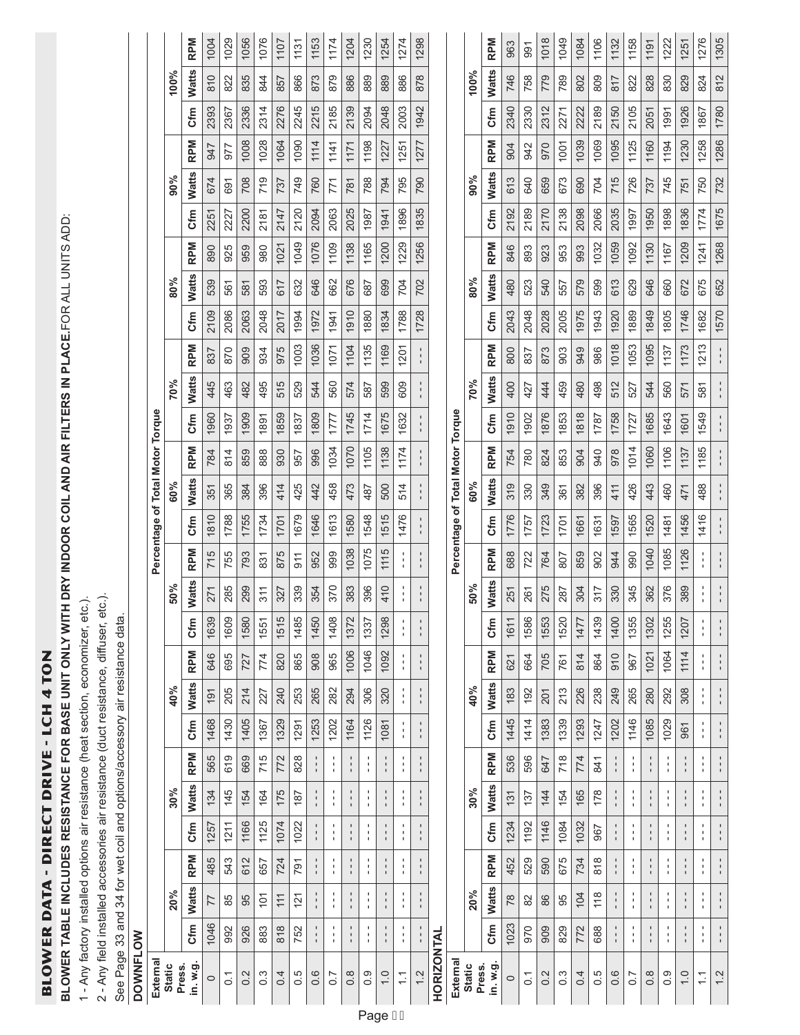# BLOWER DATA - DIRECT DRIVE - LCH 4 TON

**BLOWER TABLE INCLUDES RESISTANCE FOR BASE UNIT ONLY WITH DRY INDOOR COIL AND AIR FILTERS IN PLACE.** FOR ALL UNITS ADD:

1 - Any factory installed options air resistance (heat section, economizer, etc.).

2 - Any field installed accessories air resistance (duct resistance, diffuser, etc.).

See Page 33 and 34 for wet coil and options/accessory air resistance data.

**DOWNFLOW**

| External Static Press. in. w.g. | Percentage of Total Motor Torque | | | | | | | | | | | | | | | | | | | | | | | |
|---|---|---|---|---|---|---|---|---|---|---|---|---|---|---|---|---|---|---|---|---|---|---|---|---|
| | 20% | | | 30% | | | 40% | | | 50% | | | 60% | | | 70% | | | 80% | | | 90% | | | 100% | | |
| | Cfm | Watts | RPM | Cfm | Watts | RPM | Cfm | Watts | RPM | Cfm | Watts | RPM | Cfm | Watts | RPM | Cfm | Watts | RPM | Cfm | Watts | RPM | Cfm | Watts | RPM | Cfm | Watts | RPM |
| 0 | 1046 | 77 | 485 | 1257 | 134 | 565 | 1468 | 191 | 646 | 1639 | 271 | 715 | 1810 | 351 | 784 | 1960 | 445 | 837 | 2109 | 539 | 890 | 2251 | 674 | 947 | 2393 | 810 | 1004 |
| 0.1 | 992 | 85 | 543 | 1211 | 145 | 619 | 1430 | 205 | 695 | 1609 | 285 | 755 | 1788 | 365 | 814 | 1937 | 463 | 870 | 2086 | 561 | 925 | 2227 | 691 | 977 | 2367 | 822 | 1029 |
| 0.2 | 926 | 95 | 612 | 1166 | 154 | 669 | 1405 | 214 | 727 | 1580 | 299 | 793 | 1755 | 384 | 859 | 1909 | 482 | 909 | 2063 | 581 | 959 | 2200 | 708 | 1008 | 2336 | 835 | 1056 |
| 0.3 | 883 | 101 | 657 | 1125 | 164 | 715 | 1367 | 227 | 774 | 1551 | 311 | 831 | 1734 | 396 | 888 | 1891 | 495 | 934 | 2048 | 593 | 980 | 2181 | 719 | 1028 | 2314 | 844 | 1076 |
| 0.4 | 818 | 111 | 724 | 1074 | 175 | 772 | 1329 | 240 | 820 | 1515 | 327 | 875 | 1701 | 414 | 930 | 1859 | 515 | 975 | 2017 | 617 | 1021 | 2147 | 737 | 1064 | 2276 | 857 | 1107 |
| 0.5 | 752 | 121 | 791 | 1022 | 187 | 828 | 1291 | 253 | 865 | 1485 | 339 | 911 | 1679 | 425 | 957 | 1837 | 529 | 1003 | 1994 | 632 | 1049 | 2120 | 749 | 1090 | 2245 | 866 | 1131 |
| 0.6 | --- | --- | --- | --- | --- | --- | 1253 | 265 | 908 | 1450 | 354 | 952 | 1646 | 442 | 996 | 1809 | 544 | 1036 | 1972 | 646 | 1076 | 2094 | 760 | 1114 | 2215 | 873 | 1153 |
| 0.7 | --- | --- | --- | --- | --- | --- | 1202 | 282 | 965 | 1408 | 370 | 999 | 1613 | 458 | 1034 | 1777 | 560 | 1071 | 1941 | 662 | 1109 | 2063 | 771 | 1141 | 2185 | 879 | 1174 |
| 0.8 | --- | --- | --- | --- | --- | --- | 1164 | 294 | 1006 | 1372 | 383 | 1038 | 1580 | 473 | 1070 | 1745 | 574 | 1104 | 1910 | 676 | 1138 | 2025 | 781 | 1171 | 2139 | 886 | 1204 |
| 0.9 | --- | --- | --- | --- | --- | --- | 1126 | 306 | 1046 | 1337 | 396 | 1075 | 1548 | 487 | 1105 | 1714 | 587 | 1135 | 1880 | 687 | 1165 | 1987 | 788 | 1198 | 2094 | 889 | 1230 |
| 1.0 | --- | --- | --- | --- | --- | --- | 1081 | 320 | 1092 | 1298 | 410 | 1115 | 1515 | 500 | 1138 | 1675 | 599 | 1169 | 1834 | 699 | 1200 | 1941 | 794 | 1227 | 2048 | 889 | 1254 |
| 1.1 | --- | --- | --- | --- | --- | --- | --- | --- | --- | --- | --- | --- | 1476 | 514 | 1174 | 1632 | 609 | 1201 | 1788 | 704 | 1229 | 1896 | 795 | 1251 | 2003 | 886 | 1274 |
| 1.2 | --- | --- | --- | --- | --- | --- | --- | --- | --- | --- | --- | --- | --- | --- | --- | --- | --- | --- | 1728 | 702 | 1256 | 1835 | 790 | 1277 | 1942 | 878 | 1298 |

**HORIZONTAL**

| External Static Press. in. w.g. | Percentage of Total Motor Torque | | | | | | | | | | | | | | | | | | | | | | | |
|---|---|---|---|---|---|---|---|---|---|---|---|---|---|---|---|---|---|---|---|---|---|---|---|---|
| | 20% | | | 30% | | | 40% | | | 50% | | | 60% | | | 70% | | | 80% | | | 90% | | | 100% | | |
| | Cfm | Watts | RPM | Cfm | Watts | RPM | Cfm | Watts | RPM | Cfm | Watts | RPM | Cfm | Watts | RPM | Cfm | Watts | RPM | Cfm | Watts | RPM | Cfm | Watts | RPM | Cfm | Watts | RPM |
| 0 | 1023 | 78 | 452 | 1234 | 131 | 536 | 1445 | 183 | 621 | 1611 | 251 | 688 | 1776 | 319 | 754 | 1910 | 400 | 800 | 2043 | 480 | 846 | 2192 | 613 | 904 | 2340 | 746 | 963 |
| 0.1 | 970 | 82 | 529 | 1192 | 137 | 596 | 1414 | 192 | 664 | 1586 | 261 | 722 | 1757 | 330 | 780 | 1902 | 427 | 837 | 2048 | 523 | 893 | 2189 | 640 | 942 | 2330 | 758 | 991 |
| 0.2 | 909 | 86 | 590 | 1146 | 144 | 647 | 1383 | 201 | 705 | 1553 | 275 | 764 | 1723 | 349 | 824 | 1876 | 444 | 873 | 2028 | 540 | 923 | 2170 | 659 | 970 | 2312 | 779 | 1018 |
| 0.3 | 829 | 95 | 675 | 1084 | 154 | 718 | 1339 | 213 | 761 | 1520 | 287 | 807 | 1701 | 361 | 853 | 1853 | 459 | 903 | 2005 | 557 | 953 | 2138 | 673 | 1001 | 2271 | 789 | 1049 |
| 0.4 | 772 | 104 | 734 | 1032 | 165 | 774 | 1293 | 226 | 814 | 1477 | 304 | 859 | 1661 | 382 | 904 | 1818 | 480 | 949 | 1975 | 579 | 993 | 2098 | 690 | 1039 | 2222 | 802 | 1084 |
| 0.5 | 688 | 118 | 818 | 967 | 178 | 841 | 1247 | 238 | 864 | 1439 | 317 | 902 | 1631 | 396 | 940 | 1787 | 498 | 986 | 1943 | 599 | 1032 | 2066 | 704 | 1069 | 2189 | 809 | 1106 |
| 0.6 | --- | --- | --- | --- | --- | --- | 1202 | 249 | 910 | 1400 | 330 | 944 | 1597 | 411 | 978 | 1758 | 512 | 1018 | 1920 | 613 | 1059 | 2035 | 715 | 1095 | 2150 | 817 | 1132 |
| 0.7 | --- | --- | --- | --- | --- | --- | 1146 | 265 | 967 | 1355 | 345 | 990 | 1565 | 426 | 1014 | 1727 | 527 | 1053 | 1889 | 629 | 1092 | 1997 | 726 | 1125 | 2105 | 822 | 1158 |
| 0.8 | --- | --- | --- | --- | --- | --- | 1085 | 280 | 1021 | 1302 | 362 | 1040 | 1520 | 443 | 1060 | 1685 | 544 | 1095 | 1849 | 646 | 1130 | 1950 | 737 | 1160 | 2051 | 828 | 1191 |
| 0.9 | --- | --- | --- | --- | --- | --- | 1029 | 292 | 1064 | 1255 | 376 | 1085 | 1481 | 460 | 1106 | 1643 | 560 | 1137 | 1805 | 660 | 1167 | 1898 | 745 | 1194 | 1991 | 830 | 1222 |
| 1.0 | --- | --- | --- | --- | --- | --- | 961 | 308 | 1114 | 1207 | 389 | 1126 | 1456 | 471 | 1137 | 1601 | 571 | 1173 | 1746 | 672 | 1209 | 1836 | 751 | 1230 | 1926 | 829 | 1251 |
| 1.1 | --- | --- | --- | --- | --- | --- | --- | --- | --- | --- | --- | --- | 1416 | 488 | 1185 | 1549 | 581 | 1213 | 1682 | 675 | 1241 | 1774 | 750 | 1258 | 1867 | 824 | 1276 |
| 1.2 | --- | --- | --- | --- | --- | --- | --- | --- | --- | --- | --- | --- | --- | --- | --- | --- | --- | --- | 1570 | 652 | 1268 | 1675 | 732 | 1286 | 1780 | 812 | 1305 |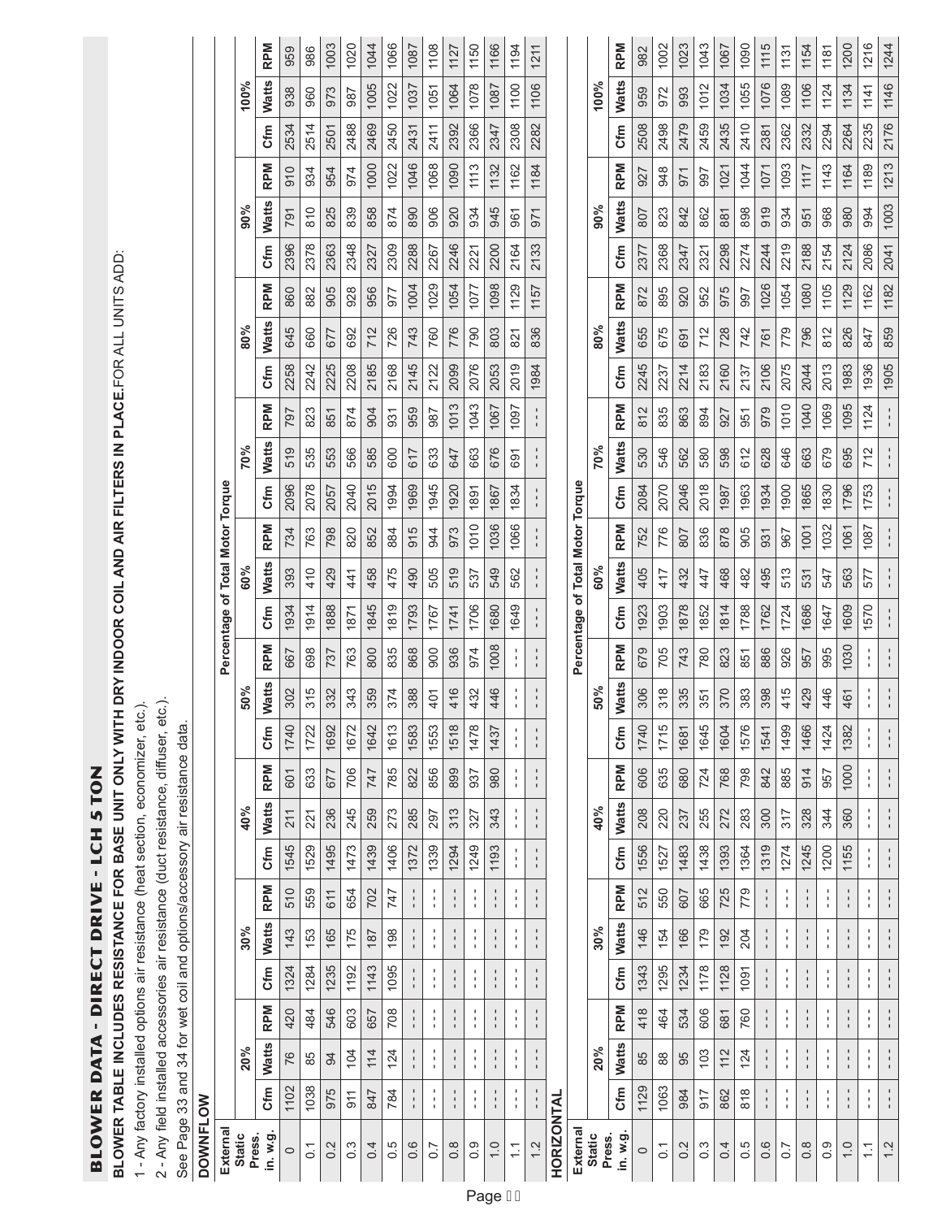# BLOWER DATA - DIRECT DRIVE - LCH 5 TON

**BLOWER TABLE INCLUDES RESISTANCE FOR BASE UNIT ONLY WITH DRY INDOOR COIL AND AIR FILTERS IN PLACE.** FOR ALL UNITS ADD:

1 - Any factory installed options air resistance (heat section, economizer, etc.).

2 - Any field installed accessories air resistance (duct resistance, diffuser, etc.).

See Page 33 and 34 for wet coil and options/accessory air resistance data.

**DOWNFLOW**

| External Static Press. in. w.g. | Percentage of Total Motor Torque | | | | | | | | | | | | | | | | | | | | | | | | |
|---|---|---|---|---|---|---|---|---|---|---|---|---|---|---|---|---|---|---|---|---|---|---|---|---|---|
| | 20% | | | 30% | | | 40% | | | 50% | | | 60% | | | 70% | | | 80% | | | 90% | | | 100% | | |
| | Cfm | Watts | RPM | Cfm | Watts | RPM | Cfm | Watts | RPM | Cfm | Watts | RPM | Cfm | Watts | RPM | Cfm | Watts | RPM | Cfm | Watts | RPM | Cfm | Watts | RPM | Cfm | Watts | RPM |
| 0 | 1102 | 76 | 420 | 1324 | 143 | 510 | 1545 | 211 | 601 | 1740 | 302 | 667 | 1934 | 393 | 734 | 2096 | 519 | 797 | 2258 | 645 | 860 | 2396 | 791 | 910 | 2534 | 938 | 959 |
| 0.1 | 1038 | 85 | 484 | 1284 | 153 | 559 | 1529 | 221 | 633 | 1722 | 315 | 698 | 1914 | 410 | 763 | 2078 | 535 | 823 | 2242 | 660 | 882 | 2378 | 810 | 934 | 2514 | 960 | 986 |
| 0.2 | 975 | 94 | 546 | 1235 | 165 | 611 | 1495 | 236 | 677 | 1692 | 332 | 737 | 1888 | 429 | 798 | 2057 | 553 | 851 | 2225 | 677 | 905 | 2363 | 825 | 954 | 2501 | 973 | 1003 |
| 0.3 | 911 | 104 | 603 | 1192 | 175 | 654 | 1473 | 245 | 706 | 1672 | 343 | 763 | 1871 | 441 | 820 | 2040 | 566 | 874 | 2208 | 692 | 928 | 2348 | 839 | 974 | 2488 | 987 | 1020 |
| 0.4 | 847 | 114 | 657 | 1143 | 187 | 702 | 1439 | 259 | 747 | 1642 | 359 | 800 | 1845 | 458 | 852 | 2015 | 585 | 904 | 2185 | 712 | 956 | 2327 | 858 | 1000 | 2469 | 1005 | 1044 |
| 0.5 | 784 | 124 | 708 | 1095 | 198 | 747 | 1406 | 273 | 785 | 1613 | 374 | 835 | 1819 | 475 | 884 | 1994 | 600 | 931 | 2168 | 726 | 977 | 2309 | 874 | 1022 | 2450 | 1022 | 1066 |
| 0.6 | --- | --- | --- | --- | --- | --- | 1372 | 285 | 822 | 1583 | 388 | 868 | 1793 | 490 | 915 | 1969 | 617 | 959 | 2145 | 743 | 1004 | 2288 | 890 | 1046 | 2431 | 1037 | 1087 |
| 0.7 | --- | --- | --- | --- | --- | --- | 1339 | 297 | 856 | 1553 | 401 | 900 | 1767 | 505 | 944 | 1945 | 633 | 987 | 2122 | 760 | 1029 | 2267 | 906 | 1068 | 2411 | 1051 | 1108 |
| 0.8 | --- | --- | --- | --- | --- | --- | 1294 | 313 | 899 | 1518 | 416 | 936 | 1741 | 519 | 973 | 1920 | 647 | 1013 | 2099 | 776 | 1054 | 2246 | 920 | 1090 | 2392 | 1064 | 1127 |
| 0.9 | --- | --- | --- | --- | --- | --- | 1249 | 327 | 937 | 1478 | 432 | 974 | 1706 | 537 | 1010 | 1891 | 663 | 1043 | 2076 | 790 | 1077 | 2221 | 934 | 1113 | 2366 | 1078 | 1150 |
| 1.0 | --- | --- | --- | --- | --- | --- | 1193 | 343 | 980 | 1437 | 446 | 1008 | 1680 | 549 | 1036 | 1867 | 676 | 1067 | 2053 | 803 | 1098 | 2200 | 945 | 1132 | 2347 | 1087 | 1166 |
| 1.1 | --- | --- | --- | --- | --- | --- | --- | --- | --- | --- | --- | --- | 1649 | 562 | 1066 | 1834 | 691 | 1097 | 2019 | 821 | 1129 | 2164 | 961 | 1162 | 2308 | 1100 | 1194 |
| 1.2 | --- | --- | --- | --- | --- | --- | --- | --- | --- | --- | --- | --- | --- | --- | --- | --- | --- | --- | 1984 | 836 | 1157 | 2133 | 971 | 1184 | 2282 | 1106 | 1211 |

**HORIZONTAL**

| External Static Press. in. w.g. | Percentage of Total Motor Torque | | | | | | | | | | | | | | | | | | | | | | | | |
|---|---|---|---|---|---|---|---|---|---|---|---|---|---|---|---|---|---|---|---|---|---|---|---|---|---|
| | 20% | | | 30% | | | 40% | | | 50% | | | 60% | | | 70% | | | 80% | | | 90% | | | 100% | | |
| | Cfm | Watts | RPM | Cfm | Watts | RPM | Cfm | Watts | RPM | Cfm | Watts | RPM | Cfm | Watts | RPM | Cfm | Watts | RPM | Cfm | Watts | RPM | Cfm | Watts | RPM | Cfm | Watts | RPM |
| 0 | 1129 | 85 | 418 | 1343 | 146 | 512 | 1556 | 208 | 606 | 1740 | 306 | 679 | 1923 | 405 | 752 | 2084 | 530 | 812 | 2245 | 655 | 872 | 2377 | 807 | 927 | 2508 | 959 | 982 |
| 0.1 | 1063 | 88 | 464 | 1295 | 154 | 550 | 1527 | 220 | 635 | 1715 | 318 | 705 | 1903 | 417 | 776 | 2070 | 546 | 835 | 2237 | 675 | 895 | 2368 | 823 | 948 | 2498 | 972 | 1002 |
| 0.2 | 984 | 95 | 534 | 1234 | 166 | 607 | 1483 | 237 | 680 | 1681 | 335 | 743 | 1878 | 432 | 807 | 2046 | 562 | 863 | 2214 | 691 | 920 | 2347 | 842 | 971 | 2479 | 993 | 1023 |
| 0.3 | 917 | 103 | 606 | 1178 | 179 | 665 | 1438 | 255 | 724 | 1645 | 351 | 780 | 1852 | 447 | 836 | 2018 | 580 | 894 | 2183 | 712 | 952 | 2321 | 862 | 997 | 2459 | 1012 | 1043 |
| 0.4 | 862 | 112 | 681 | 1128 | 192 | 725 | 1393 | 272 | 768 | 1604 | 370 | 823 | 1814 | 468 | 878 | 1987 | 598 | 927 | 2160 | 728 | 975 | 2298 | 881 | 1021 | 2435 | 1034 | 1067 |
| 0.5 | 818 | 124 | 760 | 1091 | 204 | 779 | 1364 | 283 | 798 | 1576 | 383 | 851 | 1788 | 482 | 905 | 1963 | 612 | 951 | 2137 | 742 | 997 | 2274 | 898 | 1044 | 2410 | 1055 | 1090 |
| 0.6 | --- | --- | --- | --- | --- | --- | 1319 | 300 | 842 | 1541 | 398 | 886 | 1762 | 495 | 931 | 1934 | 628 | 979 | 2106 | 761 | 1026 | 2244 | 919 | 1071 | 2381 | 1076 | 1115 |
| 0.7 | --- | --- | --- | --- | --- | --- | 1274 | 317 | 885 | 1499 | 415 | 926 | 1724 | 513 | 967 | 1900 | 646 | 1010 | 2075 | 779 | 1054 | 2219 | 934 | 1093 | 2362 | 1089 | 1131 |
| 0.8 | --- | --- | --- | --- | --- | --- | 1245 | 328 | 914 | 1466 | 429 | 957 | 1686 | 531 | 1001 | 1865 | 663 | 1040 | 2044 | 796 | 1080 | 2188 | 951 | 1117 | 2332 | 1106 | 1154 |
| 0.9 | --- | --- | --- | --- | --- | --- | 1200 | 344 | 957 | 1424 | 446 | 995 | 1647 | 547 | 1032 | 1830 | 679 | 1069 | 2013 | 812 | 1105 | 2154 | 968 | 1143 | 2294 | 1124 | 1181 |
| 1.0 | --- | --- | --- | --- | --- | --- | 1155 | 360 | 1000 | 1382 | 461 | 1030 | 1609 | 563 | 1061 | 1796 | 695 | 1095 | 1983 | 826 | 1129 | 2124 | 980 | 1164 | 2264 | 1134 | 1200 |
| 1.1 | --- | --- | --- | --- | --- | --- | --- | --- | --- | --- | --- | --- | 1570 | 577 | 1087 | 1753 | 712 | 1124 | 1936 | 847 | 1162 | 2086 | 994 | 1189 | 2235 | 1141 | 1216 |
| 1.2 | --- | --- | --- | --- | --- | --- | --- | --- | --- | --- | --- | --- | --- | --- | --- | --- | --- | --- | 1905 | 859 | 1182 | 2041 | 1003 | 1213 | 2176 | 1146 | 1244 |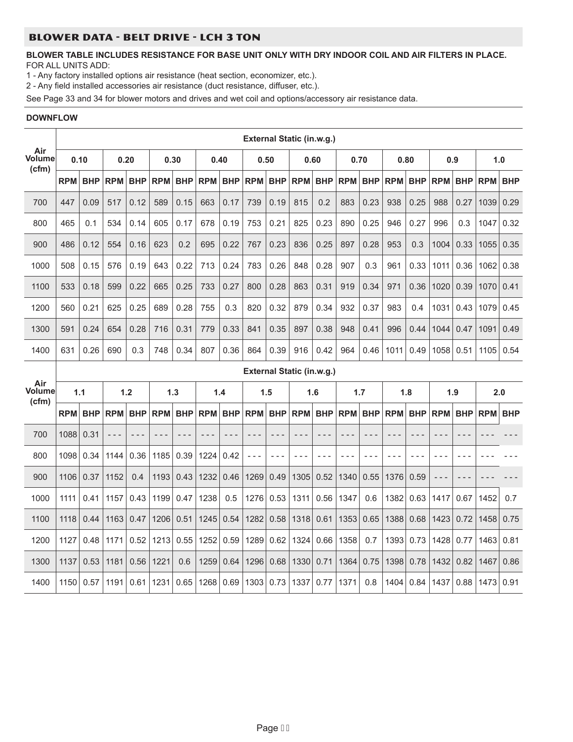## BLOWER DATA - BELT DRIVE - LCH 3 TON

**BLOWER TABLE INCLUDES RESISTANCE FOR BASE UNIT ONLY WITH DRY INDOOR COIL AND AIR FILTERS IN PLACE.**
FOR ALL UNITS ADD:

1 - Any factory installed options air resistance (heat section, economizer, etc.).
2 - Any field installed accessories air resistance (duct resistance, diffuser, etc.).

See Page 33 and 34 for blower motors and drives and wet coil and options/accessory air resistance data.

**DOWNFLOW**

| Air Volume (cfm) | External Static (in.w.g.) | | | | | | | | | | | | | | | | | | | |
|---|---|---|---|---|---|---|---|---|---|---|---|---|---|---|---|---|---|---|---|---|
| | 0.10 | | 0.20 | | 0.30 | | 0.40 | | 0.50 | | 0.60 | | 0.70 | | 0.80 | | 0.9 | | 1.0 | |
| | RPM | BHP | RPM | BHP | RPM | BHP | RPM | BHP | RPM | BHP | RPM | BHP | RPM | BHP | RPM | BHP | RPM | BHP | RPM | BHP |
| 700 | 447 | 0.09 | 517 | 0.12 | 589 | 0.15 | 663 | 0.17 | 739 | 0.19 | 815 | 0.2 | 883 | 0.23 | 938 | 0.25 | 988 | 0.27 | 1039 | 0.29 |
| 800 | 465 | 0.1 | 534 | 0.14 | 605 | 0.17 | 678 | 0.19 | 753 | 0.21 | 825 | 0.23 | 890 | 0.25 | 946 | 0.27 | 996 | 0.3 | 1047 | 0.32 |
| 900 | 486 | 0.12 | 554 | 0.16 | 623 | 0.2 | 695 | 0.22 | 767 | 0.23 | 836 | 0.25 | 897 | 0.28 | 953 | 0.3 | 1004 | 0.33 | 1055 | 0.35 |
| 1000 | 508 | 0.15 | 576 | 0.19 | 643 | 0.22 | 713 | 0.24 | 783 | 0.26 | 848 | 0.28 | 907 | 0.3 | 961 | 0.33 | 1011 | 0.36 | 1062 | 0.38 |
| 1100 | 533 | 0.18 | 599 | 0.22 | 665 | 0.25 | 733 | 0.27 | 800 | 0.28 | 863 | 0.31 | 919 | 0.34 | 971 | 0.36 | 1020 | 0.39 | 1070 | 0.41 |
| 1200 | 560 | 0.21 | 625 | 0.25 | 689 | 0.28 | 755 | 0.3 | 820 | 0.32 | 879 | 0.34 | 932 | 0.37 | 983 | 0.4 | 1031 | 0.43 | 1079 | 0.45 |
| 1300 | 591 | 0.24 | 654 | 0.28 | 716 | 0.31 | 779 | 0.33 | 841 | 0.35 | 897 | 0.38 | 948 | 0.41 | 996 | 0.44 | 1044 | 0.47 | 1091 | 0.49 |
| 1400 | 631 | 0.26 | 690 | 0.3 | 748 | 0.34 | 807 | 0.36 | 864 | 0.39 | 916 | 0.42 | 964 | 0.46 | 1011 | 0.49 | 1058 | 0.51 | 1105 | 0.54 |

| Air Volume (cfm) | External Static (in.w.g.) | | | | | | | | | | | | | | | | | | | |
|---|---|---|---|---|---|---|---|---|---|---|---|---|---|---|---|---|---|---|---|---|
| | 1.1 | | 1.2 | | 1.3 | | 1.4 | | 1.5 | | 1.6 | | 1.7 | | 1.8 | | 1.9 | | 2.0 | |
| | RPM | BHP | RPM | BHP | RPM | BHP | RPM | BHP | RPM | BHP | RPM | BHP | RPM | BHP | RPM | BHP | RPM | BHP | RPM | BHP |
| 700 | 1088 | 0.31 | --- | --- | --- | --- | --- | --- | --- | --- | --- | --- | --- | --- | --- | --- | --- | --- | --- | --- |
| 800 | 1098 | 0.34 | 1144 | 0.36 | 1185 | 0.39 | 1224 | 0.42 | --- | --- | --- | --- | --- | --- | --- | --- | --- | --- | --- | --- |
| 900 | 1106 | 0.37 | 1152 | 0.4 | 1193 | 0.43 | 1232 | 0.46 | 1269 | 0.49 | 1305 | 0.52 | 1340 | 0.55 | 1376 | 0.59 | --- | --- | --- | --- |
| 1000 | 1111 | 0.41 | 1157 | 0.43 | 1199 | 0.47 | 1238 | 0.5 | 1276 | 0.53 | 1311 | 0.56 | 1347 | 0.6 | 1382 | 0.63 | 1417 | 0.67 | 1452 | 0.7 |
| 1100 | 1118 | 0.44 | 1163 | 0.47 | 1206 | 0.51 | 1245 | 0.54 | 1282 | 0.58 | 1318 | 0.61 | 1353 | 0.65 | 1388 | 0.68 | 1423 | 0.72 | 1458 | 0.75 |
| 1200 | 1127 | 0.48 | 1171 | 0.52 | 1213 | 0.55 | 1252 | 0.59 | 1289 | 0.62 | 1324 | 0.66 | 1358 | 0.7 | 1393 | 0.73 | 1428 | 0.77 | 1463 | 0.81 |
| 1300 | 1137 | 0.53 | 1181 | 0.56 | 1221 | 0.6 | 1259 | 0.64 | 1296 | 0.68 | 1330 | 0.71 | 1364 | 0.75 | 1398 | 0.78 | 1432 | 0.82 | 1467 | 0.86 |
| 1400 | 1150 | 0.57 | 1191 | 0.61 | 1231 | 0.65 | 1268 | 0.69 | 1303 | 0.73 | 1337 | 0.77 | 1371 | 0.8 | 1404 | 0.84 | 1437 | 0.88 | 1473 | 0.91 |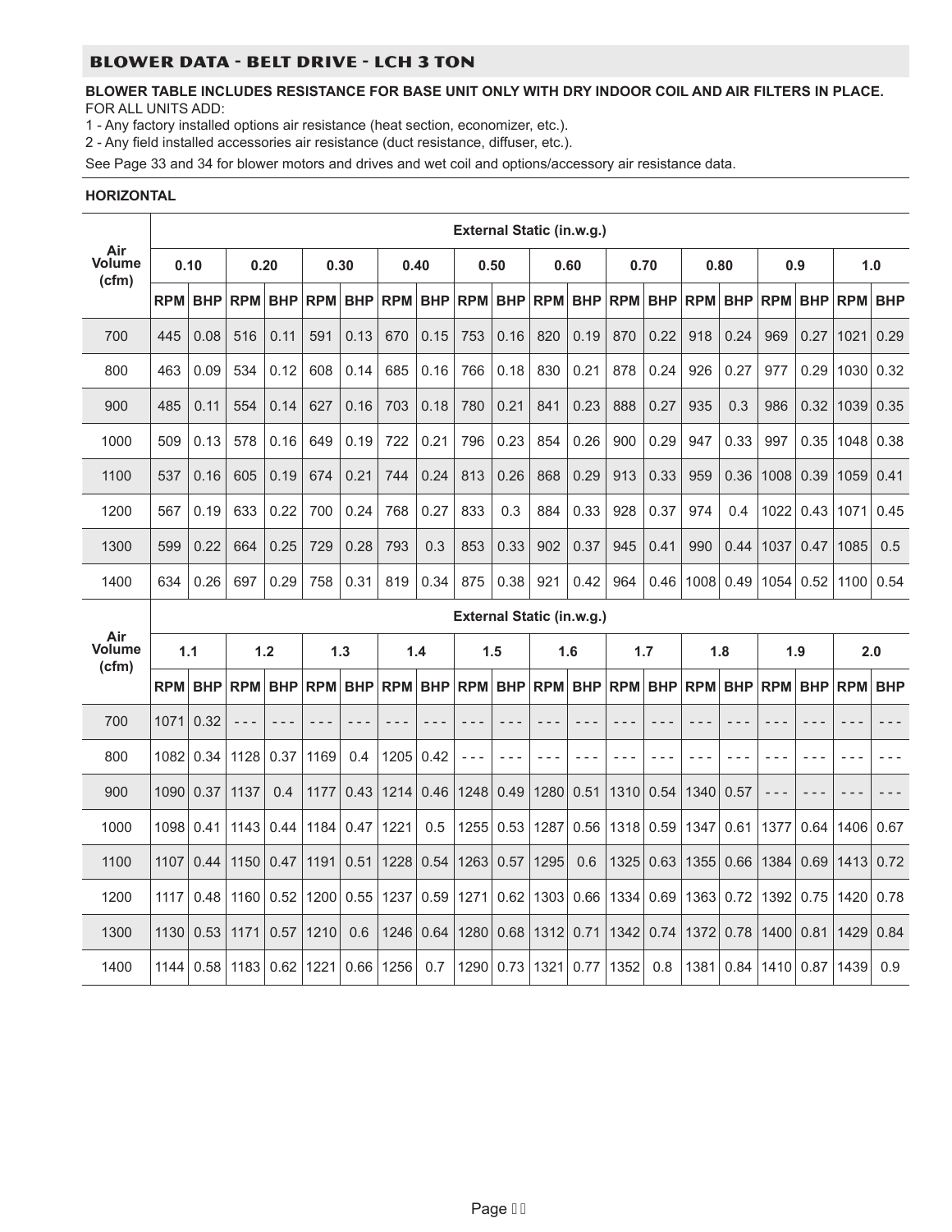## BLOWER DATA - BELT DRIVE - LCH 3 TON

**BLOWER TABLE INCLUDES RESISTANCE FOR BASE UNIT ONLY WITH DRY INDOOR COIL AND AIR FILTERS IN PLACE.**
FOR ALL UNITS ADD:

1 - Any factory installed options air resistance (heat section, economizer, etc.).
2 - Any field installed accessories air resistance (duct resistance, diffuser, etc.).

See Page 33 and 34 for blower motors and drives and wet coil and options/accessory air resistance data.

**HORIZONTAL**

| Air Volume (cfm) | External Static (in.w.g.) | | | | | | | | | | | | | | | | | | | |
|---|---|---|---|---|---|---|---|---|---|---|---|---|---|---|---|---|---|---|---|---|
| | 0.10 | | 0.20 | | 0.30 | | 0.40 | | 0.50 | | 0.60 | | 0.70 | | 0.80 | | 0.9 | | 1.0 | |
| | RPM | BHP | RPM | BHP | RPM | BHP | RPM | BHP | RPM | BHP | RPM | BHP | RPM | BHP | RPM | BHP | RPM | BHP | RPM | BHP |
| 700 | 445 | 0.08 | 516 | 0.11 | 591 | 0.13 | 670 | 0.15 | 753 | 0.16 | 820 | 0.19 | 870 | 0.22 | 918 | 0.24 | 969 | 0.27 | 1021 | 0.29 |
| 800 | 463 | 0.09 | 534 | 0.12 | 608 | 0.14 | 685 | 0.16 | 766 | 0.18 | 830 | 0.21 | 878 | 0.24 | 926 | 0.27 | 977 | 0.29 | 1030 | 0.32 |
| 900 | 485 | 0.11 | 554 | 0.14 | 627 | 0.16 | 703 | 0.18 | 780 | 0.21 | 841 | 0.23 | 888 | 0.27 | 935 | 0.3 | 986 | 0.32 | 1039 | 0.35 |
| 1000 | 509 | 0.13 | 578 | 0.16 | 649 | 0.19 | 722 | 0.21 | 796 | 0.23 | 854 | 0.26 | 900 | 0.29 | 947 | 0.33 | 997 | 0.35 | 1048 | 0.38 |
| 1100 | 537 | 0.16 | 605 | 0.19 | 674 | 0.21 | 744 | 0.24 | 813 | 0.26 | 868 | 0.29 | 913 | 0.33 | 959 | 0.36 | 1008 | 0.39 | 1059 | 0.41 |
| 1200 | 567 | 0.19 | 633 | 0.22 | 700 | 0.24 | 768 | 0.27 | 833 | 0.3 | 884 | 0.33 | 928 | 0.37 | 974 | 0.4 | 1022 | 0.43 | 1071 | 0.45 |
| 1300 | 599 | 0.22 | 664 | 0.25 | 729 | 0.28 | 793 | 0.3 | 853 | 0.33 | 902 | 0.37 | 945 | 0.41 | 990 | 0.44 | 1037 | 0.47 | 1085 | 0.5 |
| 1400 | 634 | 0.26 | 697 | 0.29 | 758 | 0.31 | 819 | 0.34 | 875 | 0.38 | 921 | 0.42 | 964 | 0.46 | 1008 | 0.49 | 1054 | 0.52 | 1100 | 0.54 |

| Air Volume (cfm) | External Static (in.w.g.) | | | | | | | | | | | | | | | | | | | |
|---|---|---|---|---|---|---|---|---|---|---|---|---|---|---|---|---|---|---|---|---|
| | 1.1 | | 1.2 | | 1.3 | | 1.4 | | 1.5 | | 1.6 | | 1.7 | | 1.8 | | 1.9 | | 2.0 | |
| | RPM | BHP | RPM | BHP | RPM | BHP | RPM | BHP | RPM | BHP | RPM | BHP | RPM | BHP | RPM | BHP | RPM | BHP | RPM | BHP |
| 700 | 1071 | 0.32 | --- | --- | --- | --- | --- | --- | --- | --- | --- | --- | --- | --- | --- | --- | --- | --- | --- | --- |
| 800 | 1082 | 0.34 | 1128 | 0.37 | 1169 | 0.4 | 1205 | 0.42 | --- | --- | --- | --- | --- | --- | --- | --- | --- | --- | --- | --- |
| 900 | 1090 | 0.37 | 1137 | 0.4 | 1177 | 0.43 | 1214 | 0.46 | 1248 | 0.49 | 1280 | 0.51 | 1310 | 0.54 | 1340 | 0.57 | --- | --- | --- | --- |
| 1000 | 1098 | 0.41 | 1143 | 0.44 | 1184 | 0.47 | 1221 | 0.5 | 1255 | 0.53 | 1287 | 0.56 | 1318 | 0.59 | 1347 | 0.61 | 1377 | 0.64 | 1406 | 0.67 |
| 1100 | 1107 | 0.44 | 1150 | 0.47 | 1191 | 0.51 | 1228 | 0.54 | 1263 | 0.57 | 1295 | 0.6 | 1325 | 0.63 | 1355 | 0.66 | 1384 | 0.69 | 1413 | 0.72 |
| 1200 | 1117 | 0.48 | 1160 | 0.52 | 1200 | 0.55 | 1237 | 0.59 | 1271 | 0.62 | 1303 | 0.66 | 1334 | 0.69 | 1363 | 0.72 | 1392 | 0.75 | 1420 | 0.78 |
| 1300 | 1130 | 0.53 | 1171 | 0.57 | 1210 | 0.6 | 1246 | 0.64 | 1280 | 0.68 | 1312 | 0.71 | 1342 | 0.74 | 1372 | 0.78 | 1400 | 0.81 | 1429 | 0.84 |
| 1400 | 1144 | 0.58 | 1183 | 0.62 | 1221 | 0.66 | 1256 | 0.7 | 1290 | 0.73 | 1321 | 0.77 | 1352 | 0.8 | 1381 | 0.84 | 1410 | 0.87 | 1439 | 0.9 |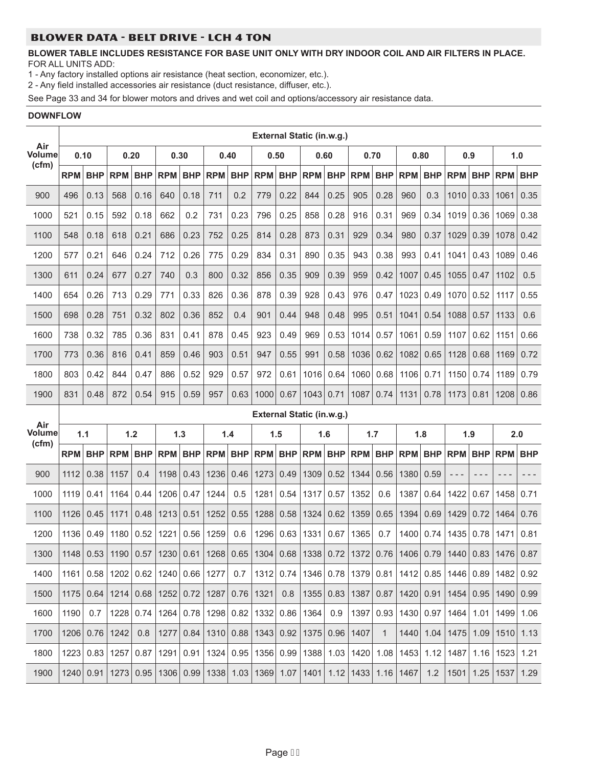## BLOWER DATA - BELT DRIVE - LCH 4 TON

**BLOWER TABLE INCLUDES RESISTANCE FOR BASE UNIT ONLY WITH DRY INDOOR COIL AND AIR FILTERS IN PLACE.**
FOR ALL UNITS ADD:

1 - Any factory installed options air resistance (heat section, economizer, etc.).
2 - Any field installed accessories air resistance (duct resistance, diffuser, etc.).

See Page 33 and 34 for blower motors and drives and wet coil and options/accessory air resistance data.

**DOWNFLOW**

| Air Volume (cfm) | External Static (in.w.g.) | | | | | | | | | | | | | | | | | | | |
|---|---|---|---|---|---|---|---|---|---|---|---|---|---|---|---|---|---|---|---|---|
| | 0.10 | | 0.20 | | 0.30 | | 0.40 | | 0.50 | | 0.60 | | 0.70 | | 0.80 | | 0.9 | | 1.0 | |
| | RPM | BHP | RPM | BHP | RPM | BHP | RPM | BHP | RPM | BHP | RPM | BHP | RPM | BHP | RPM | BHP | RPM | BHP | RPM | BHP |
| 900 | 496 | 0.13 | 568 | 0.16 | 640 | 0.18 | 711 | 0.2 | 779 | 0.22 | 844 | 0.25 | 905 | 0.28 | 960 | 0.3 | 1010 | 0.33 | 1061 | 0.35 |
| 1000 | 521 | 0.15 | 592 | 0.18 | 662 | 0.2 | 731 | 0.23 | 796 | 0.25 | 858 | 0.28 | 916 | 0.31 | 969 | 0.34 | 1019 | 0.36 | 1069 | 0.38 |
| 1100 | 548 | 0.18 | 618 | 0.21 | 686 | 0.23 | 752 | 0.25 | 814 | 0.28 | 873 | 0.31 | 929 | 0.34 | 980 | 0.37 | 1029 | 0.39 | 1078 | 0.42 |
| 1200 | 577 | 0.21 | 646 | 0.24 | 712 | 0.26 | 775 | 0.29 | 834 | 0.31 | 890 | 0.35 | 943 | 0.38 | 993 | 0.41 | 1041 | 0.43 | 1089 | 0.46 |
| 1300 | 611 | 0.24 | 677 | 0.27 | 740 | 0.3 | 800 | 0.32 | 856 | 0.35 | 909 | 0.39 | 959 | 0.42 | 1007 | 0.45 | 1055 | 0.47 | 1102 | 0.5 |
| 1400 | 654 | 0.26 | 713 | 0.29 | 771 | 0.33 | 826 | 0.36 | 878 | 0.39 | 928 | 0.43 | 976 | 0.47 | 1023 | 0.49 | 1070 | 0.52 | 1117 | 0.55 |
| 1500 | 698 | 0.28 | 751 | 0.32 | 802 | 0.36 | 852 | 0.4 | 901 | 0.44 | 948 | 0.48 | 995 | 0.51 | 1041 | 0.54 | 1088 | 0.57 | 1133 | 0.6 |
| 1600 | 738 | 0.32 | 785 | 0.36 | 831 | 0.41 | 878 | 0.45 | 923 | 0.49 | 969 | 0.53 | 1014 | 0.57 | 1061 | 0.59 | 1107 | 0.62 | 1151 | 0.66 |
| 1700 | 773 | 0.36 | 816 | 0.41 | 859 | 0.46 | 903 | 0.51 | 947 | 0.55 | 991 | 0.58 | 1036 | 0.62 | 1082 | 0.65 | 1128 | 0.68 | 1169 | 0.72 |
| 1800 | 803 | 0.42 | 844 | 0.47 | 886 | 0.52 | 929 | 0.57 | 972 | 0.61 | 1016 | 0.64 | 1060 | 0.68 | 1106 | 0.71 | 1150 | 0.74 | 1189 | 0.79 |
| 1900 | 831 | 0.48 | 872 | 0.54 | 915 | 0.59 | 957 | 0.63 | 1000 | 0.67 | 1043 | 0.71 | 1087 | 0.74 | 1131 | 0.78 | 1173 | 0.81 | 1208 | 0.86 |

| Air Volume (cfm) | External Static (in.w.g.) | | | | | | | | | | | | | | | | | | | |
|---|---|---|---|---|---|---|---|---|---|---|---|---|---|---|---|---|---|---|---|---|
| | 1.1 | | 1.2 | | 1.3 | | 1.4 | | 1.5 | | 1.6 | | 1.7 | | 1.8 | | 1.9 | | 2.0 | |
| | RPM | BHP | RPM | BHP | RPM | BHP | RPM | BHP | RPM | BHP | RPM | BHP | RPM | BHP | RPM | BHP | RPM | BHP | RPM | BHP |
| 900 | 1112 | 0.38 | 1157 | 0.4 | 1198 | 0.43 | 1236 | 0.46 | 1273 | 0.49 | 1309 | 0.52 | 1344 | 0.56 | 1380 | 0.59 | --- | --- | --- | --- |
| 1000 | 1119 | 0.41 | 1164 | 0.44 | 1206 | 0.47 | 1244 | 0.5 | 1281 | 0.54 | 1317 | 0.57 | 1352 | 0.6 | 1387 | 0.64 | 1422 | 0.67 | 1458 | 0.71 |
| 1100 | 1126 | 0.45 | 1171 | 0.48 | 1213 | 0.51 | 1252 | 0.55 | 1288 | 0.58 | 1324 | 0.62 | 1359 | 0.65 | 1394 | 0.69 | 1429 | 0.72 | 1464 | 0.76 |
| 1200 | 1136 | 0.49 | 1180 | 0.52 | 1221 | 0.56 | 1259 | 0.6 | 1296 | 0.63 | 1331 | 0.67 | 1365 | 0.7 | 1400 | 0.74 | 1435 | 0.78 | 1471 | 0.81 |
| 1300 | 1148 | 0.53 | 1190 | 0.57 | 1230 | 0.61 | 1268 | 0.65 | 1304 | 0.68 | 1338 | 0.72 | 1372 | 0.76 | 1406 | 0.79 | 1440 | 0.83 | 1476 | 0.87 |
| 1400 | 1161 | 0.58 | 1202 | 0.62 | 1240 | 0.66 | 1277 | 0.7 | 1312 | 0.74 | 1346 | 0.78 | 1379 | 0.81 | 1412 | 0.85 | 1446 | 0.89 | 1482 | 0.92 |
| 1500 | 1175 | 0.64 | 1214 | 0.68 | 1252 | 0.72 | 1287 | 0.76 | 1321 | 0.8 | 1355 | 0.83 | 1387 | 0.87 | 1420 | 0.91 | 1454 | 0.95 | 1490 | 0.99 |
| 1600 | 1190 | 0.7 | 1228 | 0.74 | 1264 | 0.78 | 1298 | 0.82 | 1332 | 0.86 | 1364 | 0.9 | 1397 | 0.93 | 1430 | 0.97 | 1464 | 1.01 | 1499 | 1.06 |
| 1700 | 1206 | 0.76 | 1242 | 0.8 | 1277 | 0.84 | 1310 | 0.88 | 1343 | 0.92 | 1375 | 0.96 | 1407 | 1 | 1440 | 1.04 | 1475 | 1.09 | 1510 | 1.13 |
| 1800 | 1223 | 0.83 | 1257 | 0.87 | 1291 | 0.91 | 1324 | 0.95 | 1356 | 0.99 | 1388 | 1.03 | 1420 | 1.08 | 1453 | 1.12 | 1487 | 1.16 | 1523 | 1.21 |
| 1900 | 1240 | 0.91 | 1273 | 0.95 | 1306 | 0.99 | 1338 | 1.03 | 1369 | 1.07 | 1401 | 1.12 | 1433 | 1.16 | 1467 | 1.2 | 1501 | 1.25 | 1537 | 1.29 |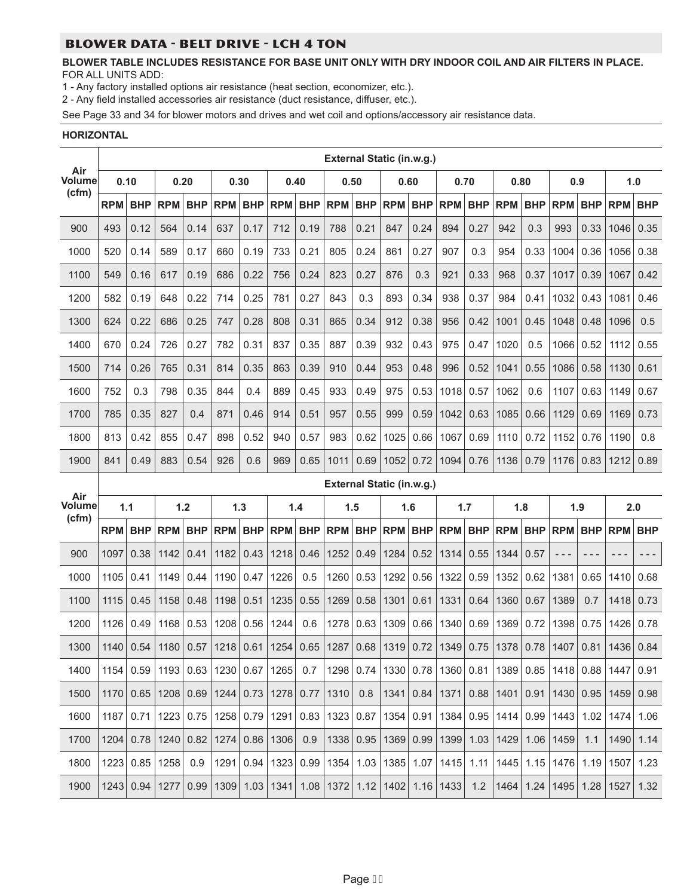## BLOWER DATA - BELT DRIVE - LCH 4 TON

**BLOWER TABLE INCLUDES RESISTANCE FOR BASE UNIT ONLY WITH DRY INDOOR COIL AND AIR FILTERS IN PLACE.**
FOR ALL UNITS ADD:

1 - Any factory installed options air resistance (heat section, economizer, etc.).
2 - Any field installed accessories air resistance (duct resistance, diffuser, etc.).

See Page 33 and 34 for blower motors and drives and wet coil and options/accessory air resistance data.

**HORIZONTAL**

| Air Volume (cfm) | External Static (in.w.g.) | | | | | | | | | | | | | | | | | | | |
|---|---|---|---|---|---|---|---|---|---|---|---|---|---|---|---|---|---|---|---|---|
| | 0.10 | | 0.20 | | 0.30 | | 0.40 | | 0.50 | | 0.60 | | 0.70 | | 0.80 | | 0.9 | | 1.0 | |
| | RPM | BHP | RPM | BHP | RPM | BHP | RPM | BHP | RPM | BHP | RPM | BHP | RPM | BHP | RPM | BHP | RPM | BHP | RPM | BHP |
| 900 | 493 | 0.12 | 564 | 0.14 | 637 | 0.17 | 712 | 0.19 | 788 | 0.21 | 847 | 0.24 | 894 | 0.27 | 942 | 0.3 | 993 | 0.33 | 1046 | 0.35 |
| 1000 | 520 | 0.14 | 589 | 0.17 | 660 | 0.19 | 733 | 0.21 | 805 | 0.24 | 861 | 0.27 | 907 | 0.3 | 954 | 0.33 | 1004 | 0.36 | 1056 | 0.38 |
| 1100 | 549 | 0.16 | 617 | 0.19 | 686 | 0.22 | 756 | 0.24 | 823 | 0.27 | 876 | 0.3 | 921 | 0.33 | 968 | 0.37 | 1017 | 0.39 | 1067 | 0.42 |
| 1200 | 582 | 0.19 | 648 | 0.22 | 714 | 0.25 | 781 | 0.27 | 843 | 0.3 | 893 | 0.34 | 938 | 0.37 | 984 | 0.41 | 1032 | 0.43 | 1081 | 0.46 |
| 1300 | 624 | 0.22 | 686 | 0.25 | 747 | 0.28 | 808 | 0.31 | 865 | 0.34 | 912 | 0.38 | 956 | 0.42 | 1001 | 0.45 | 1048 | 0.48 | 1096 | 0.5 |
| 1400 | 670 | 0.24 | 726 | 0.27 | 782 | 0.31 | 837 | 0.35 | 887 | 0.39 | 932 | 0.43 | 975 | 0.47 | 1020 | 0.5 | 1066 | 0.52 | 1112 | 0.55 |
| 1500 | 714 | 0.26 | 765 | 0.31 | 814 | 0.35 | 863 | 0.39 | 910 | 0.44 | 953 | 0.48 | 996 | 0.52 | 1041 | 0.55 | 1086 | 0.58 | 1130 | 0.61 |
| 1600 | 752 | 0.3 | 798 | 0.35 | 844 | 0.4 | 889 | 0.45 | 933 | 0.49 | 975 | 0.53 | 1018 | 0.57 | 1062 | 0.6 | 1107 | 0.63 | 1149 | 0.67 |
| 1700 | 785 | 0.35 | 827 | 0.4 | 871 | 0.46 | 914 | 0.51 | 957 | 0.55 | 999 | 0.59 | 1042 | 0.63 | 1085 | 0.66 | 1129 | 0.69 | 1169 | 0.73 |
| 1800 | 813 | 0.42 | 855 | 0.47 | 898 | 0.52 | 940 | 0.57 | 983 | 0.62 | 1025 | 0.66 | 1067 | 0.69 | 1110 | 0.72 | 1152 | 0.76 | 1190 | 0.8 |
| 1900 | 841 | 0.49 | 883 | 0.54 | 926 | 0.6 | 969 | 0.65 | 1011 | 0.69 | 1052 | 0.72 | 1094 | 0.76 | 1136 | 0.79 | 1176 | 0.83 | 1212 | 0.89 |

| Air Volume (cfm) | External Static (in.w.g.) | | | | | | | | | | | | | | | | | | | |
|---|---|---|---|---|---|---|---|---|---|---|---|---|---|---|---|---|---|---|---|---|
| | 1.1 | | 1.2 | | 1.3 | | 1.4 | | 1.5 | | 1.6 | | 1.7 | | 1.8 | | 1.9 | | 2.0 | |
| | RPM | BHP | RPM | BHP | RPM | BHP | RPM | BHP | RPM | BHP | RPM | BHP | RPM | BHP | RPM | BHP | RPM | BHP | RPM | BHP |
| 900 | 1097 | 0.38 | 1142 | 0.41 | 1182 | 0.43 | 1218 | 0.46 | 1252 | 0.49 | 1284 | 0.52 | 1314 | 0.55 | 1344 | 0.57 | - - - | - - - | - - - | - - - |
| 1000 | 1105 | 0.41 | 1149 | 0.44 | 1190 | 0.47 | 1226 | 0.5 | 1260 | 0.53 | 1292 | 0.56 | 1322 | 0.59 | 1352 | 0.62 | 1381 | 0.65 | 1410 | 0.68 |
| 1100 | 1115 | 0.45 | 1158 | 0.48 | 1198 | 0.51 | 1235 | 0.55 | 1269 | 0.58 | 1301 | 0.61 | 1331 | 0.64 | 1360 | 0.67 | 1389 | 0.7 | 1418 | 0.73 |
| 1200 | 1126 | 0.49 | 1168 | 0.53 | 1208 | 0.56 | 1244 | 0.6 | 1278 | 0.63 | 1309 | 0.66 | 1340 | 0.69 | 1369 | 0.72 | 1398 | 0.75 | 1426 | 0.78 |
| 1300 | 1140 | 0.54 | 1180 | 0.57 | 1218 | 0.61 | 1254 | 0.65 | 1287 | 0.68 | 1319 | 0.72 | 1349 | 0.75 | 1378 | 0.78 | 1407 | 0.81 | 1436 | 0.84 |
| 1400 | 1154 | 0.59 | 1193 | 0.63 | 1230 | 0.67 | 1265 | 0.7 | 1298 | 0.74 | 1330 | 0.78 | 1360 | 0.81 | 1389 | 0.85 | 1418 | 0.88 | 1447 | 0.91 |
| 1500 | 1170 | 0.65 | 1208 | 0.69 | 1244 | 0.73 | 1278 | 0.77 | 1310 | 0.8 | 1341 | 0.84 | 1371 | 0.88 | 1401 | 0.91 | 1430 | 0.95 | 1459 | 0.98 |
| 1600 | 1187 | 0.71 | 1223 | 0.75 | 1258 | 0.79 | 1291 | 0.83 | 1323 | 0.87 | 1354 | 0.91 | 1384 | 0.95 | 1414 | 0.99 | 1443 | 1.02 | 1474 | 1.06 |
| 1700 | 1204 | 0.78 | 1240 | 0.82 | 1274 | 0.86 | 1306 | 0.9 | 1338 | 0.95 | 1369 | 0.99 | 1399 | 1.03 | 1429 | 1.06 | 1459 | 1.1 | 1490 | 1.14 |
| 1800 | 1223 | 0.85 | 1258 | 0.9 | 1291 | 0.94 | 1323 | 0.99 | 1354 | 1.03 | 1385 | 1.07 | 1415 | 1.11 | 1445 | 1.15 | 1476 | 1.19 | 1507 | 1.23 |
| 1900 | 1243 | 0.94 | 1277 | 0.99 | 1309 | 1.03 | 1341 | 1.08 | 1372 | 1.12 | 1402 | 1.16 | 1433 | 1.2 | 1464 | 1.24 | 1495 | 1.28 | 1527 | 1.32 |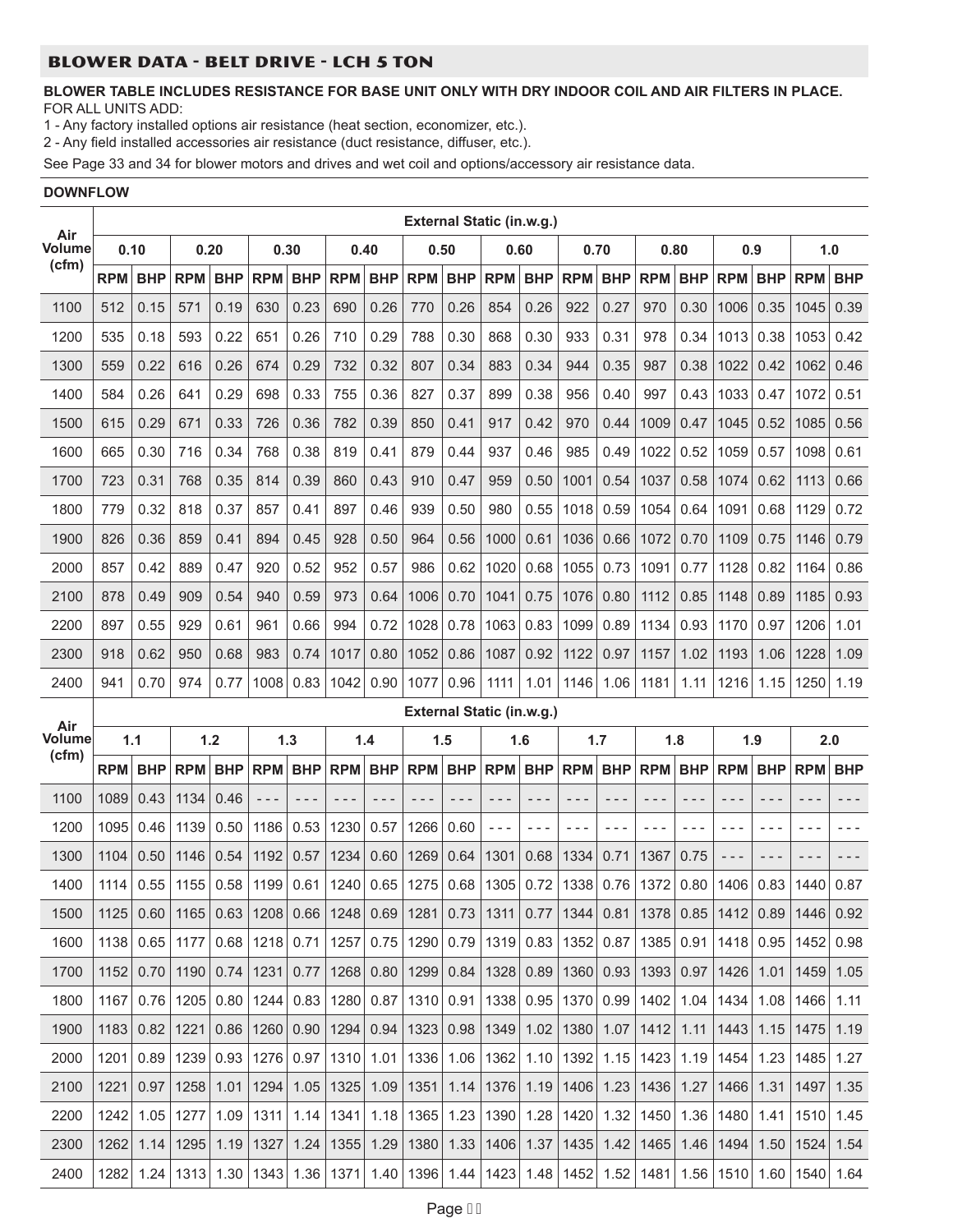## BLOWER DATA - BELT DRIVE - LCH 5 TON

**BLOWER TABLE INCLUDES RESISTANCE FOR BASE UNIT ONLY WITH DRY INDOOR COIL AND AIR FILTERS IN PLACE.**
FOR ALL UNITS ADD:

1 - Any factory installed options air resistance (heat section, economizer, etc.).
2 - Any field installed accessories air resistance (duct resistance, diffuser, etc.).

See Page 33 and 34 for blower motors and drives and wet coil and options/accessory air resistance data.

**DOWNFLOW**

| Air Volume (cfm) | External Static (in.w.g.) | | | | | | | | | | | | | | | | | | | |
|---|---|---|---|---|---|---|---|---|---|---|---|---|---|---|---|---|---|---|---|---|
| | 0.10 | | 0.20 | | 0.30 | | 0.40 | | 0.50 | | 0.60 | | 0.70 | | 0.80 | | 0.9 | | 1.0 | |
| | RPM | BHP | RPM | BHP | RPM | BHP | RPM | BHP | RPM | BHP | RPM | BHP | RPM | BHP | RPM | BHP | RPM | BHP | RPM | BHP |
| 1100 | 512 | 0.15 | 571 | 0.19 | 630 | 0.23 | 690 | 0.26 | 770 | 0.26 | 854 | 0.26 | 922 | 0.27 | 970 | 0.30 | 1006 | 0.35 | 1045 | 0.39 |
| 1200 | 535 | 0.18 | 593 | 0.22 | 651 | 0.26 | 710 | 0.29 | 788 | 0.30 | 868 | 0.30 | 933 | 0.31 | 978 | 0.34 | 1013 | 0.38 | 1053 | 0.42 |
| 1300 | 559 | 0.22 | 616 | 0.26 | 674 | 0.29 | 732 | 0.32 | 807 | 0.34 | 883 | 0.34 | 944 | 0.35 | 987 | 0.38 | 1022 | 0.42 | 1062 | 0.46 |
| 1400 | 584 | 0.26 | 641 | 0.29 | 698 | 0.33 | 755 | 0.36 | 827 | 0.37 | 899 | 0.38 | 956 | 0.40 | 997 | 0.43 | 1033 | 0.47 | 1072 | 0.51 |
| 1500 | 615 | 0.29 | 671 | 0.33 | 726 | 0.36 | 782 | 0.39 | 850 | 0.41 | 917 | 0.42 | 970 | 0.44 | 1009 | 0.47 | 1045 | 0.52 | 1085 | 0.56 |
| 1600 | 665 | 0.30 | 716 | 0.34 | 768 | 0.38 | 819 | 0.41 | 879 | 0.44 | 937 | 0.46 | 985 | 0.49 | 1022 | 0.52 | 1059 | 0.57 | 1098 | 0.61 |
| 1700 | 723 | 0.31 | 768 | 0.35 | 814 | 0.39 | 860 | 0.43 | 910 | 0.47 | 959 | 0.50 | 1001 | 0.54 | 1037 | 0.58 | 1074 | 0.62 | 1113 | 0.66 |
| 1800 | 779 | 0.32 | 818 | 0.37 | 857 | 0.41 | 897 | 0.46 | 939 | 0.50 | 980 | 0.55 | 1018 | 0.59 | 1054 | 0.64 | 1091 | 0.68 | 1129 | 0.72 |
| 1900 | 826 | 0.36 | 859 | 0.41 | 894 | 0.45 | 928 | 0.50 | 964 | 0.56 | 1000 | 0.61 | 1036 | 0.66 | 1072 | 0.70 | 1109 | 0.75 | 1146 | 0.79 |
| 2000 | 857 | 0.42 | 889 | 0.47 | 920 | 0.52 | 952 | 0.57 | 986 | 0.62 | 1020 | 0.68 | 1055 | 0.73 | 1091 | 0.77 | 1128 | 0.82 | 1164 | 0.86 |
| 2100 | 878 | 0.49 | 909 | 0.54 | 940 | 0.59 | 973 | 0.64 | 1006 | 0.70 | 1041 | 0.75 | 1076 | 0.80 | 1112 | 0.85 | 1148 | 0.89 | 1185 | 0.93 |
| 2200 | 897 | 0.55 | 929 | 0.61 | 961 | 0.66 | 994 | 0.72 | 1028 | 0.78 | 1063 | 0.83 | 1099 | 0.89 | 1134 | 0.93 | 1170 | 0.97 | 1206 | 1.01 |
| 2300 | 918 | 0.62 | 950 | 0.68 | 983 | 0.74 | 1017 | 0.80 | 1052 | 0.86 | 1087 | 0.92 | 1122 | 0.97 | 1157 | 1.02 | 1193 | 1.06 | 1228 | 1.09 |
| 2400 | 941 | 0.70 | 974 | 0.77 | 1008 | 0.83 | 1042 | 0.90 | 1077 | 0.96 | 1111 | 1.01 | 1146 | 1.06 | 1181 | 1.11 | 1216 | 1.15 | 1250 | 1.19 |

| Air Volume (cfm) | External Static (in.w.g.) | | | | | | | | | | | | | | | | | | | |
|---|---|---|---|---|---|---|---|---|---|---|---|---|---|---|---|---|---|---|---|---|
| | 1.1 | | 1.2 | | 1.3 | | 1.4 | | 1.5 | | 1.6 | | 1.7 | | 1.8 | | 1.9 | | 2.0 | |
| | RPM | BHP | RPM | BHP | RPM | BHP | RPM | BHP | RPM | BHP | RPM | BHP | RPM | BHP | RPM | BHP | RPM | BHP | RPM | BHP |
| 1100 | 1089 | 0.43 | 1134 | 0.46 | --- | --- | --- | --- | --- | --- | --- | --- | --- | --- | --- | --- | --- | --- | --- | --- |
| 1200 | 1095 | 0.46 | 1139 | 0.50 | 1186 | 0.53 | 1230 | 0.57 | 1266 | 0.60 | --- | --- | --- | --- | --- | --- | --- | --- | --- | --- |
| 1300 | 1104 | 0.50 | 1146 | 0.54 | 1192 | 0.57 | 1234 | 0.60 | 1269 | 0.64 | 1301 | 0.68 | 1334 | 0.71 | 1367 | 0.75 | --- | --- | --- | --- |
| 1400 | 1114 | 0.55 | 1155 | 0.58 | 1199 | 0.61 | 1240 | 0.65 | 1275 | 0.68 | 1305 | 0.72 | 1338 | 0.76 | 1372 | 0.80 | 1406 | 0.83 | 1440 | 0.87 |
| 1500 | 1125 | 0.60 | 1165 | 0.63 | 1208 | 0.66 | 1248 | 0.69 | 1281 | 0.73 | 1311 | 0.77 | 1344 | 0.81 | 1378 | 0.85 | 1412 | 0.89 | 1446 | 0.92 |
| 1600 | 1138 | 0.65 | 1177 | 0.68 | 1218 | 0.71 | 1257 | 0.75 | 1290 | 0.79 | 1319 | 0.83 | 1352 | 0.87 | 1385 | 0.91 | 1418 | 0.95 | 1452 | 0.98 |
| 1700 | 1152 | 0.70 | 1190 | 0.74 | 1231 | 0.77 | 1268 | 0.80 | 1299 | 0.84 | 1328 | 0.89 | 1360 | 0.93 | 1393 | 0.97 | 1426 | 1.01 | 1459 | 1.05 |
| 1800 | 1167 | 0.76 | 1205 | 0.80 | 1244 | 0.83 | 1280 | 0.87 | 1310 | 0.91 | 1338 | 0.95 | 1370 | 0.99 | 1402 | 1.04 | 1434 | 1.08 | 1466 | 1.11 |
| 1900 | 1183 | 0.82 | 1221 | 0.86 | 1260 | 0.90 | 1294 | 0.94 | 1323 | 0.98 | 1349 | 1.02 | 1380 | 1.07 | 1412 | 1.11 | 1443 | 1.15 | 1475 | 1.19 |
| 2000 | 1201 | 0.89 | 1239 | 0.93 | 1276 | 0.97 | 1310 | 1.01 | 1336 | 1.06 | 1362 | 1.10 | 1392 | 1.15 | 1423 | 1.19 | 1454 | 1.23 | 1485 | 1.27 |
| 2100 | 1221 | 0.97 | 1258 | 1.01 | 1294 | 1.05 | 1325 | 1.09 | 1351 | 1.14 | 1376 | 1.19 | 1406 | 1.23 | 1436 | 1.27 | 1466 | 1.31 | 1497 | 1.35 |
| 2200 | 1242 | 1.05 | 1277 | 1.09 | 1311 | 1.14 | 1341 | 1.18 | 1365 | 1.23 | 1390 | 1.28 | 1420 | 1.32 | 1450 | 1.36 | 1480 | 1.41 | 1510 | 1.45 |
| 2300 | 1262 | 1.14 | 1295 | 1.19 | 1327 | 1.24 | 1355 | 1.29 | 1380 | 1.33 | 1406 | 1.37 | 1435 | 1.42 | 1465 | 1.46 | 1494 | 1.50 | 1524 | 1.54 |
| 2400 | 1282 | 1.24 | 1313 | 1.30 | 1343 | 1.36 | 1371 | 1.40 | 1396 | 1.44 | 1423 | 1.48 | 1452 | 1.52 | 1481 | 1.56 | 1510 | 1.60 | 1540 | 1.64 |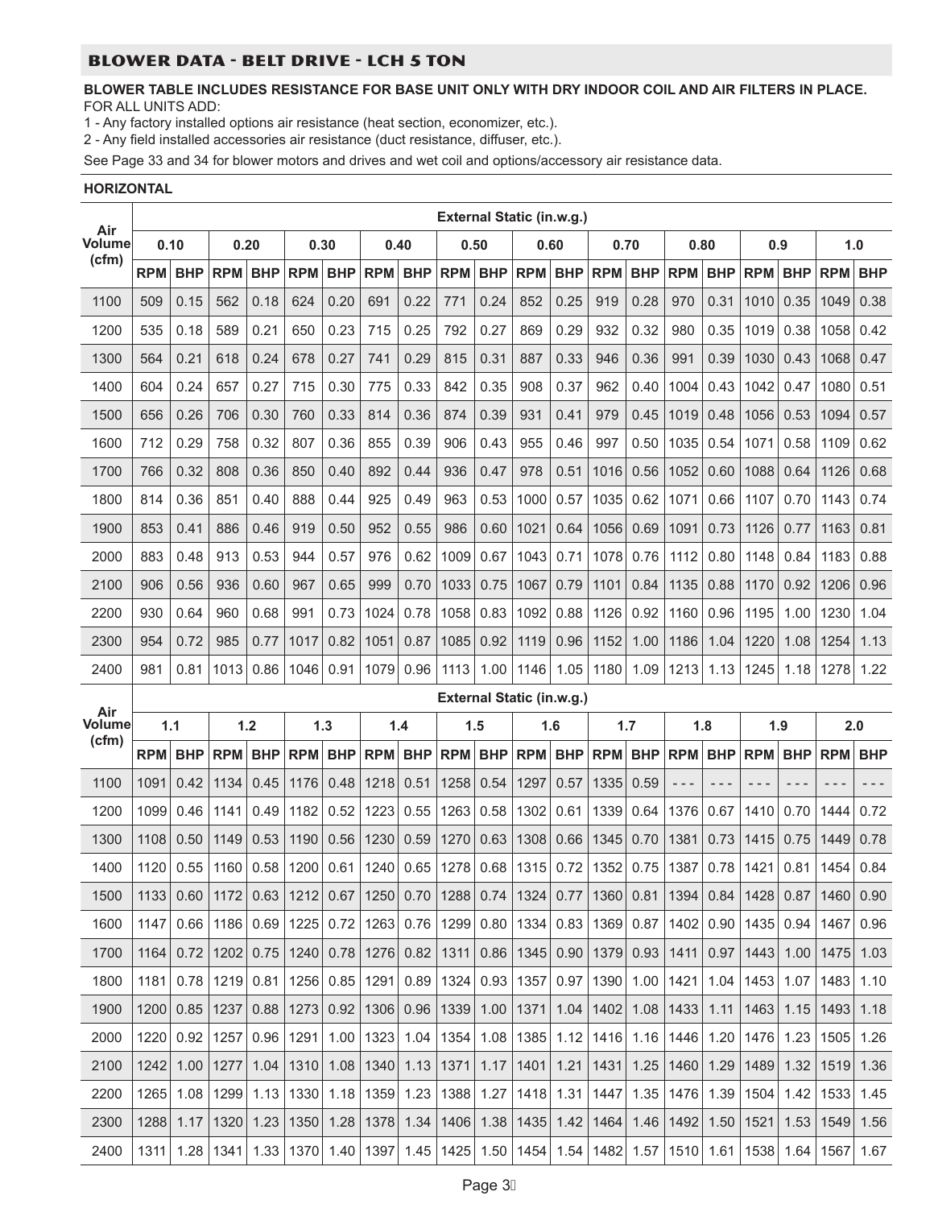## BLOWER DATA - BELT DRIVE - LCH 5 TON

**BLOWER TABLE INCLUDES RESISTANCE FOR BASE UNIT ONLY WITH DRY INDOOR COIL AND AIR FILTERS IN PLACE.**
FOR ALL UNITS ADD:

1 - Any factory installed options air resistance (heat section, economizer, etc.).
2 - Any field installed accessories air resistance (duct resistance, diffuser, etc.).

See Page 33 and 34 for blower motors and drives and wet coil and options/accessory air resistance data.

**HORIZONTAL**

| Air Volume (cfm) | External Static (in.w.g.) | | | | | | | | | | | | | | | | | | | |
|---|---|---|---|---|---|---|---|---|---|---|---|---|---|---|---|---|---|---|---|---|
| | 0.10 | | 0.20 | | 0.30 | | 0.40 | | 0.50 | | 0.60 | | 0.70 | | 0.80 | | 0.9 | | 1.0 | |
| | RPM | BHP | RPM | BHP | RPM | BHP | RPM | BHP | RPM | BHP | RPM | BHP | RPM | BHP | RPM | BHP | RPM | BHP | RPM | BHP |
| 1100 | 509 | 0.15 | 562 | 0.18 | 624 | 0.20 | 691 | 0.22 | 771 | 0.24 | 852 | 0.25 | 919 | 0.28 | 970 | 0.31 | 1010 | 0.35 | 1049 | 0.38 |
| 1200 | 535 | 0.18 | 589 | 0.21 | 650 | 0.23 | 715 | 0.25 | 792 | 0.27 | 869 | 0.29 | 932 | 0.32 | 980 | 0.35 | 1019 | 0.38 | 1058 | 0.42 |
| 1300 | 564 | 0.21 | 618 | 0.24 | 678 | 0.27 | 741 | 0.29 | 815 | 0.31 | 887 | 0.33 | 946 | 0.36 | 991 | 0.39 | 1030 | 0.43 | 1068 | 0.47 |
| 1400 | 604 | 0.24 | 657 | 0.27 | 715 | 0.30 | 775 | 0.33 | 842 | 0.35 | 908 | 0.37 | 962 | 0.40 | 1004 | 0.43 | 1042 | 0.47 | 1080 | 0.51 |
| 1500 | 656 | 0.26 | 706 | 0.30 | 760 | 0.33 | 814 | 0.36 | 874 | 0.39 | 931 | 0.41 | 979 | 0.45 | 1019 | 0.48 | 1056 | 0.53 | 1094 | 0.57 |
| 1600 | 712 | 0.29 | 758 | 0.32 | 807 | 0.36 | 855 | 0.39 | 906 | 0.43 | 955 | 0.46 | 997 | 0.50 | 1035 | 0.54 | 1071 | 0.58 | 1109 | 0.62 |
| 1700 | 766 | 0.32 | 808 | 0.36 | 850 | 0.40 | 892 | 0.44 | 936 | 0.47 | 978 | 0.51 | 1016 | 0.56 | 1052 | 0.60 | 1088 | 0.64 | 1126 | 0.68 |
| 1800 | 814 | 0.36 | 851 | 0.40 | 888 | 0.44 | 925 | 0.49 | 963 | 0.53 | 1000 | 0.57 | 1035 | 0.62 | 1071 | 0.66 | 1107 | 0.70 | 1143 | 0.74 |
| 1900 | 853 | 0.41 | 886 | 0.46 | 919 | 0.50 | 952 | 0.55 | 986 | 0.60 | 1021 | 0.64 | 1056 | 0.69 | 1091 | 0.73 | 1126 | 0.77 | 1163 | 0.81 |
| 2000 | 883 | 0.48 | 913 | 0.53 | 944 | 0.57 | 976 | 0.62 | 1009 | 0.67 | 1043 | 0.71 | 1078 | 0.76 | 1112 | 0.80 | 1148 | 0.84 | 1183 | 0.88 |
| 2100 | 906 | 0.56 | 936 | 0.60 | 967 | 0.65 | 999 | 0.70 | 1033 | 0.75 | 1067 | 0.79 | 1101 | 0.84 | 1135 | 0.88 | 1170 | 0.92 | 1206 | 0.96 |
| 2200 | 930 | 0.64 | 960 | 0.68 | 991 | 0.73 | 1024 | 0.78 | 1058 | 0.83 | 1092 | 0.88 | 1126 | 0.92 | 1160 | 0.96 | 1195 | 1.00 | 1230 | 1.04 |
| 2300 | 954 | 0.72 | 985 | 0.77 | 1017 | 0.82 | 1051 | 0.87 | 1085 | 0.92 | 1119 | 0.96 | 1152 | 1.00 | 1186 | 1.04 | 1220 | 1.08 | 1254 | 1.13 |
| 2400 | 981 | 0.81 | 1013 | 0.86 | 1046 | 0.91 | 1079 | 0.96 | 1113 | 1.00 | 1146 | 1.05 | 1180 | 1.09 | 1213 | 1.13 | 1245 | 1.18 | 1278 | 1.22 |

| Air Volume (cfm) | External Static (in.w.g.) | | | | | | | | | | | | | | | | | | | |
|---|---|---|---|---|---|---|---|---|---|---|---|---|---|---|---|---|---|---|---|---|
| | 1.1 | | 1.2 | | 1.3 | | 1.4 | | 1.5 | | 1.6 | | 1.7 | | 1.8 | | 1.9 | | 2.0 | |
| | RPM | BHP | RPM | BHP | RPM | BHP | RPM | BHP | RPM | BHP | RPM | BHP | RPM | BHP | RPM | BHP | RPM | BHP | RPM | BHP |
| 1100 | 1091 | 0.42 | 1134 | 0.45 | 1176 | 0.48 | 1218 | 0.51 | 1258 | 0.54 | 1297 | 0.57 | 1335 | 0.59 | - - - | - - - | - - - | - - - | - - - | - - - |
| 1200 | 1099 | 0.46 | 1141 | 0.49 | 1182 | 0.52 | 1223 | 0.55 | 1263 | 0.58 | 1302 | 0.61 | 1339 | 0.64 | 1376 | 0.67 | 1410 | 0.70 | 1444 | 0.72 |
| 1300 | 1108 | 0.50 | 1149 | 0.53 | 1190 | 0.56 | 1230 | 0.59 | 1270 | 0.63 | 1308 | 0.66 | 1345 | 0.70 | 1381 | 0.73 | 1415 | 0.75 | 1449 | 0.78 |
| 1400 | 1120 | 0.55 | 1160 | 0.58 | 1200 | 0.61 | 1240 | 0.65 | 1278 | 0.68 | 1315 | 0.72 | 1352 | 0.75 | 1387 | 0.78 | 1421 | 0.81 | 1454 | 0.84 |
| 1500 | 1133 | 0.60 | 1172 | 0.63 | 1212 | 0.67 | 1250 | 0.70 | 1288 | 0.74 | 1324 | 0.77 | 1360 | 0.81 | 1394 | 0.84 | 1428 | 0.87 | 1460 | 0.90 |
| 1600 | 1147 | 0.66 | 1186 | 0.69 | 1225 | 0.72 | 1263 | 0.76 | 1299 | 0.80 | 1334 | 0.83 | 1369 | 0.87 | 1402 | 0.90 | 1435 | 0.94 | 1467 | 0.96 |
| 1700 | 1164 | 0.72 | 1202 | 0.75 | 1240 | 0.78 | 1276 | 0.82 | 1311 | 0.86 | 1345 | 0.90 | 1379 | 0.93 | 1411 | 0.97 | 1443 | 1.00 | 1475 | 1.03 |
| 1800 | 1181 | 0.78 | 1219 | 0.81 | 1256 | 0.85 | 1291 | 0.89 | 1324 | 0.93 | 1357 | 0.97 | 1390 | 1.00 | 1421 | 1.04 | 1453 | 1.07 | 1483 | 1.10 |
| 1900 | 1200 | 0.85 | 1237 | 0.88 | 1273 | 0.92 | 1306 | 0.96 | 1339 | 1.00 | 1371 | 1.04 | 1402 | 1.08 | 1433 | 1.11 | 1463 | 1.15 | 1493 | 1.18 |
| 2000 | 1220 | 0.92 | 1257 | 0.96 | 1291 | 1.00 | 1323 | 1.04 | 1354 | 1.08 | 1385 | 1.12 | 1416 | 1.16 | 1446 | 1.20 | 1476 | 1.23 | 1505 | 1.26 |
| 2100 | 1242 | 1.00 | 1277 | 1.04 | 1310 | 1.08 | 1340 | 1.13 | 1371 | 1.17 | 1401 | 1.21 | 1431 | 1.25 | 1460 | 1.29 | 1489 | 1.32 | 1519 | 1.36 |
| 2200 | 1265 | 1.08 | 1299 | 1.13 | 1330 | 1.18 | 1359 | 1.23 | 1388 | 1.27 | 1418 | 1.31 | 1447 | 1.35 | 1476 | 1.39 | 1504 | 1.42 | 1533 | 1.45 |
| 2300 | 1288 | 1.17 | 1320 | 1.23 | 1350 | 1.28 | 1378 | 1.34 | 1406 | 1.38 | 1435 | 1.42 | 1464 | 1.46 | 1492 | 1.50 | 1521 | 1.53 | 1549 | 1.56 |
| 2400 | 1311 | 1.28 | 1341 | 1.33 | 1370 | 1.40 | 1397 | 1.45 | 1425 | 1.50 | 1454 | 1.54 | 1482 | 1.57 | 1510 | 1.61 | 1538 | 1.64 | 1567 | 1.67 |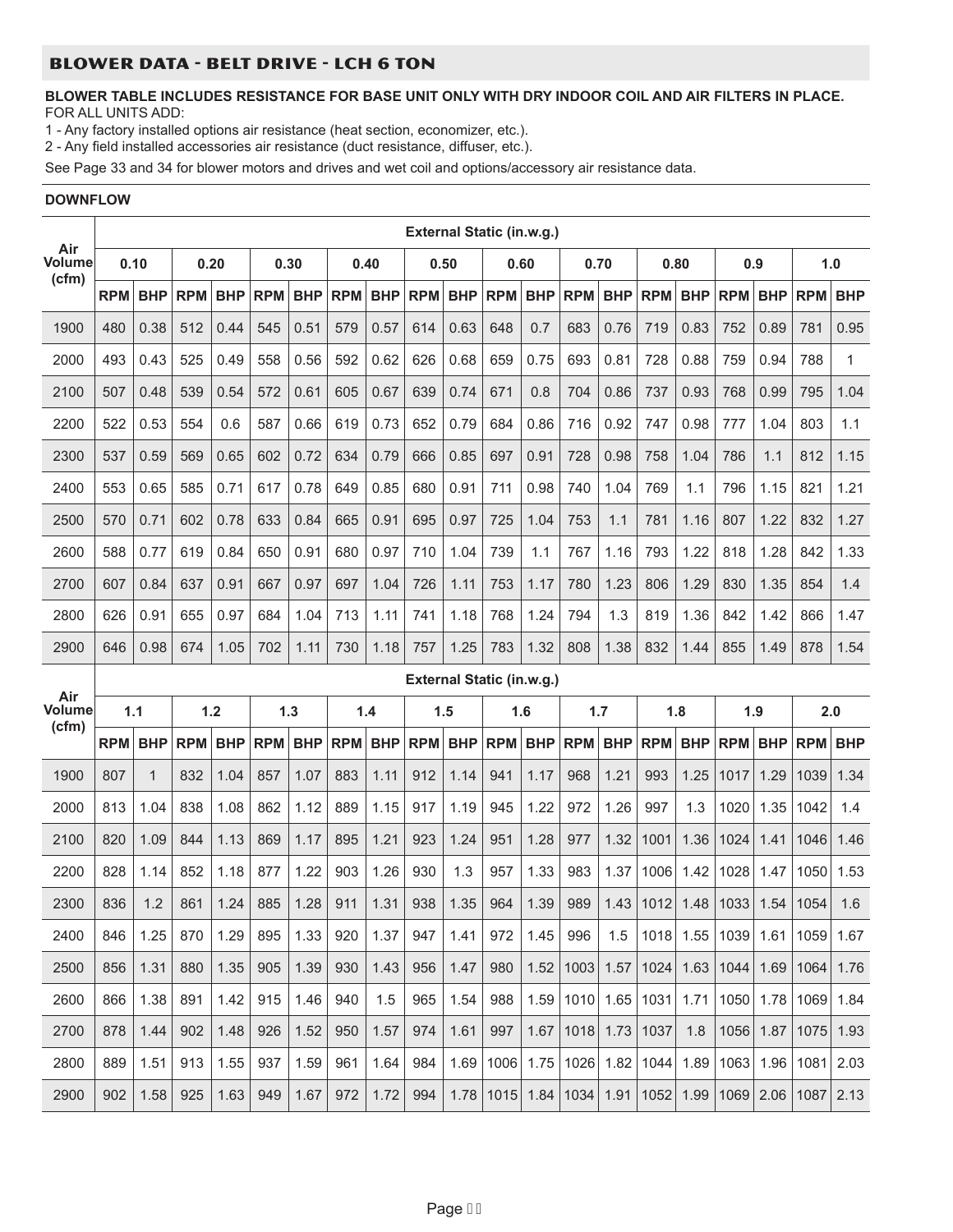## BLOWER DATA - BELT DRIVE - LCH 6 TON

**BLOWER TABLE INCLUDES RESISTANCE FOR BASE UNIT ONLY WITH DRY INDOOR COIL AND AIR FILTERS IN PLACE.**
FOR ALL UNITS ADD:

1 - Any factory installed options air resistance (heat section, economizer, etc.).
2 - Any field installed accessories air resistance (duct resistance, diffuser, etc.).

See Page 33 and 34 for blower motors and drives and wet coil and options/accessory air resistance data.

**DOWNFLOW**

| Air Volume (cfm) | External Static (in.w.g.) | | | | | | | | | | | | | | | | | | | |
|---|---|---|---|---|---|---|---|---|---|---|---|---|---|---|---|---|---|---|---|---|
| | 0.10 | | 0.20 | | 0.30 | | 0.40 | | 0.50 | | 0.60 | | 0.70 | | 0.80 | | 0.9 | | 1.0 | |
| | RPM | BHP | RPM | BHP | RPM | BHP | RPM | BHP | RPM | BHP | RPM | BHP | RPM | BHP | RPM | BHP | RPM | BHP | RPM | BHP |
| 1900 | 480 | 0.38 | 512 | 0.44 | 545 | 0.51 | 579 | 0.57 | 614 | 0.63 | 648 | 0.7 | 683 | 0.76 | 719 | 0.83 | 752 | 0.89 | 781 | 0.95 |
| 2000 | 493 | 0.43 | 525 | 0.49 | 558 | 0.56 | 592 | 0.62 | 626 | 0.68 | 659 | 0.75 | 693 | 0.81 | 728 | 0.88 | 759 | 0.94 | 788 | 1 |
| 2100 | 507 | 0.48 | 539 | 0.54 | 572 | 0.61 | 605 | 0.67 | 639 | 0.74 | 671 | 0.8 | 704 | 0.86 | 737 | 0.93 | 768 | 0.99 | 795 | 1.04 |
| 2200 | 522 | 0.53 | 554 | 0.6 | 587 | 0.66 | 619 | 0.73 | 652 | 0.79 | 684 | 0.86 | 716 | 0.92 | 747 | 0.98 | 777 | 1.04 | 803 | 1.1 |
| 2300 | 537 | 0.59 | 569 | 0.65 | 602 | 0.72 | 634 | 0.79 | 666 | 0.85 | 697 | 0.91 | 728 | 0.98 | 758 | 1.04 | 786 | 1.1 | 812 | 1.15 |
| 2400 | 553 | 0.65 | 585 | 0.71 | 617 | 0.78 | 649 | 0.85 | 680 | 0.91 | 711 | 0.98 | 740 | 1.04 | 769 | 1.1 | 796 | 1.15 | 821 | 1.21 |
| 2500 | 570 | 0.71 | 602 | 0.78 | 633 | 0.84 | 665 | 0.91 | 695 | 0.97 | 725 | 1.04 | 753 | 1.1 | 781 | 1.16 | 807 | 1.22 | 832 | 1.27 |
| 2600 | 588 | 0.77 | 619 | 0.84 | 650 | 0.91 | 680 | 0.97 | 710 | 1.04 | 739 | 1.1 | 767 | 1.16 | 793 | 1.22 | 818 | 1.28 | 842 | 1.33 |
| 2700 | 607 | 0.84 | 637 | 0.91 | 667 | 0.97 | 697 | 1.04 | 726 | 1.11 | 753 | 1.17 | 780 | 1.23 | 806 | 1.29 | 830 | 1.35 | 854 | 1.4 |
| 2800 | 626 | 0.91 | 655 | 0.97 | 684 | 1.04 | 713 | 1.11 | 741 | 1.18 | 768 | 1.24 | 794 | 1.3 | 819 | 1.36 | 842 | 1.42 | 866 | 1.47 |
| 2900 | 646 | 0.98 | 674 | 1.05 | 702 | 1.11 | 730 | 1.18 | 757 | 1.25 | 783 | 1.32 | 808 | 1.38 | 832 | 1.44 | 855 | 1.49 | 878 | 1.54 |
| Air Volume (cfm) | External Static (in.w.g.) | | | | | | | | | | | | | | | | | | | |
| | 1.1 | | 1.2 | | 1.3 | | 1.4 | | 1.5 | | 1.6 | | 1.7 | | 1.8 | | 1.9 | | 2.0 | |
| | RPM | BHP | RPM | BHP | RPM | BHP | RPM | BHP | RPM | BHP | RPM | BHP | RPM | BHP | RPM | BHP | RPM | BHP | RPM | BHP |
| 1900 | 807 | 1 | 832 | 1.04 | 857 | 1.07 | 883 | 1.11 | 912 | 1.14 | 941 | 1.17 | 968 | 1.21 | 993 | 1.25 | 1017 | 1.29 | 1039 | 1.34 |
| 2000 | 813 | 1.04 | 838 | 1.08 | 862 | 1.12 | 889 | 1.15 | 917 | 1.19 | 945 | 1.22 | 972 | 1.26 | 997 | 1.3 | 1020 | 1.35 | 1042 | 1.4 |
| 2100 | 820 | 1.09 | 844 | 1.13 | 869 | 1.17 | 895 | 1.21 | 923 | 1.24 | 951 | 1.28 | 977 | 1.32 | 1001 | 1.36 | 1024 | 1.41 | 1046 | 1.46 |
| 2200 | 828 | 1.14 | 852 | 1.18 | 877 | 1.22 | 903 | 1.26 | 930 | 1.3 | 957 | 1.33 | 983 | 1.37 | 1006 | 1.42 | 1028 | 1.47 | 1050 | 1.53 |
| 2300 | 836 | 1.2 | 861 | 1.24 | 885 | 1.28 | 911 | 1.31 | 938 | 1.35 | 964 | 1.39 | 989 | 1.43 | 1012 | 1.48 | 1033 | 1.54 | 1054 | 1.6 |
| 2400 | 846 | 1.25 | 870 | 1.29 | 895 | 1.33 | 920 | 1.37 | 947 | 1.41 | 972 | 1.45 | 996 | 1.5 | 1018 | 1.55 | 1039 | 1.61 | 1059 | 1.67 |
| 2500 | 856 | 1.31 | 880 | 1.35 | 905 | 1.39 | 930 | 1.43 | 956 | 1.47 | 980 | 1.52 | 1003 | 1.57 | 1024 | 1.63 | 1044 | 1.69 | 1064 | 1.76 |
| 2600 | 866 | 1.38 | 891 | 1.42 | 915 | 1.46 | 940 | 1.5 | 965 | 1.54 | 988 | 1.59 | 1010 | 1.65 | 1031 | 1.71 | 1050 | 1.78 | 1069 | 1.84 |
| 2700 | 878 | 1.44 | 902 | 1.48 | 926 | 1.52 | 950 | 1.57 | 974 | 1.61 | 997 | 1.67 | 1018 | 1.73 | 1037 | 1.8 | 1056 | 1.87 | 1075 | 1.93 |
| 2800 | 889 | 1.51 | 913 | 1.55 | 937 | 1.59 | 961 | 1.64 | 984 | 1.69 | 1006 | 1.75 | 1026 | 1.82 | 1044 | 1.89 | 1063 | 1.96 | 1081 | 2.03 |
| 2900 | 902 | 1.58 | 925 | 1.63 | 949 | 1.67 | 972 | 1.72 | 994 | 1.78 | 1015 | 1.84 | 1034 | 1.91 | 1052 | 1.99 | 1069 | 2.06 | 1087 | 2.13 |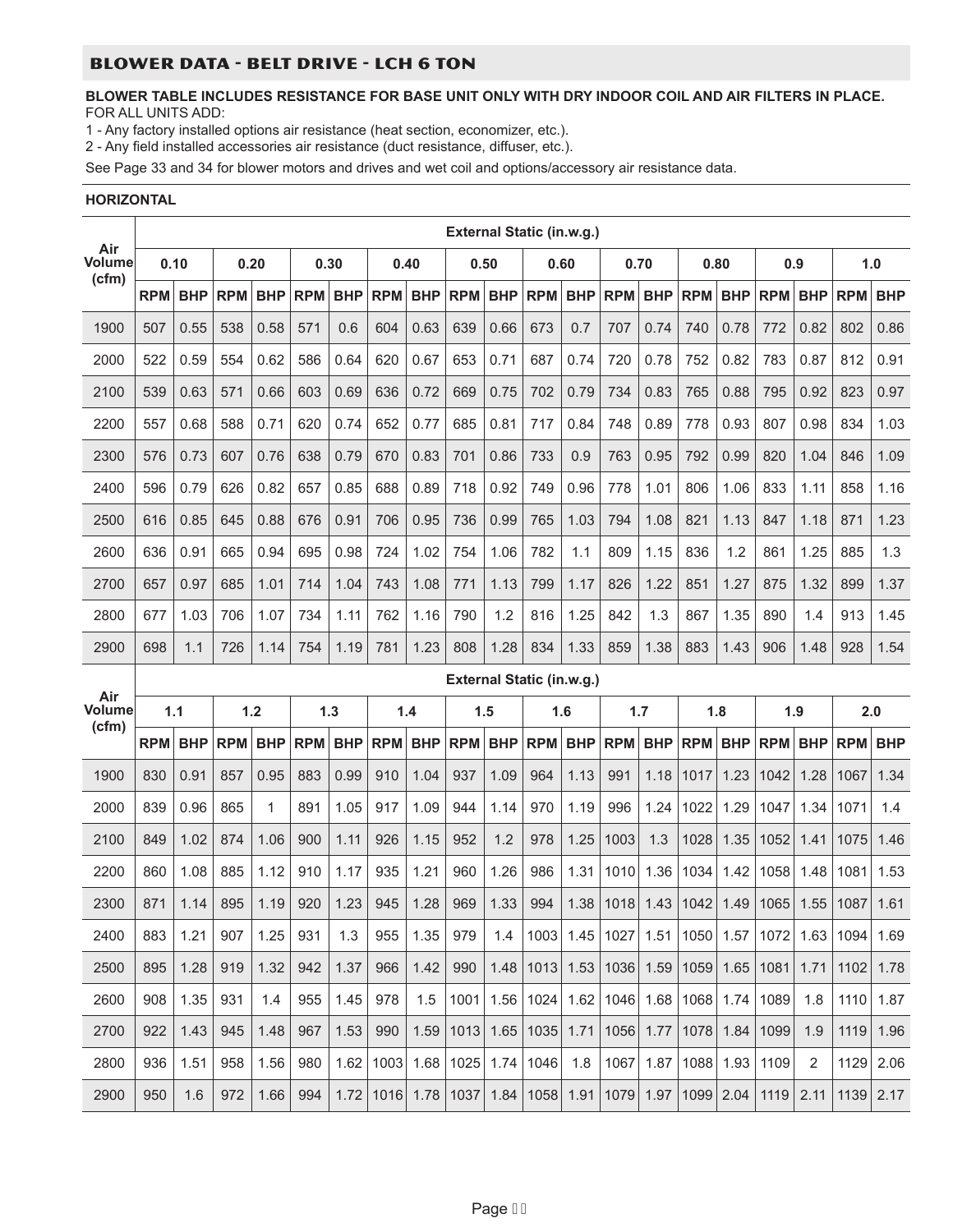## BLOWER DATA - BELT DRIVE - LCH 6 TON

**BLOWER TABLE INCLUDES RESISTANCE FOR BASE UNIT ONLY WITH DRY INDOOR COIL AND AIR FILTERS IN PLACE.**
FOR ALL UNITS ADD:

1 - Any factory installed options air resistance (heat section, economizer, etc.).
2 - Any field installed accessories air resistance (duct resistance, diffuser, etc.).

See Page 33 and 34 for blower motors and drives and wet coil and options/accessory air resistance data.

**HORIZONTAL**

| Air Volume (cfm) | External Static (in.w.g.) | | | | | | | | | | | | | | | | | | | |
|---|---|---|---|---|---|---|---|---|---|---|---|---|---|---|---|---|---|---|---|---|
| | 0.10 | | 0.20 | | 0.30 | | 0.40 | | 0.50 | | 0.60 | | 0.70 | | 0.80 | | 0.9 | | 1.0 | |
| | RPM | BHP | RPM | BHP | RPM | BHP | RPM | BHP | RPM | BHP | RPM | BHP | RPM | BHP | RPM | BHP | RPM | BHP | RPM | BHP |
| 1900 | 507 | 0.55 | 538 | 0.58 | 571 | 0.6 | 604 | 0.63 | 639 | 0.66 | 673 | 0.7 | 707 | 0.74 | 740 | 0.78 | 772 | 0.82 | 802 | 0.86 |
| 2000 | 522 | 0.59 | 554 | 0.62 | 586 | 0.64 | 620 | 0.67 | 653 | 0.71 | 687 | 0.74 | 720 | 0.78 | 752 | 0.82 | 783 | 0.87 | 812 | 0.91 |
| 2100 | 539 | 0.63 | 571 | 0.66 | 603 | 0.69 | 636 | 0.72 | 669 | 0.75 | 702 | 0.79 | 734 | 0.83 | 765 | 0.88 | 795 | 0.92 | 823 | 0.97 |
| 2200 | 557 | 0.68 | 588 | 0.71 | 620 | 0.74 | 652 | 0.77 | 685 | 0.81 | 717 | 0.84 | 748 | 0.89 | 778 | 0.93 | 807 | 0.98 | 834 | 1.03 |
| 2300 | 576 | 0.73 | 607 | 0.76 | 638 | 0.79 | 670 | 0.83 | 701 | 0.86 | 733 | 0.9 | 763 | 0.95 | 792 | 0.99 | 820 | 1.04 | 846 | 1.09 |
| 2400 | 596 | 0.79 | 626 | 0.82 | 657 | 0.85 | 688 | 0.89 | 718 | 0.92 | 749 | 0.96 | 778 | 1.01 | 806 | 1.06 | 833 | 1.11 | 858 | 1.16 |
| 2500 | 616 | 0.85 | 645 | 0.88 | 676 | 0.91 | 706 | 0.95 | 736 | 0.99 | 765 | 1.03 | 794 | 1.08 | 821 | 1.13 | 847 | 1.18 | 871 | 1.23 |
| 2600 | 636 | 0.91 | 665 | 0.94 | 695 | 0.98 | 724 | 1.02 | 754 | 1.06 | 782 | 1.1 | 809 | 1.15 | 836 | 1.2 | 861 | 1.25 | 885 | 1.3 |
| 2700 | 657 | 0.97 | 685 | 1.01 | 714 | 1.04 | 743 | 1.08 | 771 | 1.13 | 799 | 1.17 | 826 | 1.22 | 851 | 1.27 | 875 | 1.32 | 899 | 1.37 |
| 2800 | 677 | 1.03 | 706 | 1.07 | 734 | 1.11 | 762 | 1.16 | 790 | 1.2 | 816 | 1.25 | 842 | 1.3 | 867 | 1.35 | 890 | 1.4 | 913 | 1.45 |
| 2900 | 698 | 1.1 | 726 | 1.14 | 754 | 1.19 | 781 | 1.23 | 808 | 1.28 | 834 | 1.33 | 859 | 1.38 | 883 | 1.43 | 906 | 1.48 | 928 | 1.54 |

| Air Volume (cfm) | External Static (in.w.g.) | | | | | | | | | | | | | | | | | | | |
|---|---|---|---|---|---|---|---|---|---|---|---|---|---|---|---|---|---|---|---|---|
| | 1.1 | | 1.2 | | 1.3 | | 1.4 | | 1.5 | | 1.6 | | 1.7 | | 1.8 | | 1.9 | | 2.0 | |
| | RPM | BHP | RPM | BHP | RPM | BHP | RPM | BHP | RPM | BHP | RPM | BHP | RPM | BHP | RPM | BHP | RPM | BHP | RPM | BHP |
| 1900 | 830 | 0.91 | 857 | 0.95 | 883 | 0.99 | 910 | 1.04 | 937 | 1.09 | 964 | 1.13 | 991 | 1.18 | 1017 | 1.23 | 1042 | 1.28 | 1067 | 1.34 |
| 2000 | 839 | 0.96 | 865 | 1 | 891 | 1.05 | 917 | 1.09 | 944 | 1.14 | 970 | 1.19 | 996 | 1.24 | 1022 | 1.29 | 1047 | 1.34 | 1071 | 1.4 |
| 2100 | 849 | 1.02 | 874 | 1.06 | 900 | 1.11 | 926 | 1.15 | 952 | 1.2 | 978 | 1.25 | 1003 | 1.3 | 1028 | 1.35 | 1052 | 1.41 | 1075 | 1.46 |
| 2200 | 860 | 1.08 | 885 | 1.12 | 910 | 1.17 | 935 | 1.21 | 960 | 1.26 | 986 | 1.31 | 1010 | 1.36 | 1034 | 1.42 | 1058 | 1.48 | 1081 | 1.53 |
| 2300 | 871 | 1.14 | 895 | 1.19 | 920 | 1.23 | 945 | 1.28 | 969 | 1.33 | 994 | 1.38 | 1018 | 1.43 | 1042 | 1.49 | 1065 | 1.55 | 1087 | 1.61 |
| 2400 | 883 | 1.21 | 907 | 1.25 | 931 | 1.3 | 955 | 1.35 | 979 | 1.4 | 1003 | 1.45 | 1027 | 1.51 | 1050 | 1.57 | 1072 | 1.63 | 1094 | 1.69 |
| 2500 | 895 | 1.28 | 919 | 1.32 | 942 | 1.37 | 966 | 1.42 | 990 | 1.48 | 1013 | 1.53 | 1036 | 1.59 | 1059 | 1.65 | 1081 | 1.71 | 1102 | 1.78 |
| 2600 | 908 | 1.35 | 931 | 1.4 | 955 | 1.45 | 978 | 1.5 | 1001 | 1.56 | 1024 | 1.62 | 1046 | 1.68 | 1068 | 1.74 | 1089 | 1.8 | 1110 | 1.87 |
| 2700 | 922 | 1.43 | 945 | 1.48 | 967 | 1.53 | 990 | 1.59 | 1013 | 1.65 | 1035 | 1.71 | 1056 | 1.77 | 1078 | 1.84 | 1099 | 1.9 | 1119 | 1.96 |
| 2800 | 936 | 1.51 | 958 | 1.56 | 980 | 1.62 | 1003 | 1.68 | 1025 | 1.74 | 1046 | 1.8 | 1067 | 1.87 | 1088 | 1.93 | 1109 | 2 | 1129 | 2.06 |
| 2900 | 950 | 1.6 | 972 | 1.66 | 994 | 1.72 | 1016 | 1.78 | 1037 | 1.84 | 1058 | 1.91 | 1079 | 1.97 | 1099 | 2.04 | 1119 | 2.11 | 1139 | 2.17 |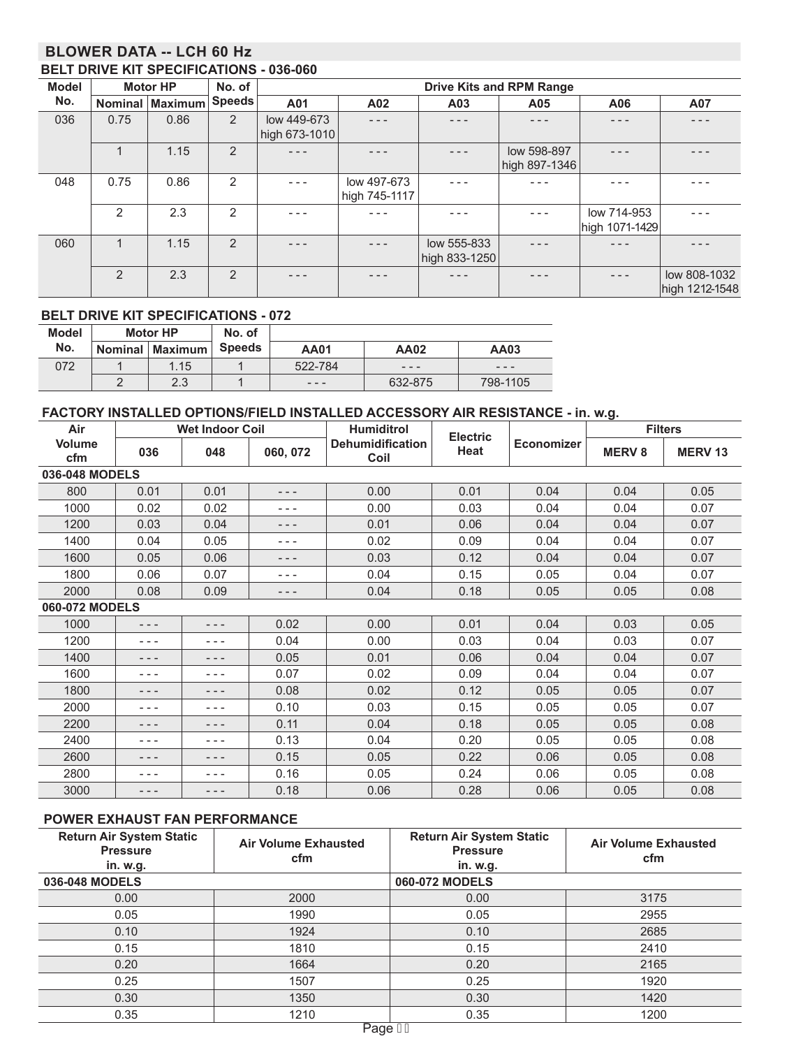## BLOWER DATA -- LCH 60 Hz

### BELT DRIVE KIT SPECIFICATIONS - 036-060

| Model No. | Motor HP | | No. of Speeds | Drive Kits and RPM Range | | | | | |
|---|---|---|---|---|---|---|---|---|---|
| | Nominal | Maximum | | A01 | A02 | A03 | A05 | A06 | A07 |
| 036 | 0.75 | 0.86 | 2 | low 449-673 high 673-1010 | - - - | - - - | - - - | - - - | - - - |
| | 1 | 1.15 | 2 | - - - | - - - | - - - | low 598-897 high 897-1346 | - - - | - - - |
| 048 | 0.75 | 0.86 | 2 | - - - | low 497-673 high 745-1117 | - - - | - - - | - - - | - - - |
| | 2 | 2.3 | 2 | - - - | - - - | - - - | - - - | low 714-953 high 1071-1429 | - - - |
| 060 | 1 | 1.15 | 2 | - - - | - - - | low 555-833 high 833-1250 | - - - | - - - | - - - |
| | 2 | 2.3 | 2 | - - - | - - - | - - - | - - - | - - - | low 808-1032 high 1212-1548 |

### BELT DRIVE KIT SPECIFICATIONS - 072

| Model No. | Motor HP | | No. of Speeds | | | |
|---|---|---|---|---|---|---|
| | Nominal | Maximum | | AA01 | AA02 | AA03 |
| 072 | 1 | 1.15 | 1 | 522-784 | - - - | - - - |
| | 2 | 2.3 | 1 | - - - | 632-875 | 798-1105 |

### FACTORY INSTALLED OPTIONS/FIELD INSTALLED ACCESSORY AIR RESISTANCE - in. w.g.

| Air Volume cfm | Wet Indoor Coil | | | Humiditrol Dehumidification Coil | Electric Heat | Economizer | Filters | |
|---|---|---|---|---|---|---|---|---|
| | 036 | 048 | 060, 072 | | | | MERV 8 | MERV 13 |
| **036-048 MODELS** | | | | | | | | |
| 800 | 0.01 | 0.01 | - - - | 0.00 | 0.01 | 0.04 | 0.04 | 0.05 |
| 1000 | 0.02 | 0.02 | - - - | 0.00 | 0.03 | 0.04 | 0.04 | 0.07 |
| 1200 | 0.03 | 0.04 | - - - | 0.01 | 0.06 | 0.04 | 0.04 | 0.07 |
| 1400 | 0.04 | 0.05 | - - - | 0.02 | 0.09 | 0.04 | 0.04 | 0.07 |
| 1600 | 0.05 | 0.06 | - - - | 0.03 | 0.12 | 0.04 | 0.04 | 0.07 |
| 1800 | 0.06 | 0.07 | - - - | 0.04 | 0.15 | 0.05 | 0.04 | 0.07 |
| 2000 | 0.08 | 0.09 | - - - | 0.04 | 0.18 | 0.05 | 0.05 | 0.08 |
| **060-072 MODELS** | | | | | | | | |
| 1000 | - - - | - - - | 0.02 | 0.00 | 0.01 | 0.04 | 0.03 | 0.05 |
| 1200 | - - - | - - - | 0.04 | 0.00 | 0.03 | 0.04 | 0.03 | 0.07 |
| 1400 | - - - | - - - | 0.05 | 0.01 | 0.06 | 0.04 | 0.04 | 0.07 |
| 1600 | - - - | - - - | 0.07 | 0.02 | 0.09 | 0.04 | 0.04 | 0.07 |
| 1800 | - - - | - - - | 0.08 | 0.02 | 0.12 | 0.05 | 0.05 | 0.07 |
| 2000 | - - - | - - - | 0.10 | 0.03 | 0.15 | 0.05 | 0.05 | 0.07 |
| 2200 | - - - | - - - | 0.11 | 0.04 | 0.18 | 0.05 | 0.05 | 0.08 |
| 2400 | - - - | - - - | 0.13 | 0.04 | 0.20 | 0.05 | 0.05 | 0.08 |
| 2600 | - - - | - - - | 0.15 | 0.05 | 0.22 | 0.06 | 0.05 | 0.08 |
| 2800 | - - - | - - - | 0.16 | 0.05 | 0.24 | 0.06 | 0.05 | 0.08 |
| 3000 | - - - | - - - | 0.18 | 0.06 | 0.28 | 0.06 | 0.05 | 0.08 |

### POWER EXHAUST FAN PERFORMANCE

| Return Air System Static Pressure in. w.g. | Air Volume Exhausted cfm | Return Air System Static Pressure in. w.g. | Air Volume Exhausted cfm |
|---|---|---|---|
| **036-048 MODELS** | | **060-072 MODELS** | |
| 0.00 | 2000 | 0.00 | 3175 |
| 0.05 | 1990 | 0.05 | 2955 |
| 0.10 | 1924 | 0.10 | 2685 |
| 0.15 | 1810 | 0.15 | 2410 |
| 0.20 | 1664 | 0.20 | 2165 |
| 0.25 | 1507 | 0.25 | 1920 |
| 0.30 | 1350 | 0.30 | 1420 |
| 0.35 | 1210 | 0.35 | 1200 |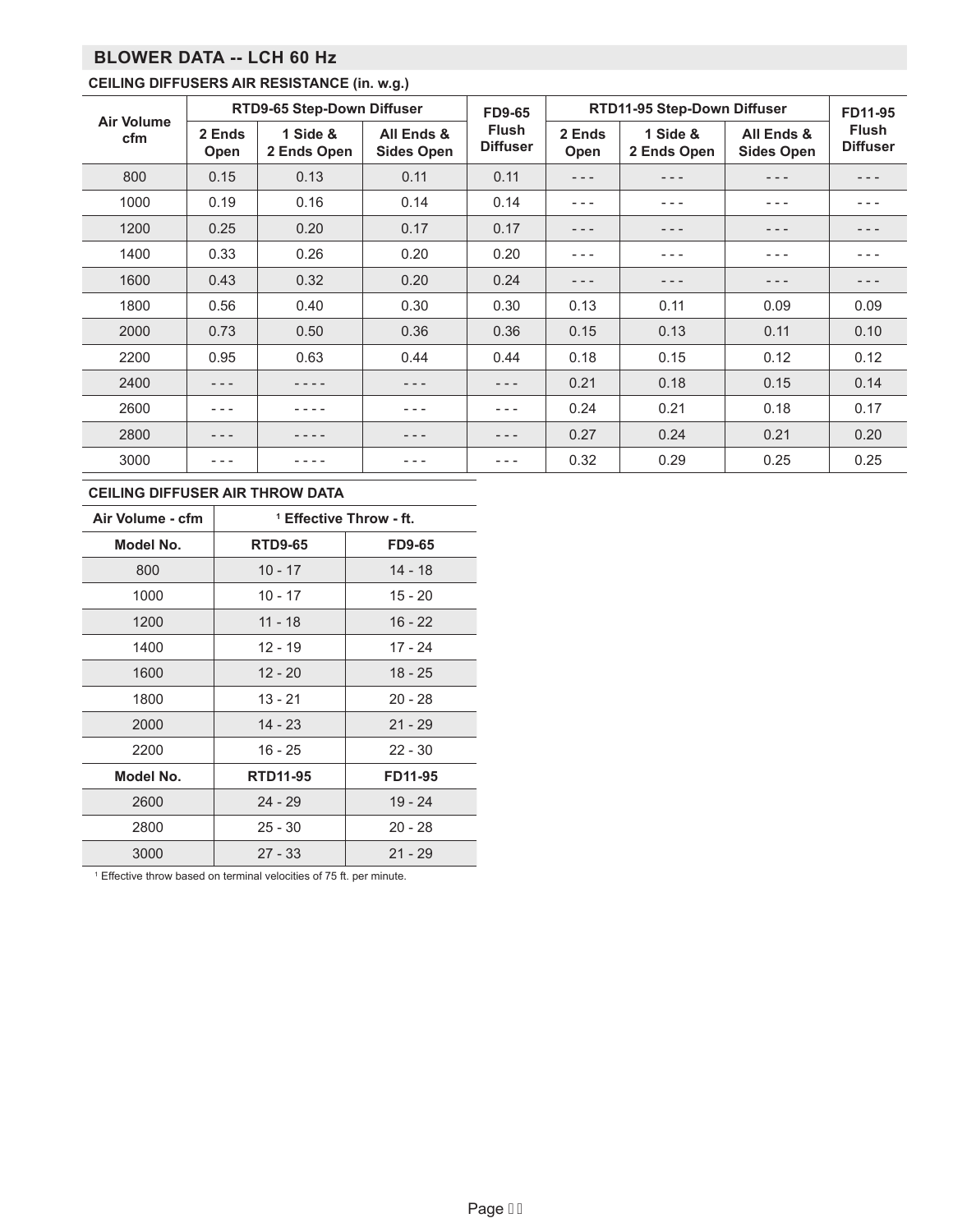## BLOWER DATA -- LCH 60 Hz

### CEILING DIFFUSERS AIR RESISTANCE (in. w.g.)

| Air Volume cfm | RTD9-65 Step-Down Diffuser | | | FD9-65 Flush Diffuser | RTD11-95 Step-Down Diffuser | | | FD11-95 Flush Diffuser |
|---|---|---|---|---|---|---|---|---|
| | 2 Ends Open | 1 Side & 2 Ends Open | All Ends & Sides Open | | 2 Ends Open | 1 Side & 2 Ends Open | All Ends & Sides Open | |
| 800 | 0.15 | 0.13 | 0.11 | 0.11 | - - - | - - - | - - - | - - - |
| 1000 | 0.19 | 0.16 | 0.14 | 0.14 | - - - | - - - | - - - | - - - |
| 1200 | 0.25 | 0.20 | 0.17 | 0.17 | - - - | - - - | - - - | - - - |
| 1400 | 0.33 | 0.26 | 0.20 | 0.20 | - - - | - - - | - - - | - - - |
| 1600 | 0.43 | 0.32 | 0.20 | 0.24 | - - - | - - - | - - - | - - - |
| 1800 | 0.56 | 0.40 | 0.30 | 0.30 | 0.13 | 0.11 | 0.09 | 0.09 |
| 2000 | 0.73 | 0.50 | 0.36 | 0.36 | 0.15 | 0.13 | 0.11 | 0.10 |
| 2200 | 0.95 | 0.63 | 0.44 | 0.44 | 0.18 | 0.15 | 0.12 | 0.12 |
| 2400 | - - - | - - - - | - - - | - - - | 0.21 | 0.18 | 0.15 | 0.14 |
| 2600 | - - - | - - - - | - - - | - - - | 0.24 | 0.21 | 0.18 | 0.17 |
| 2800 | - - - | - - - - | - - - | - - - | 0.27 | 0.24 | 0.21 | 0.20 |
| 3000 | - - - | - - - - | - - - | - - - | 0.32 | 0.29 | 0.25 | 0.25 |

### CEILING DIFFUSER AIR THROW DATA

| Air Volume - cfm | [1] Effective Throw - ft. | |
|---|---|---|
| **Model No.** | **RTD9-65** | **FD9-65** |
| 800 | 10 - 17 | 14 - 18 |
| 1000 | 10 - 17 | 15 - 20 |
| 1200 | 11 - 18 | 16 - 22 |
| 1400 | 12 - 19 | 17 - 24 |
| 1600 | 12 - 20 | 18 - 25 |
| 1800 | 13 - 21 | 20 - 28 |
| 2000 | 14 - 23 | 21 - 29 |
| 2200 | 16 - 25 | 22 - 30 |
| **Model No.** | **RTD11-95** | **FD11-95** |
| 2600 | 24 - 29 | 19 - 24 |
| 2800 | 25 - 30 | 20 - 28 |
| 3000 | 27 - 33 | 21 - 29 |

[1] Effective throw based on terminal velocities of 75 ft. per minute.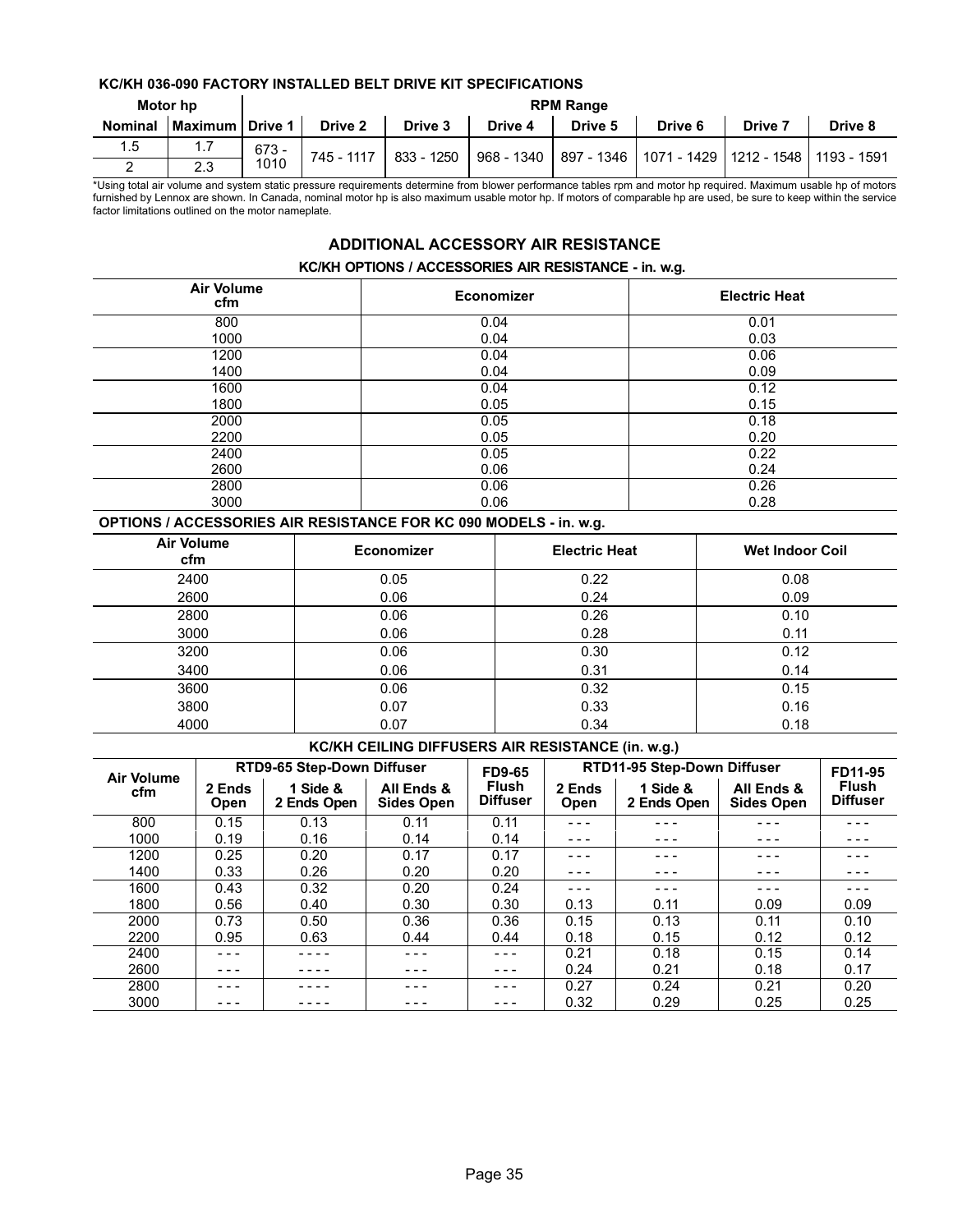### KC/KH 036-090 FACTORY INSTALLED BELT DRIVE KIT SPECIFICATIONS

| Motor hp | | RPM Range | | | | | | | |
|---|---|---|---|---|---|---|---|---|---|
| Nominal | Maximum | Drive 1 | Drive 2 | Drive 3 | Drive 4 | Drive 5 | Drive 6 | Drive 7 | Drive 8 |
| 1.5 | 1.7 | 673 - 1010 | 745 - 1117 | 833 - 1250 | 968 - 1340 | 897 - 1346 | 1071 - 1429 | 1212 - 1548 | 1193 - 1591 |
| 2 | 2.3 | | | | | | | | |

*Using total air volume and system static pressure requirements determine from blower performance tables rpm and motor hp required. Maximum usable hp of motors furnished by Lennox are shown. In Canada, nominal motor hp is also maximum usable motor hp. If motors of comparable hp are used, be sure to keep within the service factor limitations outlined on the motor nameplate.

## ADDITIONAL ACCESSORY AIR RESISTANCE

### KC/KH OPTIONS / ACCESSORIES AIR RESISTANCE - in. w.g.

| Air Volume cfm | Economizer | Electric Heat |
|---|---|---|
| 800 | 0.04 | 0.01 |
| 1000 | 0.04 | 0.03 |
| 1200 | 0.04 | 0.06 |
| 1400 | 0.04 | 0.09 |
| 1600 | 0.04 | 0.12 |
| 1800 | 0.05 | 0.15 |
| 2000 | 0.05 | 0.18 |
| 2200 | 0.05 | 0.20 |
| 2400 | 0.05 | 0.22 |
| 2600 | 0.06 | 0.24 |
| 2800 | 0.06 | 0.26 |
| 3000 | 0.06 | 0.28 |

### OPTIONS / ACCESSORIES AIR RESISTANCE FOR KC 090 MODELS - in. w.g.

| Air Volume cfm | Economizer | Electric Heat | Wet Indoor Coil |
|---|---|---|---|
| 2400 | 0.05 | 0.22 | 0.08 |
| 2600 | 0.06 | 0.24 | 0.09 |
| 2800 | 0.06 | 0.26 | 0.10 |
| 3000 | 0.06 | 0.28 | 0.11 |
| 3200 | 0.06 | 0.30 | 0.12 |
| 3400 | 0.06 | 0.31 | 0.14 |
| 3600 | 0.06 | 0.32 | 0.15 |
| 3800 | 0.07 | 0.33 | 0.16 |
| 4000 | 0.07 | 0.34 | 0.18 |

### KC/KH CEILING DIFFUSERS AIR RESISTANCE (in. w.g.)

| Air Volume cfm | RTD9-65 Step-Down Diffuser | | | FD9-65 Flush Diffuser | RTD11-95 Step-Down Diffuser | | | FD11-95 Flush Diffuser |
|---|---|---|---|---|---|---|---|---|
| | 2 Ends Open | 1 Side & 2 Ends Open | All Ends & Sides Open | | 2 Ends Open | 1 Side & 2 Ends Open | All Ends & Sides Open | |
| 800 | 0.15 | 0.13 | 0.11 | 0.11 | - - - | - - - | - - - | - - - |
| 1000 | 0.19 | 0.16 | 0.14 | 0.14 | - - - | - - - | - - - | - - - |
| 1200 | 0.25 | 0.20 | 0.17 | 0.17 | - - - | - - - | - - - | - - - |
| 1400 | 0.33 | 0.26 | 0.20 | 0.20 | - - - | - - - | - - - | - - - |
| 1600 | 0.43 | 0.32 | 0.20 | 0.24 | - - - | - - - | - - - | - - - |
| 1800 | 0.56 | 0.40 | 0.30 | 0.30 | 0.13 | 0.11 | 0.09 | 0.09 |
| 2000 | 0.73 | 0.50 | 0.36 | 0.36 | 0.15 | 0.13 | 0.11 | 0.10 |
| 2200 | 0.95 | 0.63 | 0.44 | 0.44 | 0.18 | 0.15 | 0.12 | 0.12 |
| 2400 | - - - | - - - - | - - - | - - - | 0.21 | 0.18 | 0.15 | 0.14 |
| 2600 | - - - | - - - - | - - - | - - - | 0.24 | 0.21 | 0.18 | 0.17 |
| 2800 | - - - | - - - - | - - - | - - - | 0.27 | 0.24 | 0.21 | 0.20 |
| 3000 | - - - | - - - - | - - - | - - - | 0.32 | 0.29 | 0.25 | 0.25 |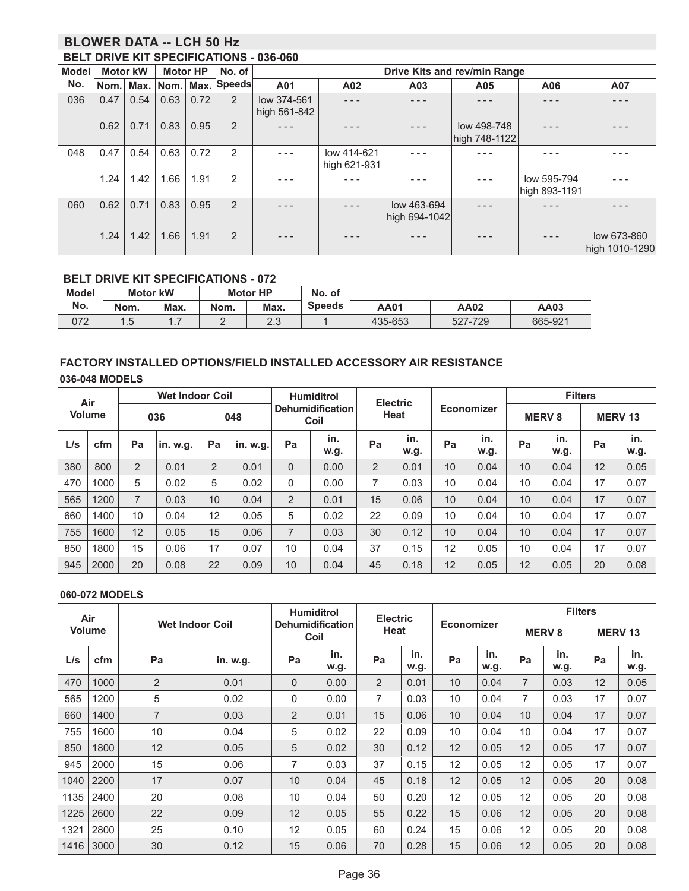## BLOWER DATA -- LCH 50 Hz

### BELT DRIVE KIT SPECIFICATIONS - 036-060

| Model No. | Motor kW | | Motor HP | | No. of Speeds | Drive Kits and rev/min Range | | | | | |
|---|---|---|---|---|---|---|---|---|---|---|---|
| | Nom. | Max. | Nom. | Max. | | A01 | A02 | A03 | A05 | A06 | A07 |
| 036 | 0.47 | 0.54 | 0.63 | 0.72 | 2 | low 374-561 high 561-842 | - - - | - - - | - - - | - - - | - - - |
| | 0.62 | 0.71 | 0.83 | 0.95 | 2 | - - - | - - - | - - - | low 498-748 high 748-1122 | - - - | - - - |
| 048 | 0.47 | 0.54 | 0.63 | 0.72 | 2 | - - - | low 414-621 high 621-931 | - - - | - - - | - - - | - - - |
| | 1.24 | 1.42 | 1.66 | 1.91 | 2 | - - - | - - - | - - - | - - - | low 595-794 high 893-1191 | - - - |
| 060 | 0.62 | 0.71 | 0.83 | 0.95 | 2 | - - - | - - - | low 463-694 high 694-1042 | - - - | - - - | - - - |
| | 1.24 | 1.42 | 1.66 | 1.91 | 2 | - - - | - - - | - - - | - - - | - - - | low 673-860 high 1010-1290 |

### BELT DRIVE KIT SPECIFICATIONS - 072

| Model No. | Motor kW | | Motor HP | | No. of Speeds | | | |
|---|---|---|---|---|---|---|---|---|
| | Nom. | Max. | Nom. | Max. | | AA01 | AA02 | AA03 |
| 072 | 1.5 | 1.7 | 2 | 2.3 | 1 | 435-653 | 527-729 | 665-921 |

### FACTORY INSTALLED OPTIONS/FIELD INSTALLED ACCESSORY AIR RESISTANCE

**036-048 MODELS**

| Air Volume | | Wet Indoor Coil | | | | Humiditrol Dehumidification Coil | | Electric Heat | | Economizer | | Filters | | | |
|---|---|---|---|---|---|---|---|---|---|---|---|---|---|---|---|
| | | 036 | | 048 | | | | | | | | MERV 8 | | MERV 13 | |
| L/s | cfm | Pa | in. w.g. | Pa | in. w.g. | Pa | in. w.g. | Pa | in. w.g. | Pa | in. w.g. | Pa | in. w.g. | Pa | in. w.g. |
| 380 | 800 | 2 | 0.01 | 2 | 0.01 | 0 | 0.00 | 2 | 0.01 | 10 | 0.04 | 10 | 0.04 | 12 | 0.05 |
| 470 | 1000 | 5 | 0.02 | 5 | 0.02 | 0 | 0.00 | 7 | 0.03 | 10 | 0.04 | 10 | 0.04 | 17 | 0.07 |
| 565 | 1200 | 7 | 0.03 | 10 | 0.04 | 2 | 0.01 | 15 | 0.06 | 10 | 0.04 | 10 | 0.04 | 17 | 0.07 |
| 660 | 1400 | 10 | 0.04 | 12 | 0.05 | 5 | 0.02 | 22 | 0.09 | 10 | 0.04 | 10 | 0.04 | 17 | 0.07 |
| 755 | 1600 | 12 | 0.05 | 15 | 0.06 | 7 | 0.03 | 30 | 0.12 | 10 | 0.04 | 10 | 0.04 | 17 | 0.07 |
| 850 | 1800 | 15 | 0.06 | 17 | 0.07 | 10 | 0.04 | 37 | 0.15 | 12 | 0.05 | 10 | 0.04 | 17 | 0.07 |
| 945 | 2000 | 20 | 0.08 | 22 | 0.09 | 10 | 0.04 | 45 | 0.18 | 12 | 0.05 | 12 | 0.05 | 20 | 0.08 |

**060-072 MODELS**

| Air Volume | | Wet Indoor Coil | | Humiditrol Dehumidification Coil | | Electric Heat | | Economizer | | Filters | | | |
|---|---|---|---|---|---|---|---|---|---|---|---|---|---|
| | | | | | | | | | | MERV 8 | | MERV 13 | |
| L/s | cfm | Pa | in. w.g. | Pa | in. w.g. | Pa | in. w.g. | Pa | in. w.g. | Pa | in. w.g. | Pa | in. w.g. |
| 470 | 1000 | 2 | 0.01 | 0 | 0.00 | 2 | 0.01 | 10 | 0.04 | 7 | 0.03 | 12 | 0.05 |
| 565 | 1200 | 5 | 0.02 | 0 | 0.00 | 7 | 0.03 | 10 | 0.04 | 7 | 0.03 | 17 | 0.07 |
| 660 | 1400 | 7 | 0.03 | 2 | 0.01 | 15 | 0.06 | 10 | 0.04 | 10 | 0.04 | 17 | 0.07 |
| 755 | 1600 | 10 | 0.04 | 5 | 0.02 | 22 | 0.09 | 10 | 0.04 | 10 | 0.04 | 17 | 0.07 |
| 850 | 1800 | 12 | 0.05 | 5 | 0.02 | 30 | 0.12 | 12 | 0.05 | 12 | 0.05 | 17 | 0.07 |
| 945 | 2000 | 15 | 0.06 | 7 | 0.03 | 37 | 0.15 | 12 | 0.05 | 12 | 0.05 | 17 | 0.07 |
| 1040 | 2200 | 17 | 0.07 | 10 | 0.04 | 45 | 0.18 | 12 | 0.05 | 12 | 0.05 | 20 | 0.08 |
| 1135 | 2400 | 20 | 0.08 | 10 | 0.04 | 50 | 0.20 | 12 | 0.05 | 12 | 0.05 | 20 | 0.08 |
| 1225 | 2600 | 22 | 0.09 | 12 | 0.05 | 55 | 0.22 | 15 | 0.06 | 12 | 0.05 | 20 | 0.08 |
| 1321 | 2800 | 25 | 0.10 | 12 | 0.05 | 60 | 0.24 | 15 | 0.06 | 12 | 0.05 | 20 | 0.08 |
| 1416 | 3000 | 30 | 0.12 | 15 | 0.06 | 70 | 0.28 | 15 | 0.06 | 12 | 0.05 | 20 | 0.08 |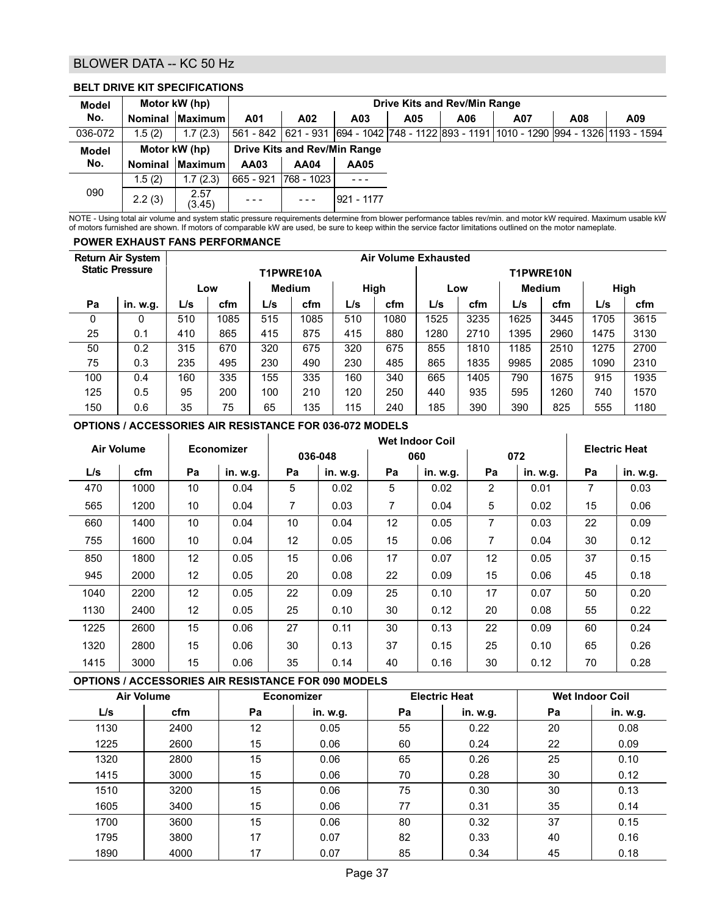## BLOWER DATA -- KC 50 Hz

### BELT DRIVE KIT SPECIFICATIONS

| Model No. | Motor kW (hp) | | Drive Kits and Rev/Min Range | | | | | | | |
|---|---|---|---|---|---|---|---|---|---|---|
| | Nominal | Maximum | A01 | A02 | A03 | A05 | A06 | A07 | A08 | A09 |
| 036-072 | 1.5 (2) | 1.7 (2.3) | 561 - 842 | 621 - 931 | 694 - 1042 | 748 - 1122 | 893 - 1191 | 1010 - 1290 | 994 - 1326 | 1193 - 1594 |

| Model No. | Motor kW (hp) | | Drive Kits and Rev/Min Range | | |
|---|---|---|---|---|---|
| | Nominal | Maximum | AA03 | AA04 | AA05 |
| 090 | 1.5 (2) | 1.7 (2.3) | 665 - 921 | 768 - 1023 | - - - |
| | 2.2 (3) | 2.57 (3.45) | - - - | - - - | 921 - 1177 |

NOTE - Using total air volume and system static pressure requirements determine from blower performance tables rev/min. and motor kW required. Maximum usable kW of motors furnished are shown. If motors of comparable kW are used, be sure to keep within the service factor limitations outlined on the motor nameplate.

### POWER EXHAUST FANS PERFORMANCE

| Return Air System Static Pressure | | Air Volume Exhausted | | | | | | | | | | | |
|---|---|---|---|---|---|---|---|---|---|---|---|---|---|
| | | T1PWRE10A | | | | | | T1PWRE10N | | | | | |
| | | Low | | Medium | | High | | Low | | Medium | | High | |
| Pa | in. w.g. | L/s | cfm | L/s | cfm | L/s | cfm | L/s | cfm | L/s | cfm | L/s | cfm |
| 0 | 0 | 510 | 1085 | 515 | 1085 | 510 | 1080 | 1525 | 3235 | 1625 | 3445 | 1705 | 3615 |
| 25 | 0.1 | 410 | 865 | 415 | 875 | 415 | 880 | 1280 | 2710 | 1395 | 2960 | 1475 | 3130 |
| 50 | 0.2 | 315 | 670 | 320 | 675 | 320 | 675 | 855 | 1810 | 1185 | 2510 | 1275 | 2700 |
| 75 | 0.3 | 235 | 495 | 230 | 490 | 230 | 485 | 865 | 1835 | 9985 | 2085 | 1090 | 2310 |
| 100 | 0.4 | 160 | 335 | 155 | 335 | 160 | 340 | 665 | 1405 | 790 | 1675 | 915 | 1935 |
| 125 | 0.5 | 95 | 200 | 100 | 210 | 120 | 250 | 440 | 935 | 595 | 1260 | 740 | 1570 |
| 150 | 0.6 | 35 | 75 | 65 | 135 | 115 | 240 | 185 | 390 | 390 | 825 | 555 | 1180 |

### OPTIONS / ACCESSORIES AIR RESISTANCE FOR 036-072 MODELS

| Air Volume | | Economizer | | Wet Indoor Coil | | | | | | Electric Heat | |
|---|---|---|---|---|---|---|---|---|---|---|---|
| | | | | 036-048 | | 060 | | 072 | | | |
| L/s | cfm | Pa | in. w.g. | Pa | in. w.g. | Pa | in. w.g. | Pa | in. w.g. | Pa | in. w.g. |
| 470 | 1000 | 10 | 0.04 | 5 | 0.02 | 5 | 0.02 | 2 | 0.01 | 7 | 0.03 |
| 565 | 1200 | 10 | 0.04 | 7 | 0.03 | 7 | 0.04 | 5 | 0.02 | 15 | 0.06 |
| 660 | 1400 | 10 | 0.04 | 10 | 0.04 | 12 | 0.05 | 7 | 0.03 | 22 | 0.09 |
| 755 | 1600 | 10 | 0.04 | 12 | 0.05 | 15 | 0.06 | 7 | 0.04 | 30 | 0.12 |
| 850 | 1800 | 12 | 0.05 | 15 | 0.06 | 17 | 0.07 | 12 | 0.05 | 37 | 0.15 |
| 945 | 2000 | 12 | 0.05 | 20 | 0.08 | 22 | 0.09 | 15 | 0.06 | 45 | 0.18 |
| 1040 | 2200 | 12 | 0.05 | 22 | 0.09 | 25 | 0.10 | 17 | 0.07 | 50 | 0.20 |
| 1130 | 2400 | 12 | 0.05 | 25 | 0.10 | 30 | 0.12 | 20 | 0.08 | 55 | 0.22 |
| 1225 | 2600 | 15 | 0.06 | 27 | 0.11 | 30 | 0.13 | 22 | 0.09 | 60 | 0.24 |
| 1320 | 2800 | 15 | 0.06 | 30 | 0.13 | 37 | 0.15 | 25 | 0.10 | 65 | 0.26 |
| 1415 | 3000 | 15 | 0.06 | 35 | 0.14 | 40 | 0.16 | 30 | 0.12 | 70 | 0.28 |

### OPTIONS / ACCESSORIES AIR RESISTANCE FOR 090 MODELS

| Air Volume | | Economizer | | Electric Heat | | Wet Indoor Coil | |
|---|---|---|---|---|---|---|---|
| L/s | cfm | Pa | in. w.g. | Pa | in. w.g. | Pa | in. w.g. |
| 1130 | 2400 | 12 | 0.05 | 55 | 0.22 | 20 | 0.08 |
| 1225 | 2600 | 15 | 0.06 | 60 | 0.24 | 22 | 0.09 |
| 1320 | 2800 | 15 | 0.06 | 65 | 0.26 | 25 | 0.10 |
| 1415 | 3000 | 15 | 0.06 | 70 | 0.28 | 30 | 0.12 |
| 1510 | 3200 | 15 | 0.06 | 75 | 0.30 | 30 | 0.13 |
| 1605 | 3400 | 15 | 0.06 | 77 | 0.31 | 35 | 0.14 |
| 1700 | 3600 | 15 | 0.06 | 80 | 0.32 | 37 | 0.15 |
| 1795 | 3800 | 17 | 0.07 | 82 | 0.33 | 40 | 0.16 |
| 1890 | 4000 | 17 | 0.07 | 85 | 0.34 | 45 | 0.18 |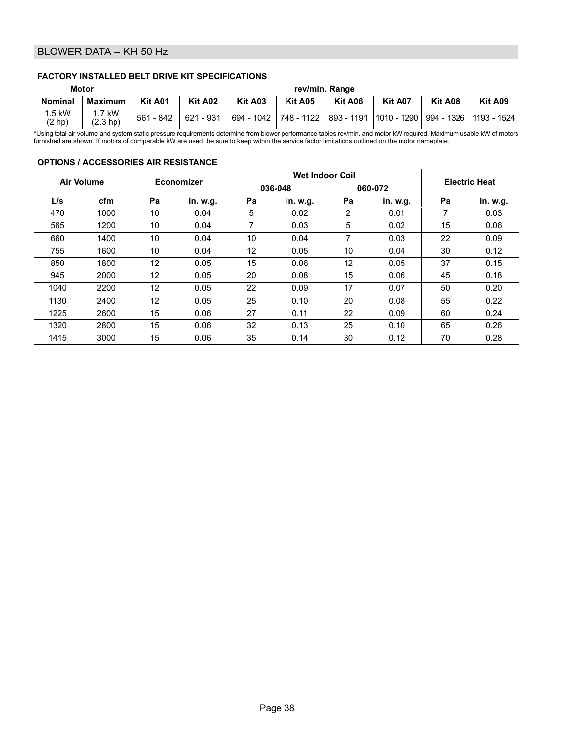## BLOWER DATA -- KH 50 Hz

### FACTORY INSTALLED BELT DRIVE KIT SPECIFICATIONS

| Motor | | rev/min. Range | | | | | | | |
|---|---|---|---|---|---|---|---|---|---|
| Nominal | Maximum | Kit A01 | Kit A02 | Kit A03 | Kit A05 | Kit A06 | Kit A07 | Kit A08 | Kit A09 |
| 1.5 kW (2 hp) | 1.7 kW (2.3 hp) | 561 - 842 | 621 - 931 | 694 - 1042 | 748 - 1122 | 893 - 1191 | 1010 - 1290 | 994 - 1326 | 1193 - 1524 |

*Using total air volume and system static pressure requirements determine from blower performance tables rev/min. and motor kW required. Maximum usable kW of motors furnished are shown. If motors of comparable kW are used, be sure to keep within the service factor limitations outlined on the motor nameplate.

### OPTIONS / ACCESSORIES AIR RESISTANCE

| Air Volume | | Economizer | | Wet Indoor Coil | | | | Electric Heat | |
|---|---|---|---|---|---|---|---|---|---|
| | | | | 036-048 | | 060-072 | | | |
| L/s | cfm | Pa | in. w.g. | Pa | in. w.g. | Pa | in. w.g. | Pa | in. w.g. |
| 470 | 1000 | 10 | 0.04 | 5 | 0.02 | 2 | 0.01 | 7 | 0.03 |
| 565 | 1200 | 10 | 0.04 | 7 | 0.03 | 5 | 0.02 | 15 | 0.06 |
| 660 | 1400 | 10 | 0.04 | 10 | 0.04 | 7 | 0.03 | 22 | 0.09 |
| 755 | 1600 | 10 | 0.04 | 12 | 0.05 | 10 | 0.04 | 30 | 0.12 |
| 850 | 1800 | 12 | 0.05 | 15 | 0.06 | 12 | 0.05 | 37 | 0.15 |
| 945 | 2000 | 12 | 0.05 | 20 | 0.08 | 15 | 0.06 | 45 | 0.18 |
| 1040 | 2200 | 12 | 0.05 | 22 | 0.09 | 17 | 0.07 | 50 | 0.20 |
| 1130 | 2400 | 12 | 0.05 | 25 | 0.10 | 20 | 0.08 | 55 | 0.22 |
| 1225 | 2600 | 15 | 0.06 | 27 | 0.11 | 22 | 0.09 | 60 | 0.24 |
| 1320 | 2800 | 15 | 0.06 | 32 | 0.13 | 25 | 0.10 | 65 | 0.26 |
| 1415 | 3000 | 15 | 0.06 | 35 | 0.14 | 30 | 0.12 | 70 | 0.28 |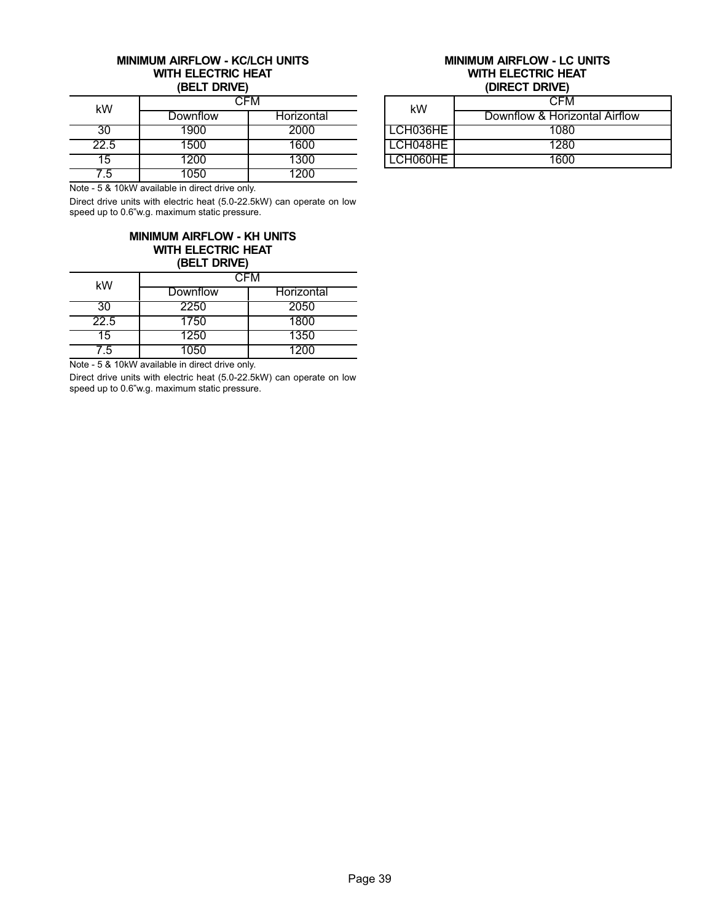### MINIMUM AIRFLOW - KC/LCH UNITS WITH ELECTRIC HEAT (BELT DRIVE)

| kW | CFM | |
|---|---|---|
| | Downflow | Horizontal |
| 30 | 1900 | 2000 |
| 22.5 | 1500 | 1600 |
| 15 | 1200 | 1300 |
| 7.5 | 1050 | 1200 |

Note - 5 & 10kW available in direct drive only.

Direct drive units with electric heat (5.0-22.5kW) can operate on low speed up to 0.6"w.g. maximum static pressure.

### MINIMUM AIRFLOW - KH UNITS WITH ELECTRIC HEAT (BELT DRIVE)

| kW | CFM | |
|---|---|---|
| | Downflow | Horizontal |
| 30 | 2250 | 2050 |
| 22.5 | 1750 | 1800 |
| 15 | 1250 | 1350 |
| 7.5 | 1050 | 1200 |

Note - 5 & 10kW available in direct drive only.

Direct drive units with electric heat (5.0-22.5kW) can operate on low speed up to 0.6"w.g. maximum static pressure.

### MINIMUM AIRFLOW - LC UNITS WITH ELECTRIC HEAT (DIRECT DRIVE)

| kW | CFM |
|---|---|
| | Downflow & Horizontal Airflow |
| LCH036HE | 1080 |
| LCH048HE | 1280 |
| LCH060HE | 1600 |